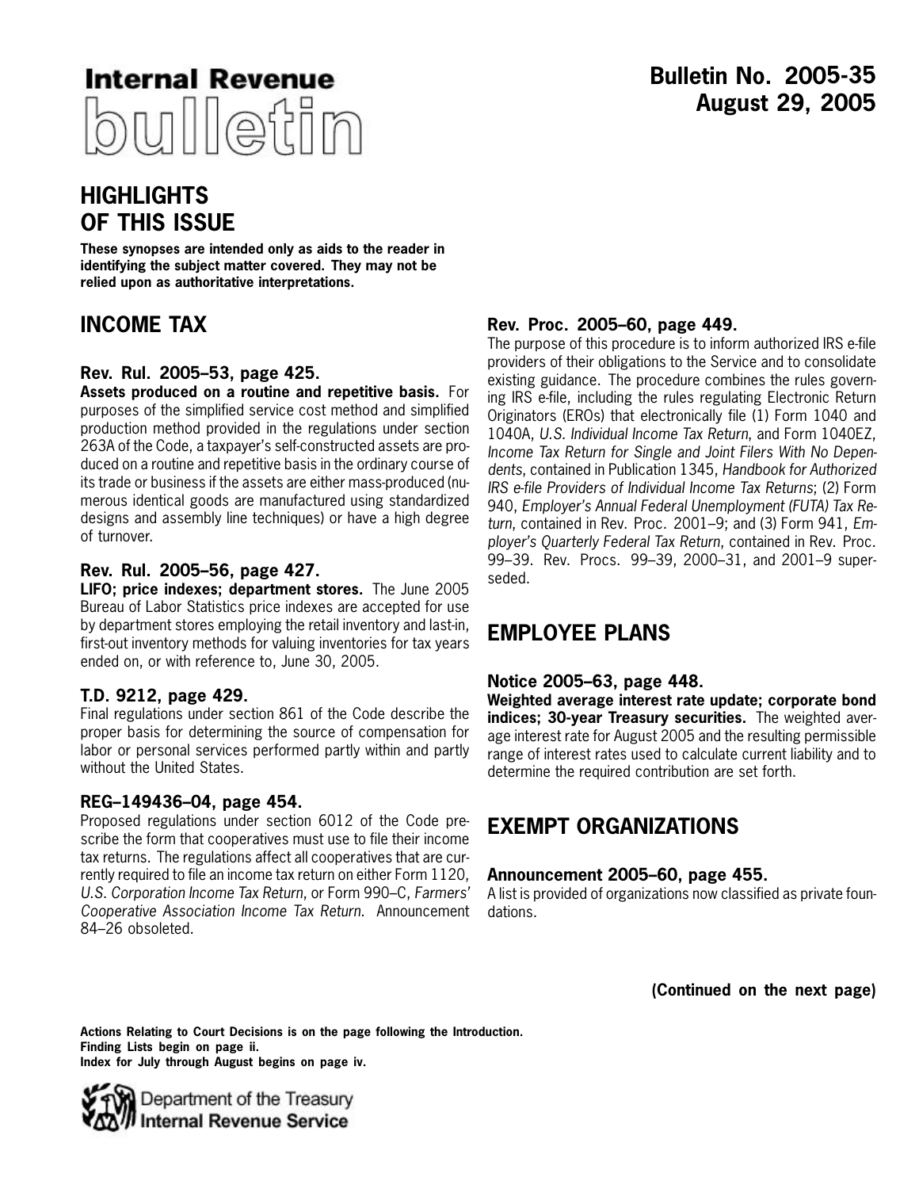# Internal Revenue bulletin

**Bulletin No. 2005-35**
**August 29, 2005**

## HIGHLIGHTS OF THIS ISSUE

**These synopses are intended only as aids to the reader in identifying the subject matter covered. They may not be relied upon as authoritative interpretations.**

## INCOME TAX

### Rev. Rul. 2005–53, page 425.

**Assets produced on a routine and repetitive basis.** For purposes of the simplified service cost method and simplified production method provided in the regulations under section 263A of the Code, a taxpayer's self-constructed assets are produced on a routine and repetitive basis in the ordinary course of its trade or business if the assets are either mass-produced (numerous identical goods are manufactured using standardized designs and assembly line techniques) or have a high degree of turnover.

### Rev. Rul. 2005–56, page 427.

**LIFO; price indexes; department stores.** The June 2005 Bureau of Labor Statistics price indexes are accepted for use by department stores employing the retail inventory and last-in, first-out inventory methods for valuing inventories for tax years ended on, or with reference to, June 30, 2005.

### T.D. 9212, page 429.

Final regulations under section 861 of the Code describe the proper basis for determining the source of compensation for labor or personal services performed partly within and partly without the United States.

### REG–149436–04, page 454.

Proposed regulations under section 6012 of the Code prescribe the form that cooperatives must use to file their income tax returns. The regulations affect all cooperatives that are currently required to file an income tax return on either Form 1120, *U.S. Corporation Income Tax Return*, or Form 990–C, *Farmers' Cooperative Association Income Tax Return*. Announcement 84–26 obsoleted.

### Rev. Proc. 2005–60, page 449.

The purpose of this procedure is to inform authorized IRS e-file providers of their obligations to the Service and to consolidate existing guidance. The procedure combines the rules governing IRS e-file, including the rules regulating Electronic Return Originators (EROs) that electronically file (1) Form 1040 and 1040A, *U.S. Individual Income Tax Return*, and Form 1040EZ, *Income Tax Return for Single and Joint Filers With No Dependents*, contained in Publication 1345, *Handbook for Authorized IRS e-file Providers of Individual Income Tax Returns*; (2) Form 940, *Employer's Annual Federal Unemployment (FUTA) Tax Return*, contained in Rev. Proc. 2001–9; and (3) Form 941, *Employer's Quarterly Federal Tax Return*, contained in Rev. Proc. 99–39. Rev. Procs. 99–39, 2000–31, and 2001–9 superseded.

## EMPLOYEE PLANS

### Notice 2005–63, page 448.

**Weighted average interest rate update; corporate bond indices; 30-year Treasury securities.** The weighted average interest rate for August 2005 and the resulting permissible range of interest rates used to calculate current liability and to determine the required contribution are set forth.

## EXEMPT ORGANIZATIONS

### Announcement 2005–60, page 455.

A list is provided of organizations now classified as private foundations.

**(Continued on the next page)**

**Actions Relating to Court Decisions is on the page following the Introduction.**
**Finding Lists begin on page ii.**
**Index for July through August begins on page iv.**

Department of the Treasury
Internal Revenue Service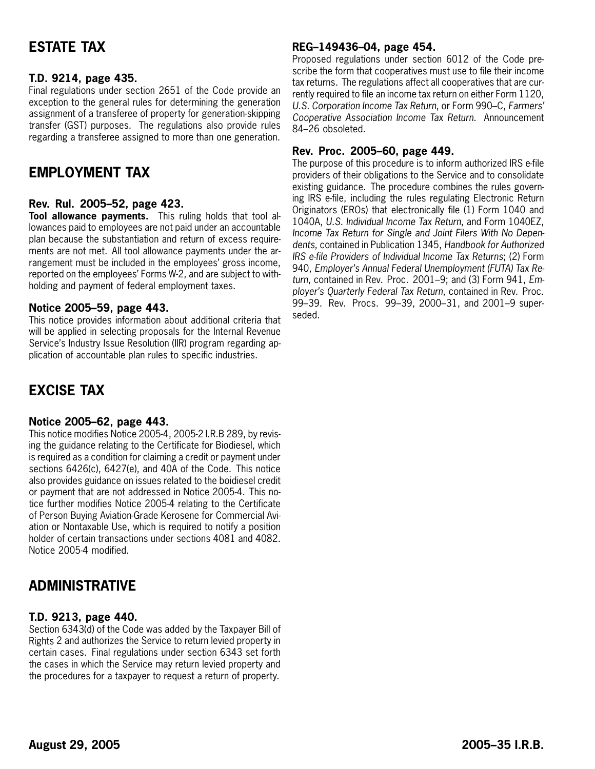## ESTATE TAX

### T.D. 9214, page 435.

Final regulations under section 2651 of the Code provide an exception to the general rules for determining the generation assignment of a transferee of property for generation-skipping transfer (GST) purposes. The regulations also provide rules regarding a transferee assigned to more than one generation.

## EMPLOYMENT TAX

### Rev. Rul. 2005–52, page 423.

**Tool allowance payments.** This ruling holds that tool allowances paid to employees are not paid under an accountable plan because the substantiation and return of excess requirements are not met. All tool allowance payments under the arrangement must be included in the employees' gross income, reported on the employees' Forms W-2, and are subject to withholding and payment of federal employment taxes.

### Notice 2005–59, page 443.

This notice provides information about additional criteria that will be applied in selecting proposals for the Internal Revenue Service's Industry Issue Resolution (IIR) program regarding application of accountable plan rules to specific industries.

## EXCISE TAX

### Notice 2005–62, page 443.

This notice modifies Notice 2005-4, 2005-2 I.R.B 289, by revising the guidance relating to the Certificate for Biodiesel, which is required as a condition for claiming a credit or payment under sections 6426(c), 6427(e), and 40A of the Code. This notice also provides guidance on issues related to the boidiesel credit or payment that are not addressed in Notice 2005-4. This notice further modifies Notice 2005-4 relating to the Certificate of Person Buying Aviation-Grade Kerosene for Commercial Aviation or Nontaxable Use, which is required to notify a position holder of certain transactions under sections 4081 and 4082. Notice 2005-4 modified.

## ADMINISTRATIVE

### T.D. 9213, page 440.

Section 6343(d) of the Code was added by the Taxpayer Bill of Rights 2 and authorizes the Service to return levied property in certain cases. Final regulations under section 6343 set forth the cases in which the Service may return levied property and the procedures for a taxpayer to request a return of property.

### REG–149436–04, page 454.

Proposed regulations under section 6012 of the Code prescribe the form that cooperatives must use to file their income tax returns. The regulations affect all cooperatives that are currently required to file an income tax return on either Form 1120, *U.S. Corporation Income Tax Return*, or Form 990–C, *Farmers' Cooperative Association Income Tax Return*. Announcement 84–26 obsoleted.

### Rev. Proc. 2005–60, page 449.

The purpose of this procedure is to inform authorized IRS e-file providers of their obligations to the Service and to consolidate existing guidance. The procedure combines the rules governing IRS e-file, including the rules regulating Electronic Return Originators (EROs) that electronically file (1) Form 1040 and 1040A, *U.S. Individual Income Tax Return*, and Form 1040EZ, *Income Tax Return for Single and Joint Filers With No Dependents*, contained in Publication 1345, *Handbook for Authorized IRS e-file Providers of Individual Income Tax Returns*; (2) Form 940, *Employer's Annual Federal Unemployment (FUTA) Tax Return*, contained in Rev. Proc. 2001–9; and (3) Form 941, *Employer's Quarterly Federal Tax Return*, contained in Rev. Proc. 99–39. Rev. Procs. 99–39, 2000–31, and 2001–9 superseded.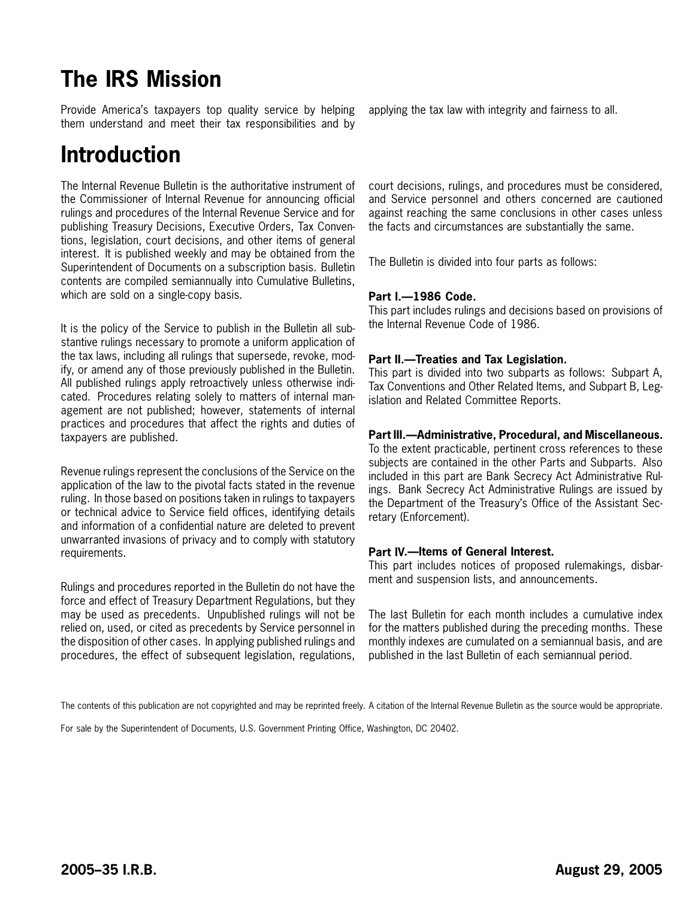# The IRS Mission

Provide America's taxpayers top quality service by helping them understand and meet their tax responsibilities and by applying the tax law with integrity and fairness to all.

# Introduction

The Internal Revenue Bulletin is the authoritative instrument of the Commissioner of Internal Revenue for announcing official rulings and procedures of the Internal Revenue Service and for publishing Treasury Decisions, Executive Orders, Tax Conventions, legislation, court decisions, and other items of general interest. It is published weekly and may be obtained from the Superintendent of Documents on a subscription basis. Bulletin contents are compiled semiannually into Cumulative Bulletins, which are sold on a single-copy basis.

It is the policy of the Service to publish in the Bulletin all substantive rulings necessary to promote a uniform application of the tax laws, including all rulings that supersede, revoke, modify, or amend any of those previously published in the Bulletin. All published rulings apply retroactively unless otherwise indicated. Procedures relating solely to matters of internal management are not published; however, statements of internal practices and procedures that affect the rights and duties of taxpayers are published.

Revenue rulings represent the conclusions of the Service on the application of the law to the pivotal facts stated in the revenue ruling. In those based on positions taken in rulings to taxpayers or technical advice to Service field offices, identifying details and information of a confidential nature are deleted to prevent unwarranted invasions of privacy and to comply with statutory requirements.

Rulings and procedures reported in the Bulletin do not have the force and effect of Treasury Department Regulations, but they may be used as precedents. Unpublished rulings will not be relied on, used, or cited as precedents by Service personnel in the disposition of other cases. In applying published rulings and procedures, the effect of subsequent legislation, regulations, court decisions, rulings, and procedures must be considered, and Service personnel and others concerned are cautioned against reaching the same conclusions in other cases unless the facts and circumstances are substantially the same.

The Bulletin is divided into four parts as follows:

**Part I.—1986 Code.**
This part includes rulings and decisions based on provisions of the Internal Revenue Code of 1986.

**Part II.—Treaties and Tax Legislation.**
This part is divided into two subparts as follows: Subpart A, Tax Conventions and Other Related Items, and Subpart B, Legislation and Related Committee Reports.

**Part III.—Administrative, Procedural, and Miscellaneous.**
To the extent practicable, pertinent cross references to these subjects are contained in the other Parts and Subparts. Also included in this part are Bank Secrecy Act Administrative Rulings. Bank Secrecy Act Administrative Rulings are issued by the Department of the Treasury's Office of the Assistant Secretary (Enforcement).

**Part IV.—Items of General Interest.**
This part includes notices of proposed rulemakings, disbarment and suspension lists, and announcements.

The last Bulletin for each month includes a cumulative index for the matters published during the preceding months. These monthly indexes are cumulated on a semiannual basis, and are published in the last Bulletin of each semiannual period.

The contents of this publication are not copyrighted and may be reprinted freely. A citation of the Internal Revenue Bulletin as the source would be appropriate.

For sale by the Superintendent of Documents, U.S. Government Printing Office, Washington, DC 20402.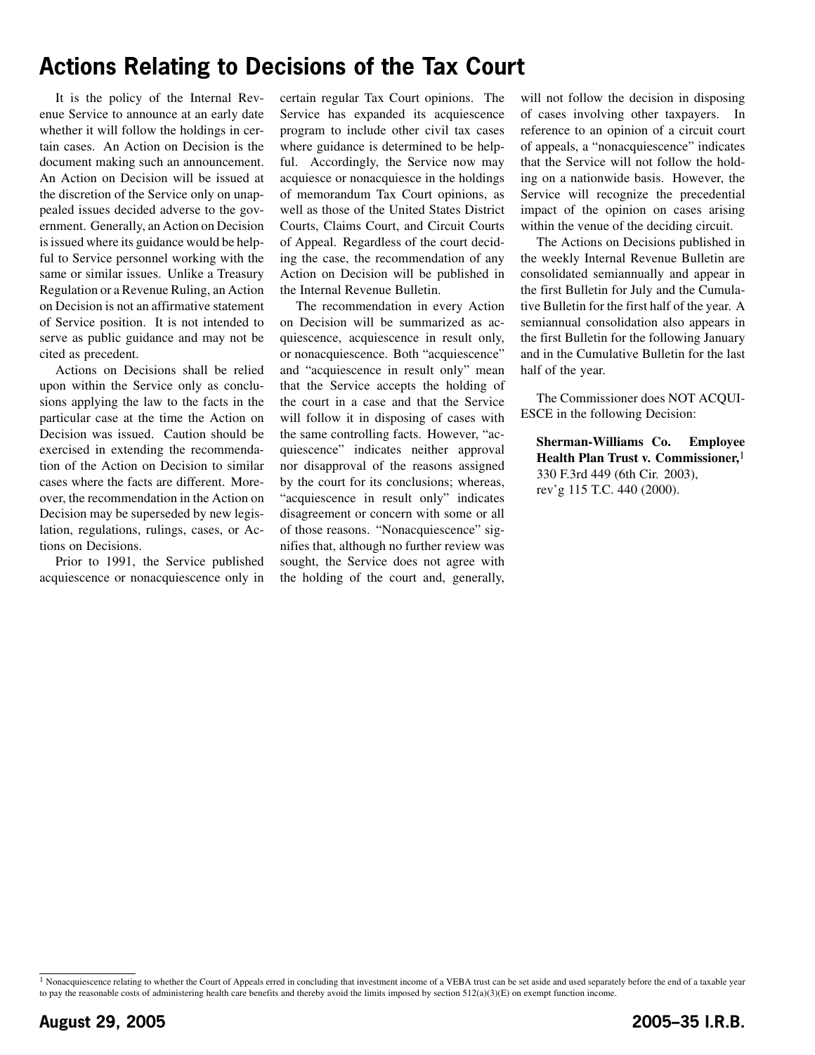# Actions Relating to Decisions of the Tax Court

It is the policy of the Internal Revenue Service to announce at an early date whether it will follow the holdings in certain cases. An Action on Decision is the document making such an announcement. An Action on Decision will be issued at the discretion of the Service only on unappealed issues decided adverse to the government. Generally, an Action on Decision is issued where its guidance would be helpful to Service personnel working with the same or similar issues. Unlike a Treasury Regulation or a Revenue Ruling, an Action on Decision is not an affirmative statement of Service position. It is not intended to serve as public guidance and may not be cited as precedent.

Actions on Decisions shall be relied upon within the Service only as conclusions applying the law to the facts in the particular case at the time the Action on Decision was issued. Caution should be exercised in extending the recommendation of the Action on Decision to similar cases where the facts are different. Moreover, the recommendation in the Action on Decision may be superseded by new legislation, regulations, rulings, cases, or Actions on Decisions.

Prior to 1991, the Service published acquiescence or nonacquiescence only in certain regular Tax Court opinions. The Service has expanded its acquiescence program to include other civil tax cases where guidance is determined to be helpful. Accordingly, the Service now may acquiesce or nonacquiesce in the holdings of memorandum Tax Court opinions, as well as those of the United States District Courts, Claims Court, and Circuit Courts of Appeal. Regardless of the court deciding the case, the recommendation of any Action on Decision will be published in the Internal Revenue Bulletin.

The recommendation in every Action on Decision will be summarized as acquiescence, acquiescence in result only, or nonacquiescence. Both "acquiescence" and "acquiescence in result only" mean that the Service accepts the holding of the court in a case and that the Service will follow it in disposing of cases with the same controlling facts. However, "acquiescence" indicates neither approval nor disapproval of the reasons assigned by the court for its conclusions; whereas, "acquiescence in result only" indicates disagreement or concern with some or all of those reasons. "Nonacquiescence" signifies that, although no further review was sought, the Service does not agree with the holding of the court and, generally, will not follow the decision in disposing of cases involving other taxpayers. In reference to an opinion of a circuit court of appeals, a "nonacquiescence" indicates that the Service will not follow the holding on a nationwide basis. However, the Service will recognize the precedential impact of the opinion on cases arising within the venue of the deciding circuit.

The Actions on Decisions published in the weekly Internal Revenue Bulletin are consolidated semiannually and appear in the first Bulletin for July and the Cumulative Bulletin for the first half of the year. A semiannual consolidation also appears in the first Bulletin for the following January and in the Cumulative Bulletin for the last half of the year.

The Commissioner does NOT ACQUIESCE in the following Decision:

**Sherman-Williams Co. Employee Health Plan Trust v. Commissioner,**[1]
330 F.3rd 449 (6th Cir. 2003),
rev'g 115 T.C. 440 (2000).

[1] Nonacquiescence relating to whether the Court of Appeals erred in concluding that investment income of a VEBA trust can be set aside and used separately before the end of a taxable year to pay the reasonable costs of administering health care benefits and thereby avoid the limits imposed by section 512(a)(3)(E) on exempt function income.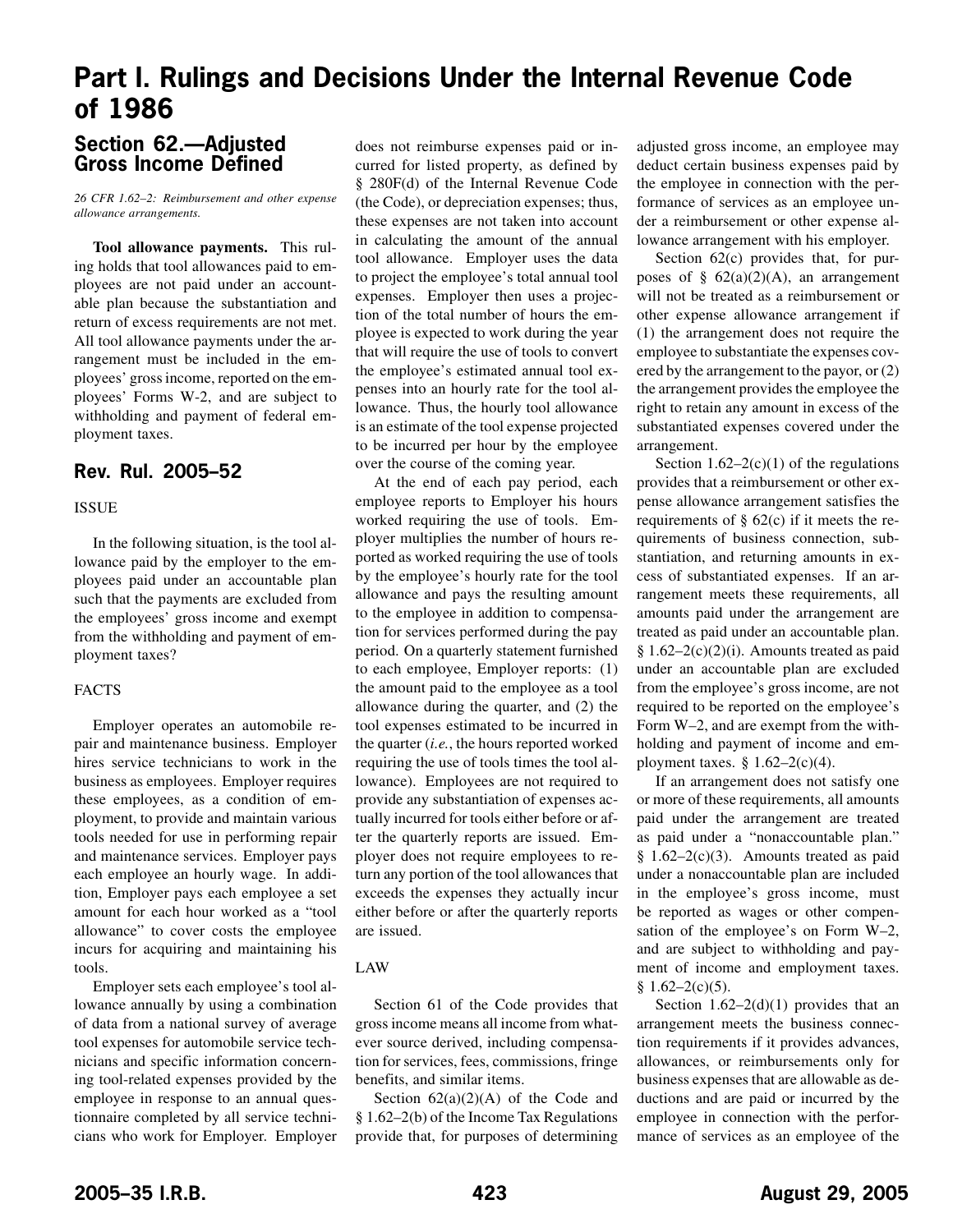# Part I. Rulings and Decisions Under the Internal Revenue Code of 1986

## Section 62.—Adjusted Gross Income Defined

*26 CFR 1.62–2: Reimbursement and other expense allowance arrangements.*

**Tool allowance payments.** This ruling holds that tool allowances paid to employees are not paid under an accountable plan because the substantiation and return of excess requirements are not met. All tool allowance payments under the arrangement must be included in the employees' gross income, reported on the employees' Forms W-2, and are subject to withholding and payment of federal employment taxes.

## Rev. Rul. 2005–52

ISSUE

In the following situation, is the tool allowance paid by the employer to the employees paid under an accountable plan such that the payments are excluded from the employees' gross income and exempt from the withholding and payment of employment taxes?

FACTS

Employer operates an automobile repair and maintenance business. Employer hires service technicians to work in the business as employees. Employer requires these employees, as a condition of employment, to provide and maintain various tools needed for use in performing repair and maintenance services. Employer pays each employee an hourly wage. In addition, Employer pays each employee a set amount for each hour worked as a "tool allowance" to cover costs the employee incurs for acquiring and maintaining his tools.

Employer sets each employee's tool allowance annually by using a combination of data from a national survey of average tool expenses for automobile service technicians and specific information concerning tool-related expenses provided by the employee in response to an annual questionnaire completed by all service technicians who work for Employer. Employer does not reimburse expenses paid or incurred for listed property, as defined by § 280F(d) of the Internal Revenue Code (the Code), or depreciation expenses; thus, these expenses are not taken into account in calculating the amount of the annual tool allowance. Employer uses the data to project the employee's total annual tool expenses. Employer then uses a projection of the total number of hours the employee is expected to work during the year that will require the use of tools to convert the employee's estimated annual tool expenses into an hourly rate for the tool allowance. Thus, the hourly tool allowance is an estimate of the tool expense projected to be incurred per hour by the employee over the course of the coming year.

At the end of each pay period, each employee reports to Employer his hours worked requiring the use of tools. Employer multiplies the number of hours reported as worked requiring the use of tools by the employee's hourly rate for the tool allowance and pays the resulting amount to the employee in addition to compensation for services performed during the pay period. On a quarterly statement furnished to each employee, Employer reports: (1) the amount paid to the employee as a tool allowance during the quarter, and (2) the tool expenses estimated to be incurred in the quarter (*i.e.*, the hours reported worked requiring the use of tools times the tool allowance). Employees are not required to provide any substantiation of expenses actually incurred for tools either before or after the quarterly reports are issued. Employer does not require employees to return any portion of the tool allowances that exceeds the expenses they actually incur either before or after the quarterly reports are issued.

LAW

Section 61 of the Code provides that gross income means all income from whatever source derived, including compensation for services, fees, commissions, fringe benefits, and similar items.

Section 62(a)(2)(A) of the Code and § 1.62–2(b) of the Income Tax Regulations provide that, for purposes of determining adjusted gross income, an employee may deduct certain business expenses paid by the employee in connection with the performance of services as an employee under a reimbursement or other expense allowance arrangement with his employer.

Section 62(c) provides that, for purposes of § 62(a)(2)(A), an arrangement will not be treated as a reimbursement or other expense allowance arrangement if (1) the arrangement does not require the employee to substantiate the expenses covered by the arrangement to the payor, or (2) the arrangement provides the employee the right to retain any amount in excess of the substantiated expenses covered under the arrangement.

Section 1.62–2(c)(1) of the regulations provides that a reimbursement or other expense allowance arrangement satisfies the requirements of § 62(c) if it meets the requirements of business connection, substantiation, and returning amounts in excess of substantiated expenses. If an arrangement meets these requirements, all amounts paid under the arrangement are treated as paid under an accountable plan. § 1.62–2(c)(2)(i). Amounts treated as paid under an accountable plan are excluded from the employee's gross income, are not required to be reported on the employee's Form W–2, and are exempt from the withholding and payment of income and employment taxes. § 1.62–2(c)(4).

If an arrangement does not satisfy one or more of these requirements, all amounts paid under the arrangement are treated as paid under a "nonaccountable plan." § 1.62–2(c)(3). Amounts treated as paid under a nonaccountable plan are included in the employee's gross income, must be reported as wages or other compensation of the employee's on Form W–2, and are subject to withholding and payment of income and employment taxes. § 1.62–2(c)(5).

Section 1.62–2(d)(1) provides that an arrangement meets the business connection requirements if it provides advances, allowances, or reimbursements only for business expenses that are allowable as deductions and are paid or incurred by the employee in connection with the performance of services as an employee of the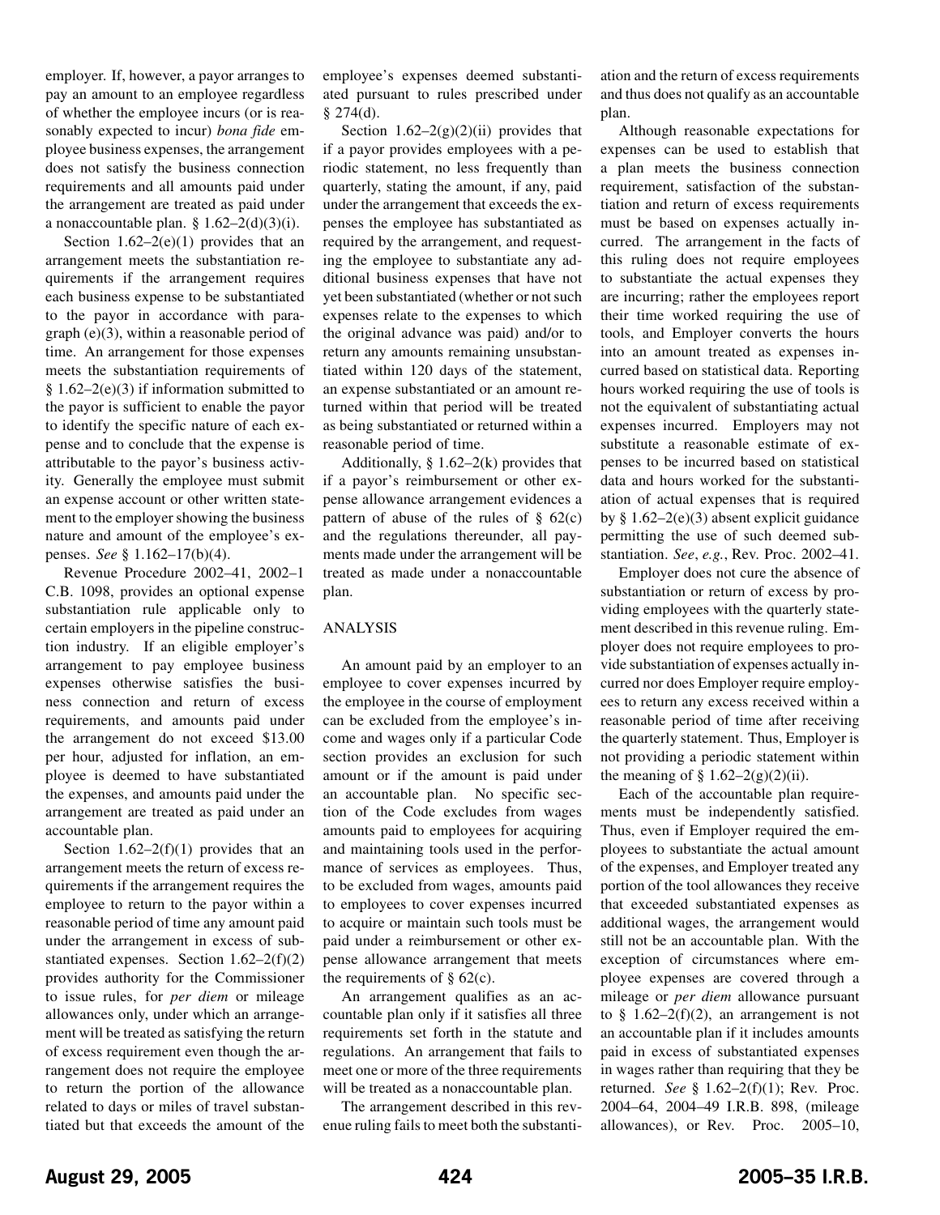employer. If, however, a payor arranges to pay an amount to an employee regardless of whether the employee incurs (or is reasonably expected to incur) *bona fide* employee business expenses, the arrangement does not satisfy the business connection requirements and all amounts paid under the arrangement are treated as paid under a nonaccountable plan. § 1.62–2(d)(3)(i).

Section 1.62–2(e)(1) provides that an arrangement meets the substantiation requirements if the arrangement requires each business expense to be substantiated to the payor in accordance with paragraph (e)(3), within a reasonable period of time. An arrangement for those expenses meets the substantiation requirements of § 1.62–2(e)(3) if information submitted to the payor is sufficient to enable the payor to identify the specific nature of each expense and to conclude that the expense is attributable to the payor's business activity. Generally the employee must submit an expense account or other written statement to the employer showing the business nature and amount of the employee's expenses. *See* § 1.162–17(b)(4).

Revenue Procedure 2002–41, 2002–1 C.B. 1098, provides an optional expense substantiation rule applicable only to certain employers in the pipeline construction industry. If an eligible employer's arrangement to pay employee business expenses otherwise satisfies the business connection and return of excess requirements, and amounts paid under the arrangement do not exceed $13.00 per hour, adjusted for inflation, an employee is deemed to have substantiated the expenses, and amounts paid under the arrangement are treated as paid under an accountable plan.

Section 1.62–2(f)(1) provides that an arrangement meets the return of excess requirements if the arrangement requires the employee to return to the payor within a reasonable period of time any amount paid under the arrangement in excess of substantiated expenses. Section 1.62–2(f)(2) provides authority for the Commissioner to issue rules, for *per diem* or mileage allowances only, under which an arrangement will be treated as satisfying the return of excess requirement even though the arrangement does not require the employee to return the portion of the allowance related to days or miles of travel substantiated but that exceeds the amount of the employee's expenses deemed substantiated pursuant to rules prescribed under § 274(d).

Section 1.62–2(g)(2)(ii) provides that if a payor provides employees with a periodic statement, no less frequently than quarterly, stating the amount, if any, paid under the arrangement that exceeds the expenses the employee has substantiated as required by the arrangement, and requesting the employee to substantiate any additional business expenses that have not yet been substantiated (whether or not such expenses relate to the expenses to which the original advance was paid) and/or to return any amounts remaining unsubstantiated within 120 days of the statement, an expense substantiated or an amount returned within that period will be treated as being substantiated or returned within a reasonable period of time.

Additionally, § 1.62–2(k) provides that if a payor's reimbursement or other expense allowance arrangement evidences a pattern of abuse of the rules of § 62(c) and the regulations thereunder, all payments made under the arrangement will be treated as made under a nonaccountable plan.

## ANALYSIS

An amount paid by an employer to an employee to cover expenses incurred by the employee in the course of employment can be excluded from the employee's income and wages only if a particular Code section provides an exclusion for such amount or if the amount is paid under an accountable plan. No specific section of the Code excludes from wages amounts paid to employees for acquiring and maintaining tools used in the performance of services as employees. Thus, to be excluded from wages, amounts paid to employees to cover expenses incurred to acquire or maintain such tools must be paid under a reimbursement or other expense allowance arrangement that meets the requirements of § 62(c).

An arrangement qualifies as an accountable plan only if it satisfies all three requirements set forth in the statute and regulations. An arrangement that fails to meet one or more of the three requirements will be treated as a nonaccountable plan.

The arrangement described in this revenue ruling fails to meet both the substantiation and the return of excess requirements and thus does not qualify as an accountable plan.

Although reasonable expectations for expenses can be used to establish that a plan meets the business connection requirement, satisfaction of the substantiation and return of excess requirements must be based on expenses actually incurred. The arrangement in the facts of this ruling does not require employees to substantiate the actual expenses they are incurring; rather the employees report their time worked requiring the use of tools, and Employer converts the hours into an amount treated as expenses incurred based on statistical data. Reporting hours worked requiring the use of tools is not the equivalent of substantiating actual expenses incurred. Employers may not substitute a reasonable estimate of expenses to be incurred based on statistical data and hours worked for the substantiation of actual expenses that is required by § 1.62–2(e)(3) absent explicit guidance permitting the use of such deemed substantiation. *See*, *e.g.*, Rev. Proc. 2002–41.

Employer does not cure the absence of substantiation or return of excess by providing employees with the quarterly statement described in this revenue ruling. Employer does not require employees to provide substantiation of expenses actually incurred nor does Employer require employees to return any excess received within a reasonable period of time after receiving the quarterly statement. Thus, Employer is not providing a periodic statement within the meaning of § 1.62–2(g)(2)(ii).

Each of the accountable plan requirements must be independently satisfied. Thus, even if Employer required the employees to substantiate the actual amount of the expenses, and Employer treated any portion of the tool allowances they receive that exceeded substantiated expenses as additional wages, the arrangement would still not be an accountable plan. With the exception of circumstances where employee expenses are covered through a mileage or *per diem* allowance pursuant to § 1.62–2(f)(2), an arrangement is not an accountable plan if it includes amounts paid in excess of substantiated expenses in wages rather than requiring that they be returned. *See* § 1.62–2(f)(1); Rev. Proc. 2004–64, 2004–49 I.R.B. 898, (mileage allowances), or Rev. Proc. 2005–10,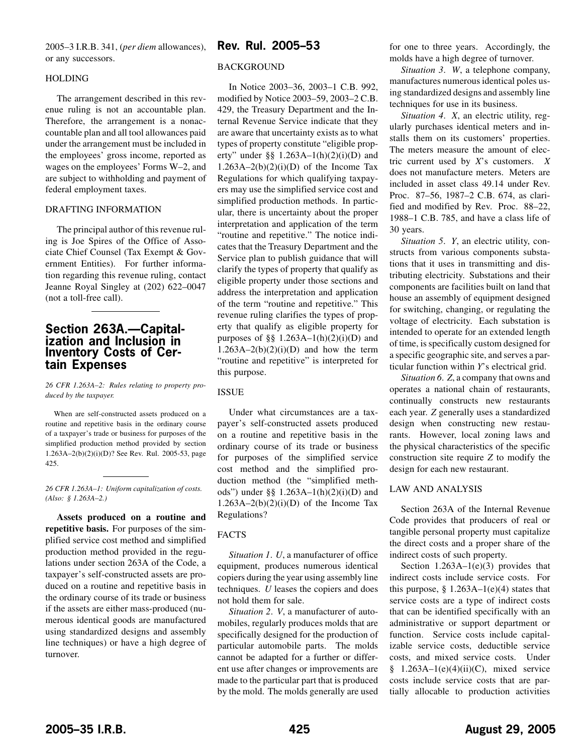2005–3 I.R.B. 341, (*per diem* allowances), or any successors.

HOLDING

The arrangement described in this revenue ruling is not an accountable plan. Therefore, the arrangement is a nonaccountable plan and all tool allowances paid under the arrangement must be included in the employees' gross income, reported as wages on the employees' Forms W–2, and are subject to withholding and payment of federal employment taxes.

DRAFTING INFORMATION

The principal author of this revenue ruling is Joe Spires of the Office of Associate Chief Counsel (Tax Exempt & Government Entities). For further information regarding this revenue ruling, contact Jeanne Royal Singley at (202) 622–0047 (not a toll-free call).

## Section 263A.—Capitalization and Inclusion in Inventory Costs of Certain Expenses

*26 CFR 1.263A–2: Rules relating to property produced by the taxpayer.*

When are self-constructed assets produced on a routine and repetitive basis in the ordinary course of a taxpayer's trade or business for purposes of the simplified production method provided by section 1.263A–2(b)(2)(i)(D)? See Rev. Rul. 2005-53, page 425.

*26 CFR 1.263A–1: Uniform capitalization of costs. (Also: § 1.263A–2.)*

**Assets produced on a routine and repetitive basis.** For purposes of the simplified service cost method and simplified production method provided in the regulations under section 263A of the Code, a taxpayer's self-constructed assets are produced on a routine and repetitive basis in the ordinary course of its trade or business if the assets are either mass-produced (numerous identical goods are manufactured using standardized designs and assembly line techniques) or have a high degree of turnover.

## Rev. Rul. 2005–53

BACKGROUND

In Notice 2003–36, 2003–1 C.B. 992, modified by Notice 2003–59, 2003–2 C.B. 429, the Treasury Department and the Internal Revenue Service indicate that they are aware that uncertainty exists as to what types of property constitute "eligible property" under §§ 1.263A–1(h)(2)(i)(D) and 1.263A–2(b)(2)(i)(D) of the Income Tax Regulations for which qualifying taxpayers may use the simplified service cost and simplified production methods. In particular, there is uncertainty about the proper interpretation and application of the term "routine and repetitive." The notice indicates that the Treasury Department and the Service plan to publish guidance that will clarify the types of property that qualify as eligible property under those sections and address the interpretation and application of the term "routine and repetitive." This revenue ruling clarifies the types of property that qualify as eligible property for purposes of §§ 1.263A–1(h)(2)(i)(D) and 1.263A–2(b)(2)(i)(D) and how the term "routine and repetitive" is interpreted for this purpose.

ISSUE

Under what circumstances are a taxpayer's self-constructed assets produced on a routine and repetitive basis in the ordinary course of its trade or business for purposes of the simplified service cost method and the simplified production method (the "simplified methods") under §§ 1.263A–1(h)(2)(i)(D) and 1.263A–2(b)(2)(i)(D) of the Income Tax Regulations?

FACTS

*Situation 1*. *U*, a manufacturer of office equipment, produces numerous identical copiers during the year using assembly line techniques. *U* leases the copiers and does not hold them for sale.

*Situation 2*. *V*, a manufacturer of automobiles, regularly produces molds that are specifically designed for the production of particular automobile parts. The molds cannot be adapted for a further or different use after changes or improvements are made to the particular part that is produced by the mold. The molds generally are used for one to three years. Accordingly, the molds have a high degree of turnover.

*Situation 3*. *W*, a telephone company, manufactures numerous identical poles using standardized designs and assembly line techniques for use in its business.

*Situation 4*. *X*, an electric utility, regularly purchases identical meters and installs them on its customers' properties. The meters measure the amount of electric current used by *X*'s customers. *X* does not manufacture meters. Meters are included in asset class 49.14 under Rev. Proc. 87–56, 1987–2 C.B. 674, as clarified and modified by Rev. Proc. 88–22, 1988–1 C.B. 785, and have a class life of 30 years.

*Situation 5*. *Y*, an electric utility, constructs from various components substations that it uses in transmitting and distributing electricity. Substations and their components are facilities built on land that house an assembly of equipment designed for switching, changing, or regulating the voltage of electricity. Each substation is intended to operate for an extended length of time, is specifically custom designed for a specific geographic site, and serves a particular function within *Y*'s electrical grid.

*Situation 6*. *Z*, a company that owns and operates a national chain of restaurants, continually constructs new restaurants each year. *Z* generally uses a standardized design when constructing new restaurants. However, local zoning laws and the physical characteristics of the specific construction site require *Z* to modify the design for each new restaurant.

LAW AND ANALYSIS

Section 263A of the Internal Revenue Code provides that producers of real or tangible personal property must capitalize the direct costs and a proper share of the indirect costs of such property.

Section 1.263A–1(e)(3) provides that indirect costs include service costs. For this purpose, § 1.263A–1(e)(4) states that service costs are a type of indirect costs that can be identified specifically with an administrative or support department or function. Service costs include capitalizable service costs, deductible service costs, and mixed service costs. Under § 1.263A–1(e)(4)(ii)(C), mixed service costs include service costs that are partially allocable to production activities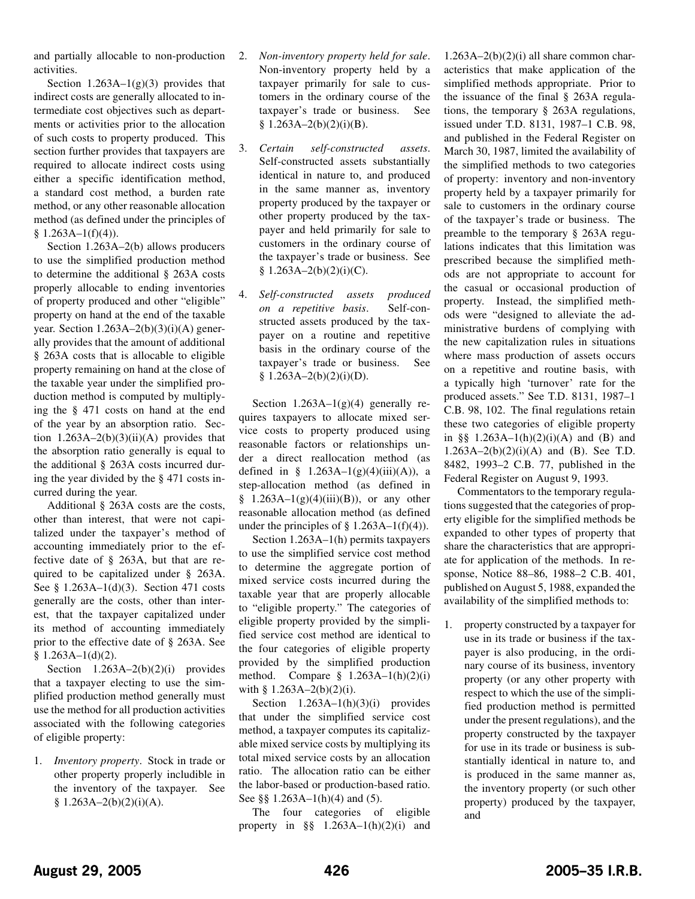and partially allocable to non-production activities.

Section 1.263A–1(g)(3) provides that indirect costs are generally allocated to intermediate cost objectives such as departments or activities prior to the allocation of such costs to property produced. This section further provides that taxpayers are required to allocate indirect costs using either a specific identification method, a standard cost method, a burden rate method, or any other reasonable allocation method (as defined under the principles of § 1.263A–1(f)(4)).

Section 1.263A–2(b) allows producers to use the simplified production method to determine the additional § 263A costs properly allocable to ending inventories of property produced and other "eligible" property on hand at the end of the taxable year. Section 1.263A–2(b)(3)(i)(A) generally provides that the amount of additional § 263A costs that is allocable to eligible property remaining on hand at the close of the taxable year under the simplified production method is computed by multiplying the § 471 costs on hand at the end of the year by an absorption ratio. Section 1.263A–2(b)(3)(ii)(A) provides that the absorption ratio generally is equal to the additional § 263A costs incurred during the year divided by the § 471 costs incurred during the year.

Additional § 263A costs are the costs, other than interest, that were not capitalized under the taxpayer's method of accounting immediately prior to the effective date of § 263A, but that are required to be capitalized under § 263A. See § 1.263A–1(d)(3). Section 471 costs generally are the costs, other than interest, that the taxpayer capitalized under its method of accounting immediately prior to the effective date of § 263A. See § 1.263A–1(d)(2).

Section 1.263A–2(b)(2)(i) provides that a taxpayer electing to use the simplified production method generally must use the method for all production activities associated with the following categories of eligible property:

1. *Inventory property*. Stock in trade or other property properly includible in the inventory of the taxpayer. See § 1.263A–2(b)(2)(i)(A).
2. *Non-inventory property held for sale*. Non-inventory property held by a taxpayer primarily for sale to customers in the ordinary course of the taxpayer's trade or business. See § 1.263A–2(b)(2)(i)(B).
3. *Certain self-constructed assets*. Self-constructed assets substantially identical in nature to, and produced in the same manner as, inventory property produced by the taxpayer or other property produced by the taxpayer and held primarily for sale to customers in the ordinary course of the taxpayer's trade or business. See § 1.263A–2(b)(2)(i)(C).
4. *Self-constructed assets produced on a repetitive basis*. Self-constructed assets produced by the taxpayer on a routine and repetitive basis in the ordinary course of the taxpayer's trade or business. See § 1.263A–2(b)(2)(i)(D).

Section 1.263A–1(g)(4) generally requires taxpayers to allocate mixed service costs to property produced using reasonable factors or relationships under a direct reallocation method (as defined in § 1.263A–1(g)(4)(iii)(A)), a step-allocation method (as defined in § 1.263A–1(g)(4)(iii)(B)), or any other reasonable allocation method (as defined under the principles of § 1.263A–1(f)(4)).

Section 1.263A–1(h) permits taxpayers to use the simplified service cost method to determine the aggregate portion of mixed service costs incurred during the taxable year that are properly allocable to "eligible property." The categories of eligible property provided by the simplified service cost method are identical to the four categories of eligible property provided by the simplified production method. Compare § 1.263A–1(h)(2)(i) with § 1.263A–2(b)(2)(i).

Section 1.263A–1(h)(3)(i) provides that under the simplified service cost method, a taxpayer computes its capitalizable mixed service costs by multiplying its total mixed service costs by an allocation ratio. The allocation ratio can be either the labor-based or production-based ratio. See §§ 1.263A–1(h)(4) and (5).

The four categories of eligible property in §§ 1.263A–1(h)(2)(i) and 1.263A–2(b)(2)(i) all share common characteristics that make application of the simplified methods appropriate. Prior to the issuance of the final § 263A regulations, the temporary § 263A regulations, issued under T.D. 8131, 1987–1 C.B. 98, and published in the Federal Register on March 30, 1987, limited the availability of the simplified methods to two categories of property: inventory and non-inventory property held by a taxpayer primarily for sale to customers in the ordinary course of the taxpayer's trade or business. The preamble to the temporary § 263A regulations indicates that this limitation was prescribed because the simplified methods are not appropriate to account for the casual or occasional production of property. Instead, the simplified methods were "designed to alleviate the administrative burdens of complying with the new capitalization rules in situations where mass production of assets occurs on a repetitive and routine basis, with a typically high 'turnover' rate for the produced assets." See T.D. 8131, 1987–1 C.B. 98, 102. The final regulations retain these two categories of eligible property in §§ 1.263A–1(h)(2)(i)(A) and (B) and 1.263A–2(b)(2)(i)(A) and (B). See T.D. 8482, 1993–2 C.B. 77, published in the Federal Register on August 9, 1993.

Commentators to the temporary regulations suggested that the categories of property eligible for the simplified methods be expanded to other types of property that share the characteristics that are appropriate for application of the methods. In response, Notice 88–86, 1988–2 C.B. 401, published on August 5, 1988, expanded the availability of the simplified methods to:

1. property constructed by a taxpayer for use in its trade or business if the taxpayer is also producing, in the ordinary course of its business, inventory property (or any other property with respect to which the use of the simplified production method is permitted under the present regulations), and the property constructed by the taxpayer for use in its trade or business is substantially identical in nature to, and is produced in the same manner as, the inventory property (or such other property) produced by the taxpayer, and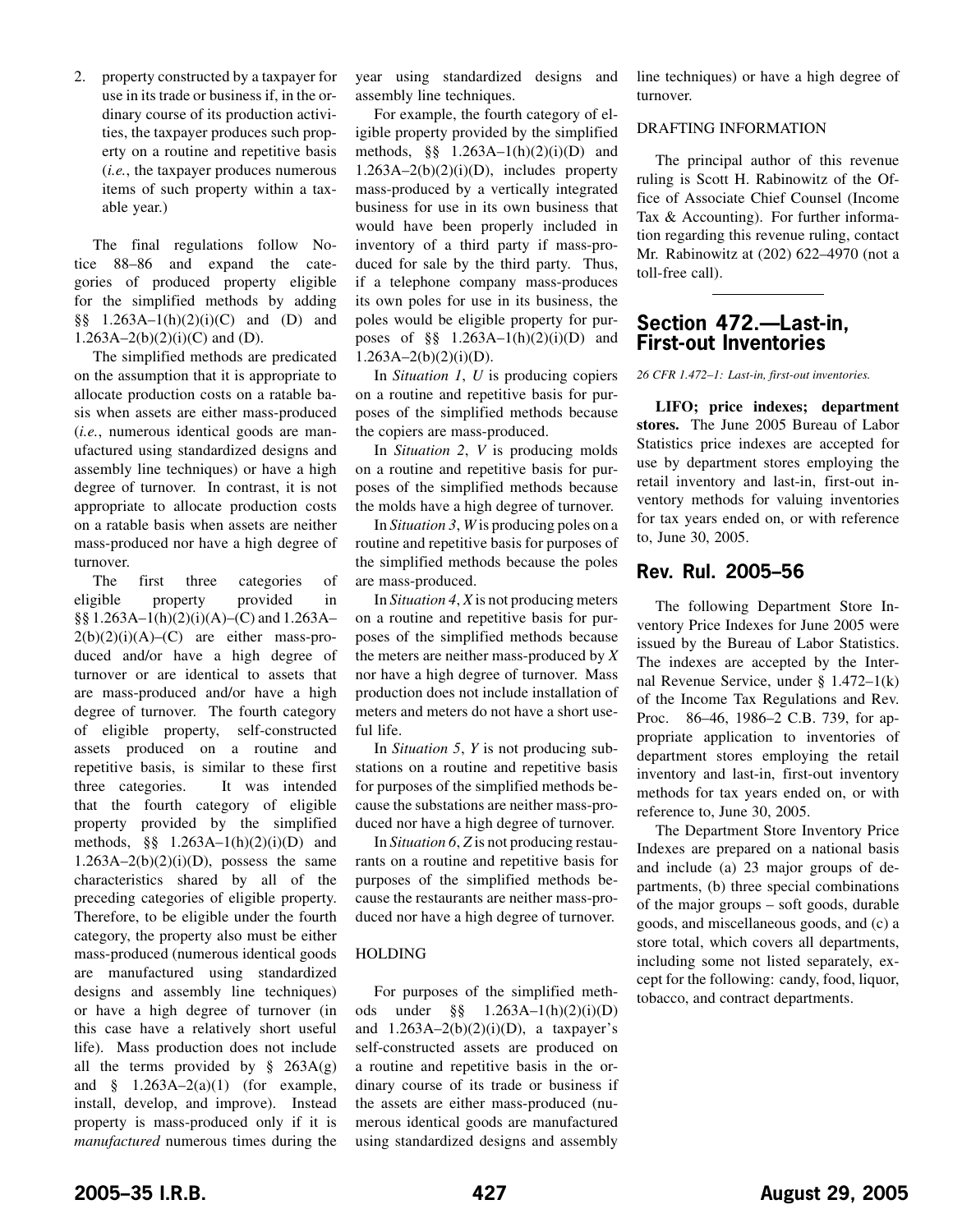2. property constructed by a taxpayer for use in its trade or business if, in the ordinary course of its production activities, the taxpayer produces such property on a routine and repetitive basis (*i.e.*, the taxpayer produces numerous items of such property within a taxable year.)

The final regulations follow Notice 88–86 and expand the categories of produced property eligible for the simplified methods by adding §§ 1.263A–1(h)(2)(i)(C) and (D) and 1.263A–2(b)(2)(i)(C) and (D).

The simplified methods are predicated on the assumption that it is appropriate to allocate production costs on a ratable basis when assets are either mass-produced (*i.e.*, numerous identical goods are manufactured using standardized designs and assembly line techniques) or have a high degree of turnover. In contrast, it is not appropriate to allocate production costs on a ratable basis when assets are neither mass-produced nor have a high degree of turnover.

The first three categories of eligible property provided in §§ 1.263A–1(h)(2)(i)(A)–(C) and 1.263A–2(b)(2)(i)(A)–(C) are either mass-produced and/or have a high degree of turnover or are identical to assets that are mass-produced and/or have a high degree of turnover. The fourth category of eligible property, self-constructed assets produced on a routine and repetitive basis, is similar to these first three categories. It was intended that the fourth category of eligible property provided by the simplified methods, §§ 1.263A–1(h)(2)(i)(D) and 1.263A–2(b)(2)(i)(D), possess the same characteristics shared by all of the preceding categories of eligible property. Therefore, to be eligible under the fourth category, the property also must be either mass-produced (numerous identical goods are manufactured using standardized designs and assembly line techniques) or have a high degree of turnover (in this case have a relatively short useful life). Mass production does not include all the terms provided by § 263A(g) and § 1.263A–2(a)(1) (for example, install, develop, and improve). Instead property is mass-produced only if it is *manufactured* numerous times during the year using standardized designs and assembly line techniques.

For example, the fourth category of eligible property provided by the simplified methods, §§ 1.263A–1(h)(2)(i)(D) and 1.263A–2(b)(2)(i)(D), includes property mass-produced by a vertically integrated business for use in its own business that would have been properly included in inventory of a third party if mass-produced for sale by the third party. Thus, if a telephone company mass-produces its own poles for use in its business, the poles would be eligible property for purposes of §§ 1.263A–1(h)(2)(i)(D) and 1.263A–2(b)(2)(i)(D).

In *Situation 1*, *U* is producing copiers on a routine and repetitive basis for purposes of the simplified methods because the copiers are mass-produced.

In *Situation 2*, *V* is producing molds on a routine and repetitive basis for purposes of the simplified methods because the molds have a high degree of turnover.

In *Situation 3*, *W* is producing poles on a routine and repetitive basis for purposes of the simplified methods because the poles are mass-produced.

In *Situation 4*, *X* is not producing meters on a routine and repetitive basis for purposes of the simplified methods because the meters are neither mass-produced by *X* nor have a high degree of turnover. Mass production does not include installation of meters and meters do not have a short useful life.

In *Situation 5*, *Y* is not producing substations on a routine and repetitive basis for purposes of the simplified methods because the substations are neither mass-produced nor have a high degree of turnover.

In *Situation 6*, *Z* is not producing restaurants on a routine and repetitive basis for purposes of the simplified methods because the restaurants are neither mass-produced nor have a high degree of turnover.

HOLDING

For purposes of the simplified methods under §§ 1.263A–1(h)(2)(i)(D) and 1.263A–2(b)(2)(i)(D), a taxpayer's self-constructed assets are produced on a routine and repetitive basis in the ordinary course of its trade or business if the assets are either mass-produced (numerous identical goods are manufactured using standardized designs and assembly line techniques) or have a high degree of turnover.

DRAFTING INFORMATION

The principal author of this revenue ruling is Scott H. Rabinowitz of the Office of Associate Chief Counsel (Income Tax & Accounting). For further information regarding this revenue ruling, contact Mr. Rabinowitz at (202) 622–4970 (not a toll-free call).

## Section 472.—Last-in, First-out Inventories

*26 CFR 1.472–1: Last-in, first-out inventories.*

**LIFO; price indexes; department stores.** The June 2005 Bureau of Labor Statistics price indexes are accepted for use by department stores employing the retail inventory and last-in, first-out inventory methods for valuing inventories for tax years ended on, or with reference to, June 30, 2005.

## Rev. Rul. 2005–56

The following Department Store Inventory Price Indexes for June 2005 were issued by the Bureau of Labor Statistics. The indexes are accepted by the Internal Revenue Service, under § 1.472–1(k) of the Income Tax Regulations and Rev. Proc. 86–46, 1986–2 C.B. 739, for appropriate application to inventories of department stores employing the retail inventory and last-in, first-out inventory methods for tax years ended on, or with reference to, June 30, 2005.

The Department Store Inventory Price Indexes are prepared on a national basis and include (a) 23 major groups of departments, (b) three special combinations of the major groups – soft goods, durable goods, and miscellaneous goods, and (c) a store total, which covers all departments, including some not listed separately, except for the following: candy, food, liquor, tobacco, and contract departments.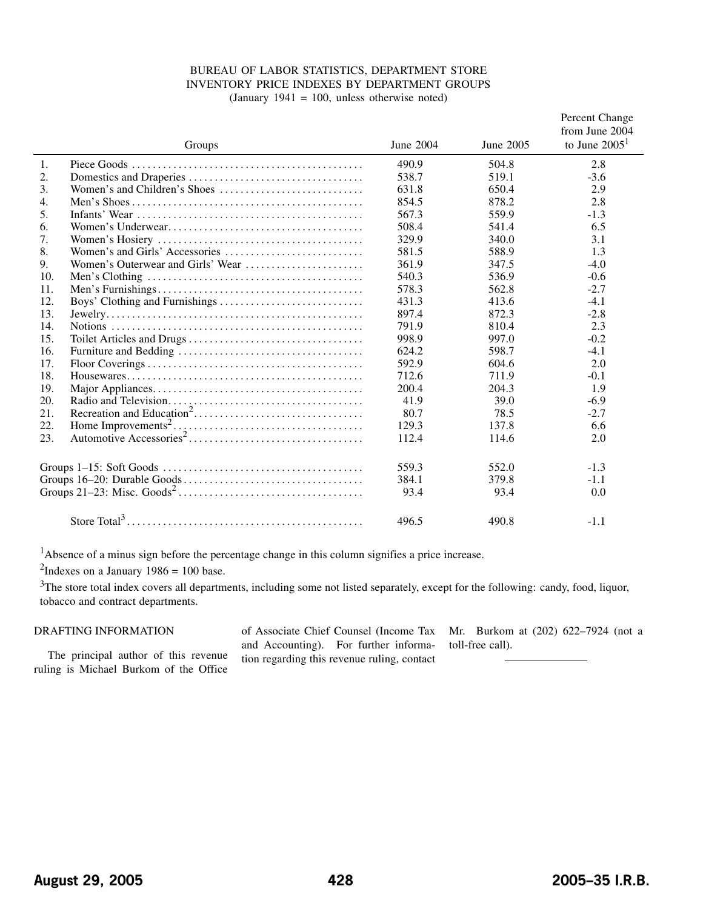BUREAU OF LABOR STATISTICS, DEPARTMENT STORE INVENTORY PRICE INDEXES BY DEPARTMENT GROUPS
(January 1941 = 100, unless otherwise noted)

| | Groups | June 2004 | June 2005 | Percent Change from June 2004 to June 2005[1] |
|---|---|---|---|---|
| 1. | Piece Goods | 490.9 | 504.8 | 2.8 |
| 2. | Domestics and Draperies | 538.7 | 519.1 | -3.6 |
| 3. | Women's and Children's Shoes | 631.8 | 650.4 | 2.9 |
| 4. | Men's Shoes | 854.5 | 878.2 | 2.8 |
| 5. | Infants' Wear | 567.3 | 559.9 | -1.3 |
| 6. | Women's Underwear | 508.4 | 541.4 | 6.5 |
| 7. | Women's Hosiery | 329.9 | 340.0 | 3.1 |
| 8. | Women's and Girls' Accessories | 581.5 | 588.9 | 1.3 |
| 9. | Women's Outerwear and Girls' Wear | 361.9 | 347.5 | -4.0 |
| 10. | Men's Clothing | 540.3 | 536.9 | -0.6 |
| 11. | Men's Furnishings | 578.3 | 562.8 | -2.7 |
| 12. | Boys' Clothing and Furnishings | 431.3 | 413.6 | -4.1 |
| 13. | Jewelry | 897.4 | 872.3 | -2.8 |
| 14. | Notions | 791.9 | 810.4 | 2.3 |
| 15. | Toilet Articles and Drugs | 998.9 | 997.0 | -0.2 |
| 16. | Furniture and Bedding | 624.2 | 598.7 | -4.1 |
| 17. | Floor Coverings | 592.9 | 604.6 | 2.0 |
| 18. | Housewares | 712.6 | 711.9 | -0.1 |
| 19. | Major Appliances | 200.4 | 204.3 | 1.9 |
| 20. | Radio and Television | 41.9 | 39.0 | -6.9 |
| 21. | Recreation and Education[2] | 80.7 | 78.5 | -2.7 |
| 22. | Home Improvements[2] | 129.3 | 137.8 | 6.6 |
| 23. | Automotive Accessories[2] | 112.4 | 114.6 | 2.0 |
| | Groups 1–15: Soft Goods | 559.3 | 552.0 | -1.3 |
| | Groups 16–20: Durable Goods | 384.1 | 379.8 | -1.1 |
| | Groups 21–23: Misc. Goods[2] | 93.4 | 93.4 | 0.0 |
| | Store Total[3] | 496.5 | 490.8 | -1.1 |

[1]Absence of a minus sign before the percentage change in this column signifies a price increase.

[2]Indexes on a January 1986 = 100 base.

[3]The store total index covers all departments, including some not listed separately, except for the following: candy, food, liquor, tobacco and contract departments.

DRAFTING INFORMATION

The principal author of this revenue ruling is Michael Burkom of the Office of Associate Chief Counsel (Income Tax and Accounting). For further information regarding this revenue ruling, contact Mr. Burkom at (202) 622–7924 (not a toll-free call).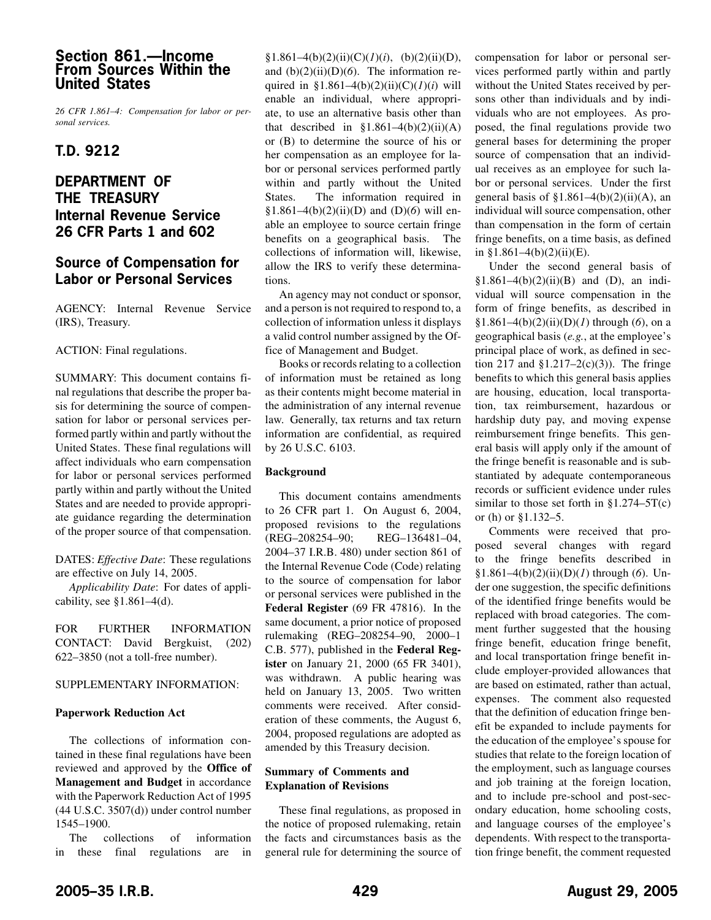## Section 861.—Income From Sources Within the United States

*26 CFR 1.861–4: Compensation for labor or personal services.*

## T.D. 9212

## DEPARTMENT OF THE TREASURY Internal Revenue Service 26 CFR Parts 1 and 602

## Source of Compensation for Labor or Personal Services

AGENCY: Internal Revenue Service (IRS), Treasury.

ACTION: Final regulations.

SUMMARY: This document contains final regulations that describe the proper basis for determining the source of compensation for labor or personal services performed partly within and partly without the United States. These final regulations will affect individuals who earn compensation for labor or personal services performed partly within and partly without the United States and are needed to provide appropriate guidance regarding the determination of the proper source of that compensation.

DATES: *Effective Date*: These regulations are effective on July 14, 2005.

*Applicability Date*: For dates of applicability, see §1.861–4(d).

FOR FURTHER INFORMATION CONTACT: David Bergkuist, (202) 622–3850 (not a toll-free number).

SUPPLEMENTARY INFORMATION:

**Paperwork Reduction Act**

The collections of information contained in these final regulations have been reviewed and approved by the **Office of Management and Budget** in accordance with the Paperwork Reduction Act of 1995 (44 U.S.C. 3507(d)) under control number 1545–1900.

The collections of information in these final regulations are in §1.861–4(b)(2)(ii)(C)(*1*)(*i*), (b)(2)(ii)(D), and (b)(2)(ii)(D)(*6*). The information required in §1.861–4(b)(2)(ii)(C)(*1*)(*i*) will enable an individual, where appropriate, to use an alternative basis other than that described in §1.861–4(b)(2)(ii)(A) or (B) to determine the source of his or her compensation as an employee for labor or personal services performed partly within and partly without the United States. The information required in §1.861–4(b)(2)(ii)(D) and (D)(*6*) will enable an employee to source certain fringe benefits on a geographical basis. The collections of information will, likewise, allow the IRS to verify these determinations.

An agency may not conduct or sponsor, and a person is not required to respond to, a collection of information unless it displays a valid control number assigned by the Office of Management and Budget.

Books or records relating to a collection of information must be retained as long as their contents might become material in the administration of any internal revenue law. Generally, tax returns and tax return information are confidential, as required by 26 U.S.C. 6103.

**Background**

This document contains amendments to 26 CFR part 1. On August 6, 2004, proposed revisions to the regulations (REG–208254–90; REG–136481–04, 2004–37 I.R.B. 480) under section 861 of the Internal Revenue Code (Code) relating to the source of compensation for labor or personal services were published in the **Federal Register** (69 FR 47816). In the same document, a prior notice of proposed rulemaking (REG–208254–90, 2000–1 C.B. 577), published in the **Federal Register** on January 21, 2000 (65 FR 3401), was withdrawn. A public hearing was held on January 13, 2005. Two written comments were received. After consideration of these comments, the August 6, 2004, proposed regulations are adopted as amended by this Treasury decision.

**Summary of Comments and Explanation of Revisions**

These final regulations, as proposed in the notice of proposed rulemaking, retain the facts and circumstances basis as the general rule for determining the source of compensation for labor or personal services performed partly within and partly without the United States received by persons other than individuals and by individuals who are not employees. As proposed, the final regulations provide two general bases for determining the proper source of compensation that an individual receives as an employee for such labor or personal services. Under the first general basis of §1.861–4(b)(2)(ii)(A), an individual will source compensation, other than compensation in the form of certain fringe benefits, on a time basis, as defined in §1.861–4(b)(2)(ii)(E).

Under the second general basis of §1.861–4(b)(2)(ii)(B) and (D), an individual will source compensation in the form of fringe benefits, as described in §1.861–4(b)(2)(ii)(D)(*1*) through (*6*), on a geographical basis (*e.g.*, at the employee's principal place of work, as defined in section 217 and §1.217–2(c)(3)). The fringe benefits to which this general basis applies are housing, education, local transportation, tax reimbursement, hazardous or hardship duty pay, and moving expense reimbursement fringe benefits. This general basis will apply only if the amount of the fringe benefit is reasonable and is substantiated by adequate contemporaneous records or sufficient evidence under rules similar to those set forth in §1.274–5T(c) or (h) or §1.132–5.

Comments were received that proposed several changes with regard to the fringe benefits described in §1.861–4(b)(2)(ii)(D)(*1*) through (*6*). Under one suggestion, the specific definitions of the identified fringe benefits would be replaced with broad categories. The comment further suggested that the housing fringe benefit, education fringe benefit, and local transportation fringe benefit include employer-provided allowances that are based on estimated, rather than actual, expenses. The comment also requested that the definition of education fringe benefit be expanded to include payments for the education of the employee's spouse for studies that relate to the foreign location of the employment, such as language courses and job training at the foreign location, and to include pre-school and post-secondary education, home schooling costs, and language courses of the employee's dependents. With respect to the transportation fringe benefit, the comment requested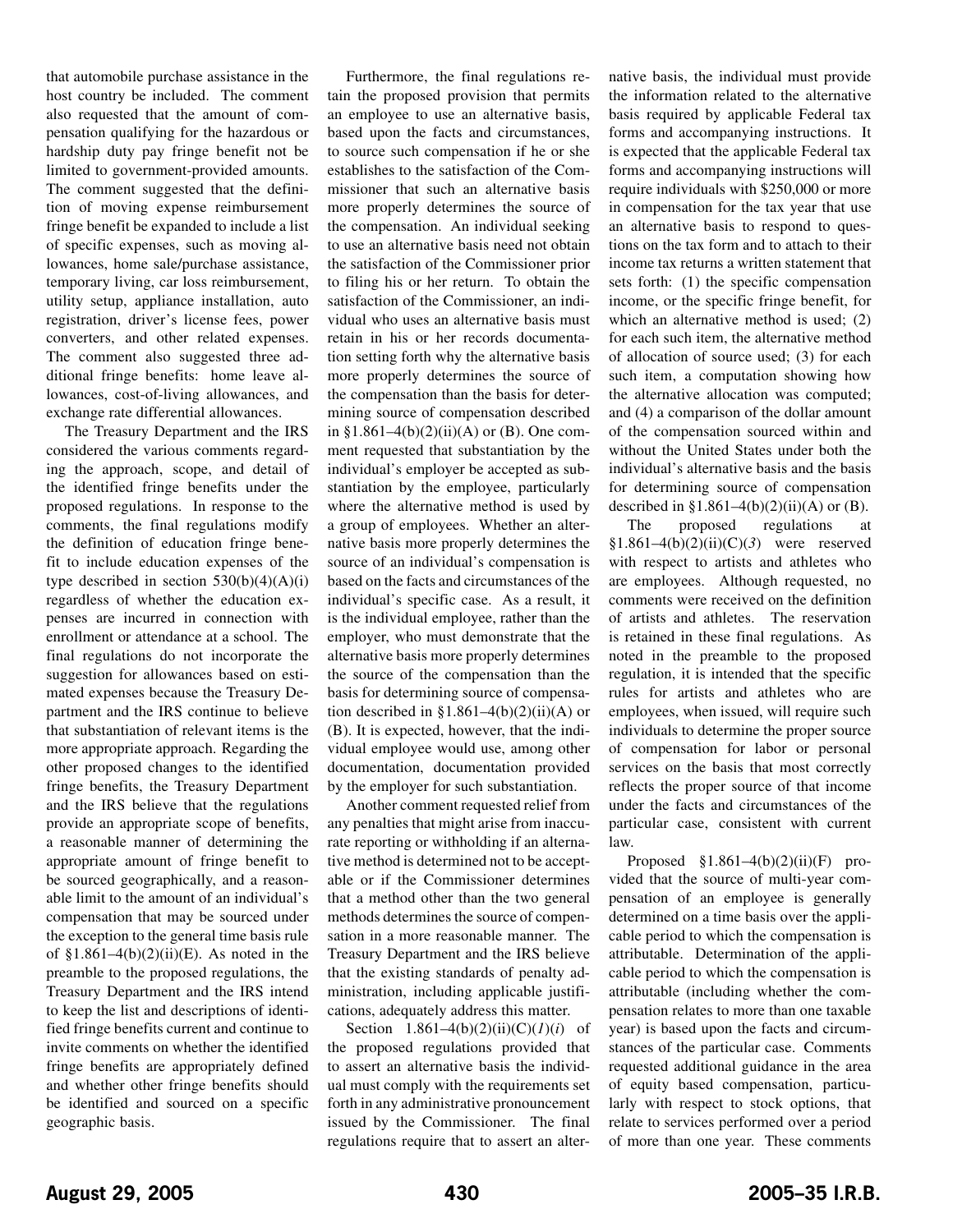that automobile purchase assistance in the host country be included. The comment also requested that the amount of compensation qualifying for the hazardous or hardship duty pay fringe benefit not be limited to government-provided amounts. The comment suggested that the definition of moving expense reimbursement fringe benefit be expanded to include a list of specific expenses, such as moving allowances, home sale/purchase assistance, temporary living, car loss reimbursement, utility setup, appliance installation, auto registration, driver's license fees, power converters, and other related expenses. The comment also suggested three additional fringe benefits: home leave allowances, cost-of-living allowances, and exchange rate differential allowances.

The Treasury Department and the IRS considered the various comments regarding the approach, scope, and detail of the identified fringe benefits under the proposed regulations. In response to the comments, the final regulations modify the definition of education fringe benefit to include education expenses of the type described in section 530(b)(4)(A)(i) regardless of whether the education expenses are incurred in connection with enrollment or attendance at a school. The final regulations do not incorporate the suggestion for allowances based on estimated expenses because the Treasury Department and the IRS continue to believe that substantiation of relevant items is the more appropriate approach. Regarding the other proposed changes to the identified fringe benefits, the Treasury Department and the IRS believe that the regulations provide an appropriate scope of benefits, a reasonable manner of determining the appropriate amount of fringe benefit to be sourced geographically, and a reasonable limit to the amount of an individual's compensation that may be sourced under the exception to the general time basis rule of §1.861–4(b)(2)(ii)(E). As noted in the preamble to the proposed regulations, the Treasury Department and the IRS intend to keep the list and descriptions of identified fringe benefits current and continue to invite comments on whether the identified fringe benefits are appropriately defined and whether other fringe benefits should be identified and sourced on a specific geographic basis.

Furthermore, the final regulations retain the proposed provision that permits an employee to use an alternative basis, based upon the facts and circumstances, to source such compensation if he or she establishes to the satisfaction of the Commissioner that such an alternative basis more properly determines the source of the compensation. An individual seeking to use an alternative basis need not obtain the satisfaction of the Commissioner prior to filing his or her return. To obtain the satisfaction of the Commissioner, an individual who uses an alternative basis must retain in his or her records documentation setting forth why the alternative basis more properly determines the source of the compensation than the basis for determining source of compensation described in §1.861–4(b)(2)(ii)(A) or (B). One comment requested that substantiation by the individual's employer be accepted as substantiation by the employee, particularly where the alternative method is used by a group of employees. Whether an alternative basis more properly determines the source of an individual's compensation is based on the facts and circumstances of the individual's specific case. As a result, it is the individual employee, rather than the employer, who must demonstrate that the alternative basis more properly determines the source of the compensation than the basis for determining source of compensation described in §1.861–4(b)(2)(ii)(A) or (B). It is expected, however, that the individual employee would use, among other documentation, documentation provided by the employer for such substantiation.

Another comment requested relief from any penalties that might arise from inaccurate reporting or withholding if an alternative method is determined not to be acceptable or if the Commissioner determines that a method other than the two general methods determines the source of compensation in a more reasonable manner. The Treasury Department and the IRS believe that the existing standards of penalty administration, including applicable justifications, adequately address this matter.

Section 1.861–4(b)(2)(ii)(C)(*1*)(*i*) of the proposed regulations provided that to assert an alternative basis the individual must comply with the requirements set forth in any administrative pronouncement issued by the Commissioner. The final regulations require that to assert an alternative basis, the individual must provide the information related to the alternative basis required by applicable Federal tax forms and accompanying instructions. It is expected that the applicable Federal tax forms and accompanying instructions will require individuals with $250,000 or more in compensation for the tax year that use an alternative basis to respond to questions on the tax form and to attach to their income tax returns a written statement that sets forth: (1) the specific compensation income, or the specific fringe benefit, for which an alternative method is used; (2) for each such item, the alternative method of allocation of source used; (3) for each such item, a computation showing how the alternative allocation was computed; and (4) a comparison of the dollar amount of the compensation sourced within and without the United States under both the individual's alternative basis and the basis for determining source of compensation described in §1.861–4(b)(2)(ii)(A) or (B).

The proposed regulations at §1.861–4(b)(2)(ii)(C)(*3*) were reserved with respect to artists and athletes who are employees. Although requested, no comments were received on the definition of artists and athletes. The reservation is retained in these final regulations. As noted in the preamble to the proposed regulation, it is intended that the specific rules for artists and athletes who are employees, when issued, will require such individuals to determine the proper source of compensation for labor or personal services on the basis that most correctly reflects the proper source of that income under the facts and circumstances of the particular case, consistent with current law.

Proposed §1.861–4(b)(2)(ii)(F) provided that the source of multi-year compensation of an employee is generally determined on a time basis over the applicable period to which the compensation is attributable. Determination of the applicable period to which the compensation is attributable (including whether the compensation relates to more than one taxable year) is based upon the facts and circumstances of the particular case. Comments requested additional guidance in the area of equity based compensation, particularly with respect to stock options, that relate to services performed over a period of more than one year. These comments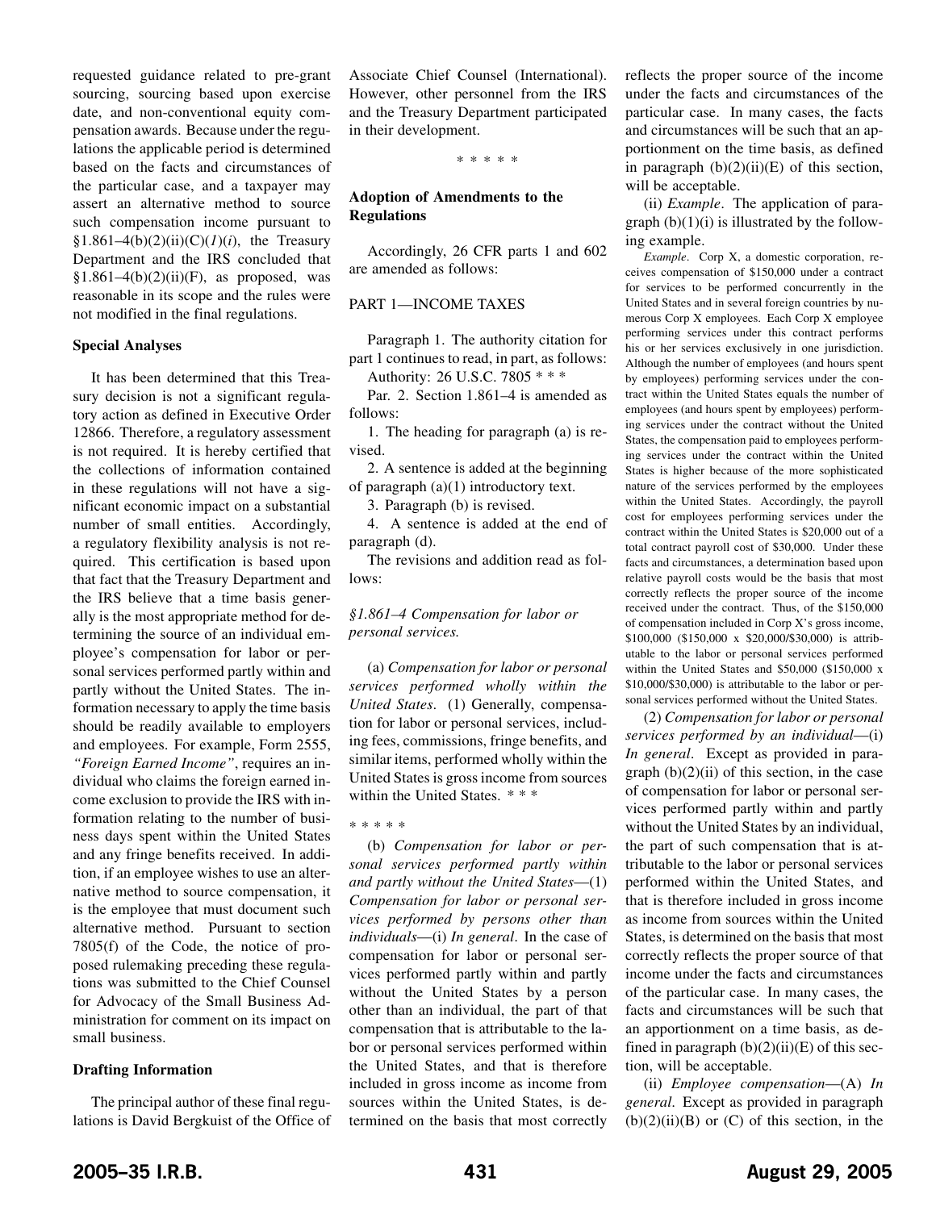requested guidance related to pre-grant sourcing, sourcing based upon exercise date, and non-conventional equity compensation awards. Because under the regulations the applicable period is determined based on the facts and circumstances of the particular case, and a taxpayer may assert an alternative method to source such compensation income pursuant to §1.861–4(b)(2)(ii)(C)(*1*)(*i*), the Treasury Department and the IRS concluded that §1.861–4(b)(2)(ii)(F), as proposed, was reasonable in its scope and the rules were not modified in the final regulations.

### Special Analyses

It has been determined that this Treasury decision is not a significant regulatory action as defined in Executive Order 12866. Therefore, a regulatory assessment is not required. It is hereby certified that the collections of information contained in these regulations will not have a significant economic impact on a substantial number of small entities. Accordingly, a regulatory flexibility analysis is not required. This certification is based upon that fact that the Treasury Department and the IRS believe that a time basis generally is the most appropriate method for determining the source of an individual employee's compensation for labor or personal services performed partly within and partly without the United States. The information necessary to apply the time basis should be readily available to employers and employees. For example, Form 2555, *"Foreign Earned Income"*, requires an individual who claims the foreign earned income exclusion to provide the IRS with information relating to the number of business days spent within the United States and any fringe benefits received. In addition, if an employee wishes to use an alternative method to source compensation, it is the employee that must document such alternative method. Pursuant to section 7805(f) of the Code, the notice of proposed rulemaking preceding these regulations was submitted to the Chief Counsel for Advocacy of the Small Business Administration for comment on its impact on small business.

### Drafting Information

The principal author of these final regulations is David Bergkuist of the Office of Associate Chief Counsel (International). However, other personnel from the IRS and the Treasury Department participated in their development.

\* \* \* \* \*

### Adoption of Amendments to the Regulations

Accordingly, 26 CFR parts 1 and 602 are amended as follows:

PART 1—INCOME TAXES

Paragraph 1. The authority citation for part 1 continues to read, in part, as follows:

Authority: 26 U.S.C. 7805 \* \* \*

Par. 2. Section 1.861–4 is amended as follows:

1. The heading for paragraph (a) is revised.

2. A sentence is added at the beginning of paragraph (a)(1) introductory text.

3. Paragraph (b) is revised.

4. A sentence is added at the end of paragraph (d).

The revisions and addition read as follows:

*§1.861–4 Compensation for labor or personal services.*

(a) *Compensation for labor or personal services performed wholly within the United States*. (1) Generally, compensation for labor or personal services, including fees, commissions, fringe benefits, and similar items, performed wholly within the United States is gross income from sources within the United States. \* \* \*

\* \* \* \* \*

(b) *Compensation for labor or personal services performed partly within and partly without the United States*—(1) *Compensation for labor or personal services performed by persons other than individuals*—(i) *In general*. In the case of compensation for labor or personal services performed partly within and partly without the United States by a person other than an individual, the part of that compensation that is attributable to the labor or personal services performed within the United States, and that is therefore included in gross income as income from sources within the United States, is determined on the basis that most correctly reflects the proper source of the income under the facts and circumstances of the particular case. In many cases, the facts and circumstances will be such that an apportionment on the time basis, as defined in paragraph (b)(2)(ii)(E) of this section, will be acceptable.

(ii) *Example*. The application of paragraph (b)(1)(i) is illustrated by the following example.

*Example*. Corp X, a domestic corporation, receives compensation of \$150,000 under a contract for services to be performed concurrently in the United States and in several foreign countries by numerous Corp X employees. Each Corp X employee performing services under this contract performs his or her services exclusively in one jurisdiction. Although the number of employees (and hours spent by employees) performing services under the contract within the United States equals the number of employees (and hours spent by employees) performing services under the contract without the United States, the compensation paid to employees performing services under the contract within the United States is higher because of the more sophisticated nature of the services performed by the employees within the United States. Accordingly, the payroll cost for employees performing services under the contract within the United States is \$20,000 out of a total contract payroll cost of \$30,000. Under these facts and circumstances, a determination based upon relative payroll costs would be the basis that most correctly reflects the proper source of the income received under the contract. Thus, of the \$150,000 of compensation included in Corp X's gross income, \$100,000 (\$150,000 x \$20,000/\$30,000) is attributable to the labor or personal services performed within the United States and \$50,000 (\$150,000 x \$10,000/\$30,000) is attributable to the labor or personal services performed without the United States.

(2) *Compensation for labor or personal services performed by an individual*—(i) *In general*. Except as provided in paragraph (b)(2)(ii) of this section, in the case of compensation for labor or personal services performed partly within and partly without the United States by an individual, the part of such compensation that is attributable to the labor or personal services performed within the United States, and that is therefore included in gross income as income from sources within the United States, is determined on the basis that most correctly reflects the proper source of that income under the facts and circumstances of the particular case. In many cases, the facts and circumstances will be such that an apportionment on a time basis, as defined in paragraph (b)(2)(ii)(E) of this section, will be acceptable.

(ii) *Employee compensation*—(A) *In general*. Except as provided in paragraph (b)(2)(ii)(B) or (C) of this section, in the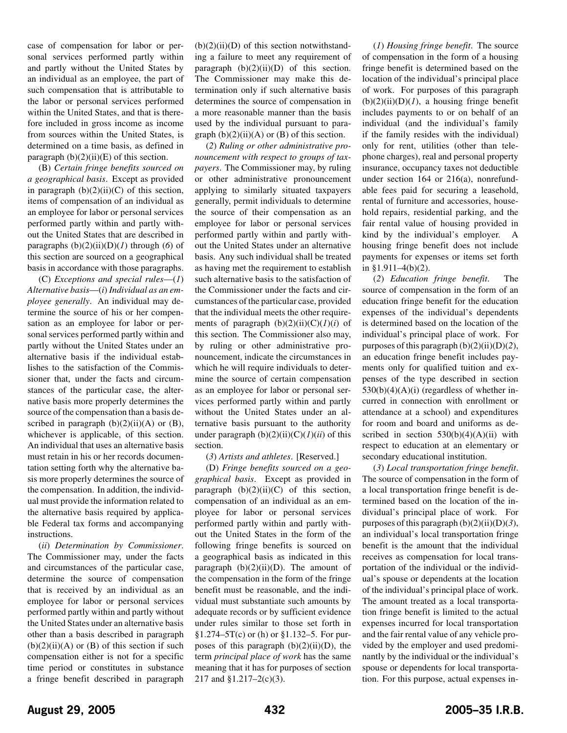case of compensation for labor or personal services performed partly within and partly without the United States by an individual as an employee, the part of such compensation that is attributable to the labor or personal services performed within the United States, and that is therefore included in gross income as income from sources within the United States, is determined on a time basis, as defined in paragraph (b)(2)(ii)(E) of this section.

(B) *Certain fringe benefits sourced on a geographical basis*. Except as provided in paragraph (b)(2)(ii)(C) of this section, items of compensation of an individual as an employee for labor or personal services performed partly within and partly without the United States that are described in paragraphs (b)(2)(ii)(D)(*1*) through (*6*) of this section are sourced on a geographical basis in accordance with those paragraphs.

(C) *Exceptions and special rules*—(*1*) *Alternative basis*—(*i*) *Individual as an employee generally*. An individual may determine the source of his or her compensation as an employee for labor or personal services performed partly within and partly without the United States under an alternative basis if the individual establishes to the satisfaction of the Commissioner that, under the facts and circumstances of the particular case, the alternative basis more properly determines the source of the compensation than a basis described in paragraph (b)(2)(ii)(A) or (B), whichever is applicable, of this section. An individual that uses an alternative basis must retain in his or her records documentation setting forth why the alternative basis more properly determines the source of the compensation. In addition, the individual must provide the information related to the alternative basis required by applicable Federal tax forms and accompanying instructions.

(*ii*) *Determination by Commissioner*. The Commissioner may, under the facts and circumstances of the particular case, determine the source of compensation that is received by an individual as an employee for labor or personal services performed partly within and partly without the United States under an alternative basis other than a basis described in paragraph (b)(2)(ii)(A) or (B) of this section if such compensation either is not for a specific time period or constitutes in substance a fringe benefit described in paragraph (b)(2)(ii)(D) of this section notwithstanding a failure to meet any requirement of paragraph (b)(2)(ii)(D) of this section. The Commissioner may make this determination only if such alternative basis determines the source of compensation in a more reasonable manner than the basis used by the individual pursuant to paragraph (b)(2)(ii)(A) or (B) of this section.

(*2*) *Ruling or other administrative pronouncement with respect to groups of taxpayers*. The Commissioner may, by ruling or other administrative pronouncement applying to similarly situated taxpayers generally, permit individuals to determine the source of their compensation as an employee for labor or personal services performed partly within and partly without the United States under an alternative basis. Any such individual shall be treated as having met the requirement to establish such alternative basis to the satisfaction of the Commissioner under the facts and circumstances of the particular case, provided that the individual meets the other requirements of paragraph (b)(2)(ii)(C)(*1*)(*i*) of this section. The Commissioner also may, by ruling or other administrative pronouncement, indicate the circumstances in which he will require individuals to determine the source of certain compensation as an employee for labor or personal services performed partly within and partly without the United States under an alternative basis pursuant to the authority under paragraph (b)(2)(ii)(C)(*1*)(*ii*) of this section.

(*3*) *Artists and athletes*. [Reserved.]

(D) *Fringe benefits sourced on a geographical basis*. Except as provided in paragraph (b)(2)(ii)(C) of this section, compensation of an individual as an employee for labor or personal services performed partly within and partly without the United States in the form of the following fringe benefits is sourced on a geographical basis as indicated in this paragraph (b)(2)(ii)(D). The amount of the compensation in the form of the fringe benefit must be reasonable, and the individual must substantiate such amounts by adequate records or by sufficient evidence under rules similar to those set forth in §1.274–5T(c) or (h) or §1.132–5. For purposes of this paragraph (b)(2)(ii)(D), the term *principal place of work* has the same meaning that it has for purposes of section 217 and §1.217–2(c)(3).

(*1*) *Housing fringe benefit*. The source of compensation in the form of a housing fringe benefit is determined based on the location of the individual's principal place of work. For purposes of this paragraph (b)(2)(ii)(D)(*1*), a housing fringe benefit includes payments to or on behalf of an individual (and the individual's family if the family resides with the individual) only for rent, utilities (other than telephone charges), real and personal property insurance, occupancy taxes not deductible under section 164 or 216(a), nonrefundable fees paid for securing a leasehold, rental of furniture and accessories, household repairs, residential parking, and the fair rental value of housing provided in kind by the individual's employer. A housing fringe benefit does not include payments for expenses or items set forth in §1.911–4(b)(2).

(*2*) *Education fringe benefit*. The source of compensation in the form of an education fringe benefit for the education expenses of the individual's dependents is determined based on the location of the individual's principal place of work. For purposes of this paragraph (b)(2)(ii)(D)(*2*), an education fringe benefit includes payments only for qualified tuition and expenses of the type described in section 530(b)(4)(A)(i) (regardless of whether incurred in connection with enrollment or attendance at a school) and expenditures for room and board and uniforms as described in section 530(b)(4)(A)(ii) with respect to education at an elementary or secondary educational institution.

(*3*) *Local transportation fringe benefit*. The source of compensation in the form of a local transportation fringe benefit is determined based on the location of the individual's principal place of work. For purposes of this paragraph (b)(2)(ii)(D)(*3*), an individual's local transportation fringe benefit is the amount that the individual receives as compensation for local transportation of the individual or the individual's spouse or dependents at the location of the individual's principal place of work. The amount treated as a local transportation fringe benefit is limited to the actual expenses incurred for local transportation and the fair rental value of any vehicle provided by the employer and used predominantly by the individual or the individual's spouse or dependents for local transportation. For this purpose, actual expenses in-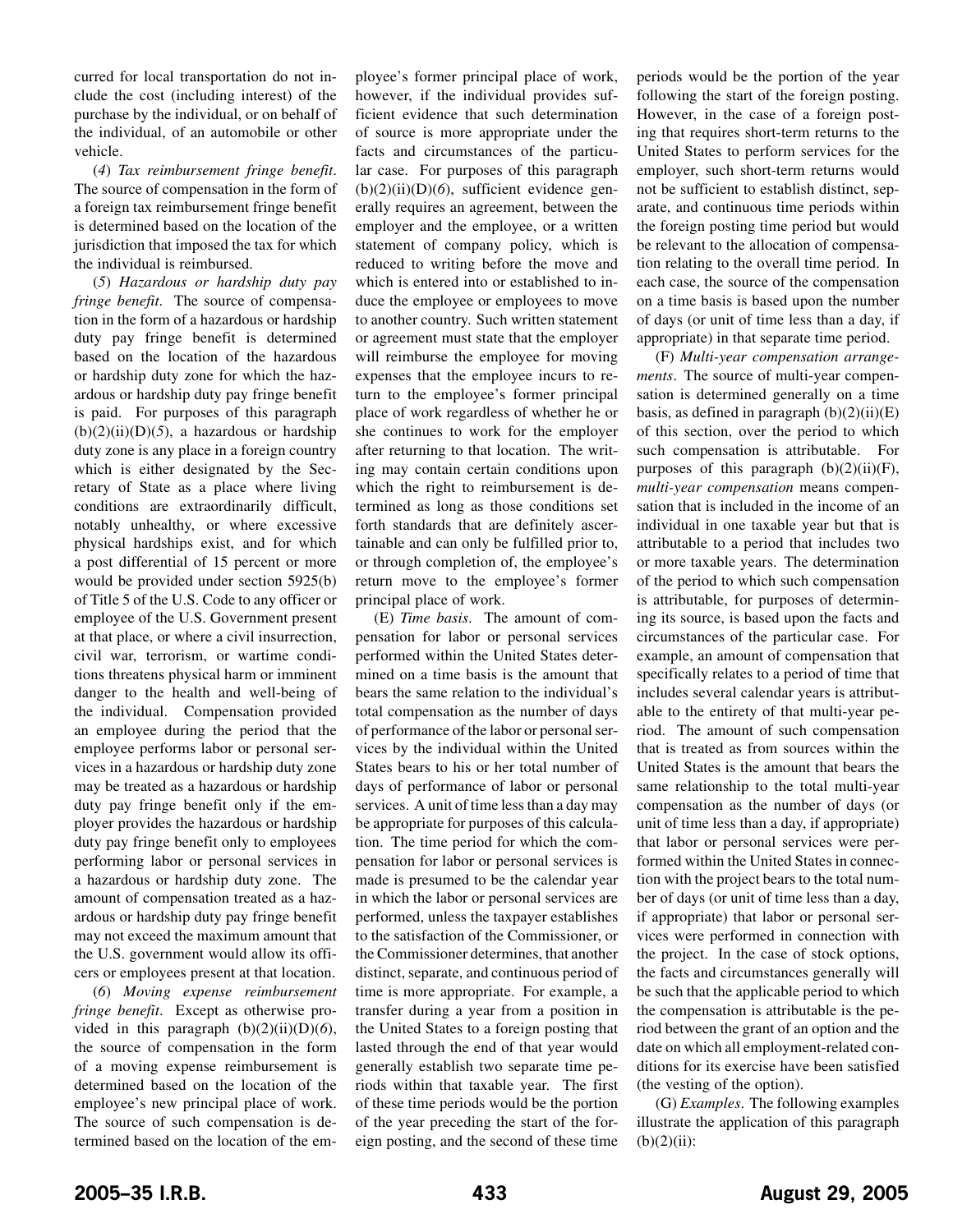curred for local transportation do not include the cost (including interest) of the purchase by the individual, or on behalf of the individual, of an automobile or other vehicle.

(*4*) *Tax reimbursement fringe benefit*. The source of compensation in the form of a foreign tax reimbursement fringe benefit is determined based on the location of the jurisdiction that imposed the tax for which the individual is reimbursed.

(*5*) *Hazardous or hardship duty pay fringe benefit*. The source of compensation in the form of a hazardous or hardship duty pay fringe benefit is determined based on the location of the hazardous or hardship duty zone for which the hazardous or hardship duty pay fringe benefit is paid. For purposes of this paragraph (b)(2)(ii)(D)(*5*), a hazardous or hardship duty zone is any place in a foreign country which is either designated by the Secretary of State as a place where living conditions are extraordinarily difficult, notably unhealthy, or where excessive physical hardships exist, and for which a post differential of 15 percent or more would be provided under section 5925(b) of Title 5 of the U.S. Code to any officer or employee of the U.S. Government present at that place, or where a civil insurrection, civil war, terrorism, or wartime conditions threatens physical harm or imminent danger to the health and well-being of the individual. Compensation provided an employee during the period that the employee performs labor or personal services in a hazardous or hardship duty zone may be treated as a hazardous or hardship duty pay fringe benefit only if the employer provides the hazardous or hardship duty pay fringe benefit only to employees performing labor or personal services in a hazardous or hardship duty zone. The amount of compensation treated as a hazardous or hardship duty pay fringe benefit may not exceed the maximum amount that the U.S. government would allow its officers or employees present at that location.

(*6*) *Moving expense reimbursement fringe benefit*. Except as otherwise provided in this paragraph (b)(2)(ii)(D)(*6*), the source of compensation in the form of a moving expense reimbursement is determined based on the location of the employee's new principal place of work. The source of such compensation is determined based on the location of the employee's former principal place of work, however, if the individual provides sufficient evidence that such determination of source is more appropriate under the facts and circumstances of the particular case. For purposes of this paragraph (b)(2)(ii)(D)(*6*), sufficient evidence generally requires an agreement, between the employer and the employee, or a written statement of company policy, which is reduced to writing before the move and which is entered into or established to induce the employee or employees to move to another country. Such written statement or agreement must state that the employer will reimburse the employee for moving expenses that the employee incurs to return to the employee's former principal place of work regardless of whether he or she continues to work for the employer after returning to that location. The writing may contain certain conditions upon which the right to reimbursement is determined as long as those conditions set forth standards that are definitely ascertainable and can only be fulfilled prior to, or through completion of, the employee's return move to the employee's former principal place of work.

(E) *Time basis*. The amount of compensation for labor or personal services performed within the United States determined on a time basis is the amount that bears the same relation to the individual's total compensation as the number of days of performance of the labor or personal services by the individual within the United States bears to his or her total number of days of performance of labor or personal services. A unit of time less than a day may be appropriate for purposes of this calculation. The time period for which the compensation for labor or personal services is made is presumed to be the calendar year in which the labor or personal services are performed, unless the taxpayer establishes to the satisfaction of the Commissioner, or the Commissioner determines, that another distinct, separate, and continuous period of time is more appropriate. For example, a transfer during a year from a position in the United States to a foreign posting that lasted through the end of that year would generally establish two separate time periods within that taxable year. The first of these time periods would be the portion of the year preceding the start of the foreign posting, and the second of these time periods would be the portion of the year following the start of the foreign posting. However, in the case of a foreign posting that requires short-term returns to the United States to perform services for the employer, such short-term returns would not be sufficient to establish distinct, separate, and continuous time periods within the foreign posting time period but would be relevant to the allocation of compensation relating to the overall time period. In each case, the source of the compensation on a time basis is based upon the number of days (or unit of time less than a day, if appropriate) in that separate time period.

(F) *Multi-year compensation arrangements*. The source of multi-year compensation is determined generally on a time basis, as defined in paragraph (b)(2)(ii)(E) of this section, over the period to which such compensation is attributable. For purposes of this paragraph (b)(2)(ii)(F), *multi-year compensation* means compensation that is included in the income of an individual in one taxable year but that is attributable to a period that includes two or more taxable years. The determination of the period to which such compensation is attributable, for purposes of determining its source, is based upon the facts and circumstances of the particular case. For example, an amount of compensation that specifically relates to a period of time that includes several calendar years is attributable to the entirety of that multi-year period. The amount of such compensation that is treated as from sources within the United States is the amount that bears the same relationship to the total multi-year compensation as the number of days (or unit of time less than a day, if appropriate) that labor or personal services were performed within the United States in connection with the project bears to the total number of days (or unit of time less than a day, if appropriate) that labor or personal services were performed in connection with the project. In the case of stock options, the facts and circumstances generally will be such that the applicable period to which the compensation is attributable is the period between the grant of an option and the date on which all employment-related conditions for its exercise have been satisfied (the vesting of the option).

(G) *Examples*. The following examples illustrate the application of this paragraph (b)(2)(ii):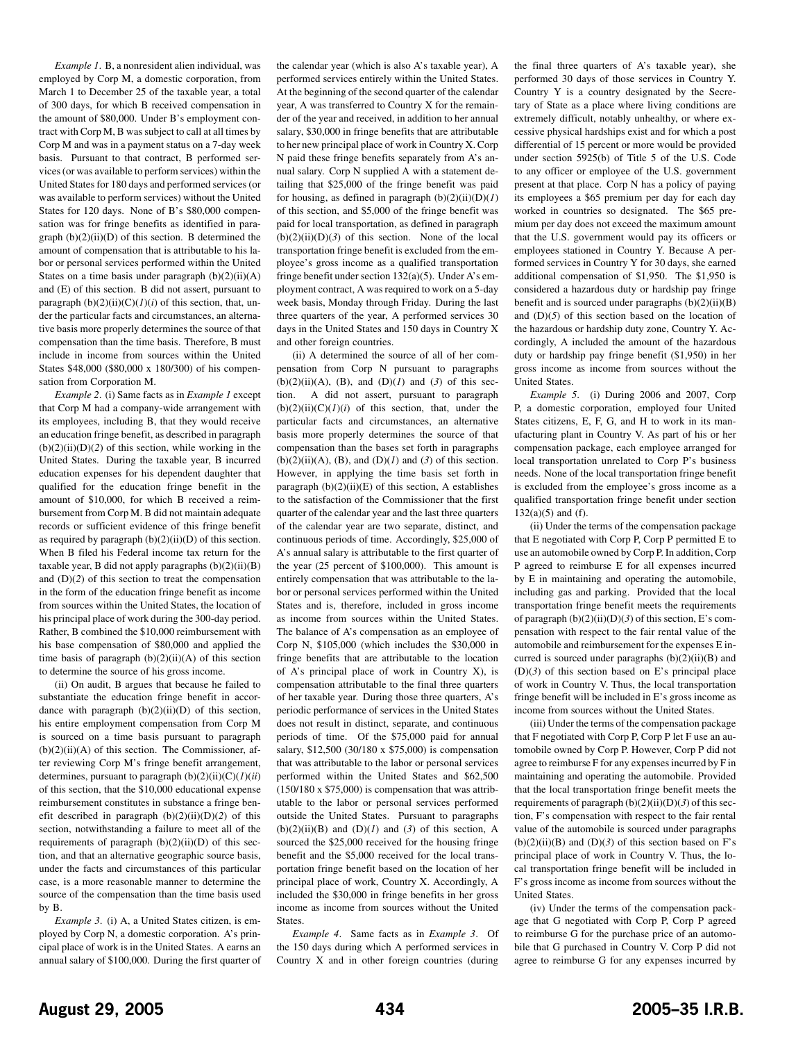*Example 1*. B, a nonresident alien individual, was employed by Corp M, a domestic corporation, from March 1 to December 25 of the taxable year, a total of 300 days, for which B received compensation in the amount of $80,000. Under B's employment contract with Corp M, B was subject to call at all times by Corp M and was in a payment status on a 7-day week basis. Pursuant to that contract, B performed services (or was available to perform services) within the United States for 180 days and performed services (or was available to perform services) without the United States for 120 days. None of B's $80,000 compensation was for fringe benefits as identified in paragraph (b)(2)(ii)(D) of this section. B determined the amount of compensation that is attributable to his labor or personal services performed within the United States on a time basis under paragraph (b)(2)(ii)(A) and (E) of this section. B did not assert, pursuant to paragraph (b)(2)(ii)(C)(*1*)(*i*) of this section, that, under the particular facts and circumstances, an alternative basis more properly determines the source of that compensation than the time basis. Therefore, B must include in income from sources within the United States $48,000 ($80,000 x 180/300) of his compensation from Corporation M.

*Example 2*. (i) Same facts as in *Example 1* except that Corp M had a company-wide arrangement with its employees, including B, that they would receive an education fringe benefit, as described in paragraph (b)(2)(ii)(D)(*2*) of this section, while working in the United States. During the taxable year, B incurred education expenses for his dependent daughter that qualified for the education fringe benefit in the amount of $10,000, for which B received a reimbursement from Corp M. B did not maintain adequate records or sufficient evidence of this fringe benefit as required by paragraph (b)(2)(ii)(D) of this section. When B filed his Federal income tax return for the taxable year, B did not apply paragraphs (b)(2)(ii)(B) and (D)(*2*) of this section to treat the compensation in the form of the education fringe benefit as income from sources within the United States, the location of his principal place of work during the 300-day period. Rather, B combined the $10,000 reimbursement with his base compensation of $80,000 and applied the time basis of paragraph (b)(2)(ii)(A) of this section to determine the source of his gross income.

(ii) On audit, B argues that because he failed to substantiate the education fringe benefit in accordance with paragraph (b)(2)(ii)(D) of this section, his entire employment compensation from Corp M is sourced on a time basis pursuant to paragraph (b)(2)(ii)(A) of this section. The Commissioner, after reviewing Corp M's fringe benefit arrangement, determines, pursuant to paragraph (b)(2)(ii)(C)(*1*)(*ii*) of this section, that the $10,000 educational expense reimbursement constitutes in substance a fringe benefit described in paragraph (b)(2)(ii)(D)(*2*) of this section, notwithstanding a failure to meet all of the requirements of paragraph (b)(2)(ii)(D) of this section, and that an alternative geographic source basis, under the facts and circumstances of this particular case, is a more reasonable manner to determine the source of the compensation than the time basis used by B.

*Example 3*. (i) A, a United States citizen, is employed by Corp N, a domestic corporation. A's principal place of work is in the United States. A earns an annual salary of $100,000. During the first quarter of the calendar year (which is also A's taxable year), A performed services entirely within the United States. At the beginning of the second quarter of the calendar year, A was transferred to Country X for the remainder of the year and received, in addition to her annual salary, $30,000 in fringe benefits that are attributable to her new principal place of work in Country X. Corp N paid these fringe benefits separately from A's annual salary. Corp N supplied A with a statement detailing that $25,000 of the fringe benefit was paid for housing, as defined in paragraph (b)(2)(ii)(D)(*1*) of this section, and $5,000 of the fringe benefit was paid for local transportation, as defined in paragraph (b)(2)(ii)(D)(*3*) of this section. None of the local transportation fringe benefit is excluded from the employee's gross income as a qualified transportation fringe benefit under section 132(a)(5). Under A's employment contract, A was required to work on a 5-day week basis, Monday through Friday. During the last three quarters of the year, A performed services 30 days in the United States and 150 days in Country X and other foreign countries.

(ii) A determined the source of all of her compensation from Corp N pursuant to paragraphs (b)(2)(ii)(A), (B), and (D)(*1*) and (*3*) of this section. A did not assert, pursuant to paragraph (b)(2)(ii)(C)(*1*)(*i*) of this section, that, under the particular facts and circumstances, an alternative basis more properly determines the source of that compensation than the bases set forth in paragraphs (b)(2)(ii)(A), (B), and (D)(*1*) and (*3*) of this section. However, in applying the time basis set forth in paragraph (b)(2)(ii)(E) of this section, A establishes to the satisfaction of the Commissioner that the first quarter of the calendar year and the last three quarters of the calendar year are two separate, distinct, and continuous periods of time. Accordingly, $25,000 of A's annual salary is attributable to the first quarter of the year (25 percent of $100,000). This amount is entirely compensation that was attributable to the labor or personal services performed within the United States and is, therefore, included in gross income as income from sources within the United States. The balance of A's compensation as an employee of Corp N, $105,000 (which includes the $30,000 in fringe benefits that are attributable to the location of A's principal place of work in Country X), is compensation attributable to the final three quarters of her taxable year. During those three quarters, A's periodic performance of services in the United States does not result in distinct, separate, and continuous periods of time. Of the $75,000 paid for annual salary, $12,500 (30/180 x $75,000) is compensation that was attributable to the labor or personal services performed within the United States and $62,500 (150/180 x $75,000) is compensation that was attributable to the labor or personal services performed outside the United States. Pursuant to paragraphs (b)(2)(ii)(B) and (D)(*1*) and (*3*) of this section, A sourced the $25,000 received for the housing fringe benefit and the $5,000 received for the local transportation fringe benefit based on the location of her principal place of work, Country X. Accordingly, A included the $30,000 in fringe benefits in her gross income as income from sources without the United States.

*Example 4*. Same facts as in *Example 3*. Of the 150 days during which A performed services in Country X and in other foreign countries (during the final three quarters of A's taxable year), she performed 30 days of those services in Country Y. Country Y is a country designated by the Secretary of State as a place where living conditions are extremely difficult, notably unhealthy, or where excessive physical hardships exist and for which a post differential of 15 percent or more would be provided under section 5925(b) of Title 5 of the U.S. Code to any officer or employee of the U.S. government present at that place. Corp N has a policy of paying its employees a $65 premium per day for each day worked in countries so designated. The $65 premium per day does not exceed the maximum amount that the U.S. government would pay its officers or employees stationed in Country Y. Because A performed services in Country Y for 30 days, she earned additional compensation of $1,950. The $1,950 is considered a hazardous duty or hardship pay fringe benefit and is sourced under paragraphs (b)(2)(ii)(B) and (D)(*5*) of this section based on the location of the hazardous or hardship duty zone, Country Y. Accordingly, A included the amount of the hazardous duty or hardship pay fringe benefit ($1,950) in her gross income as income from sources without the United States.

*Example 5*. (i) During 2006 and 2007, Corp P, a domestic corporation, employed four United States citizens, E, F, G, and H to work in its manufacturing plant in Country V. As part of his or her compensation package, each employee arranged for local transportation unrelated to Corp P's business needs. None of the local transportation fringe benefit is excluded from the employee's gross income as a qualified transportation fringe benefit under section 132(a)(5) and (f).

(ii) Under the terms of the compensation package that E negotiated with Corp P, Corp P permitted E to use an automobile owned by Corp P. In addition, Corp P agreed to reimburse E for all expenses incurred by E in maintaining and operating the automobile, including gas and parking. Provided that the local transportation fringe benefit meets the requirements of paragraph (b)(2)(ii)(D)(*3*) of this section, E's compensation with respect to the fair rental value of the automobile and reimbursement for the expenses E incurred is sourced under paragraphs (b)(2)(ii)(B) and (D)(*3*) of this section based on E's principal place of work in Country V. Thus, the local transportation fringe benefit will be included in E's gross income as income from sources without the United States.

(iii) Under the terms of the compensation package that F negotiated with Corp P, Corp P let F use an automobile owned by Corp P. However, Corp P did not agree to reimburse F for any expenses incurred by F in maintaining and operating the automobile. Provided that the local transportation fringe benefit meets the requirements of paragraph (b)(2)(ii)(D)(*3*) of this section, F's compensation with respect to the fair rental value of the automobile is sourced under paragraphs (b)(2)(ii)(B) and (D)(*3*) of this section based on F's principal place of work in Country V. Thus, the local transportation fringe benefit will be included in F's gross income as income from sources without the United States.

(iv) Under the terms of the compensation package that G negotiated with Corp P, Corp P agreed to reimburse G for the purchase price of an automobile that G purchased in Country V. Corp P did not agree to reimburse G for any expenses incurred by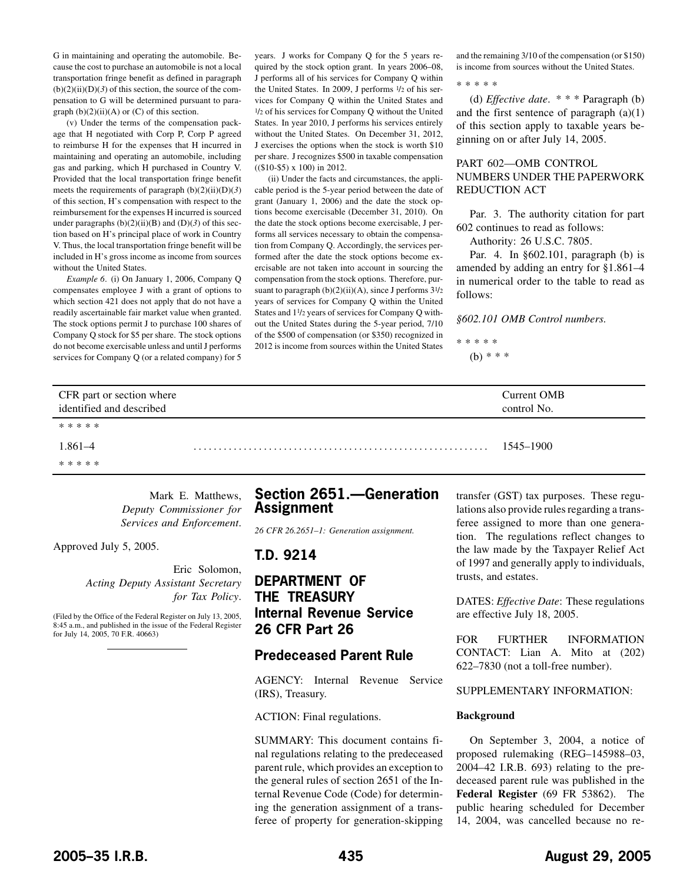G in maintaining and operating the automobile. Because the cost to purchase an automobile is not a local transportation fringe benefit as defined in paragraph (b)(2)(ii)(D)(*3*) of this section, the source of the compensation to G will be determined pursuant to paragraph (b)(2)(ii)(A) or (C) of this section.

(v) Under the terms of the compensation package that H negotiated with Corp P, Corp P agreed to reimburse H for the expenses that H incurred in maintaining and operating an automobile, including gas and parking, which H purchased in Country V. Provided that the local transportation fringe benefit meets the requirements of paragraph (b)(2)(ii)(D)(*3*) of this section, H's compensation with respect to the reimbursement for the expenses H incurred is sourced under paragraphs (b)(2)(ii)(B) and (D)(*3*) of this section based on H's principal place of work in Country V. Thus, the local transportation fringe benefit will be included in H's gross income as income from sources without the United States.

*Example 6*. (i) On January 1, 2006, Company Q compensates employee J with a grant of options to which section 421 does not apply that do not have a readily ascertainable fair market value when granted. The stock options permit J to purchase 100 shares of Company Q stock for $5 per share. The stock options do not become exercisable unless and until J performs services for Company Q (or a related company) for 5 years. J works for Company Q for the 5 years required by the stock option grant. In years 2006–08, J performs all of his services for Company Q within the United States. In 2009, J performs 1/2 of his services for Company Q within the United States and 1/2 of his services for Company Q without the United States. In year 2010, J performs his services entirely without the United States. On December 31, 2012, J exercises the options when the stock is worth $10 per share. J recognizes $500 in taxable compensation (($10-$5) x 100) in 2012.

(ii) Under the facts and circumstances, the applicable period is the 5-year period between the date of grant (January 1, 2006) and the date the stock options become exercisable (December 31, 2010). On the date the stock options become exercisable, J performs all services necessary to obtain the compensation from Company Q. Accordingly, the services performed after the date the stock options become exercisable are not taken into account in sourcing the compensation from the stock options. Therefore, pursuant to paragraph (b)(2)(ii)(A), since J performs 3 1/2 years of services for Company Q within the United States and 1 1/2 years of services for Company Q without the United States during the 5-year period, 7/10 of the $500 of compensation (or $350) recognized in 2012 is income from sources within the United States and the remaining 3/10 of the compensation (or $150) is income from sources without the United States.

* * * * *

(d) *Effective date*. * * * Paragraph (b) and the first sentence of paragraph (a)(1) of this section apply to taxable years beginning on or after July 14, 2005.

PART 602—OMB CONTROL NUMBERS UNDER THE PAPERWORK REDUCTION ACT

Par. 3. The authority citation for part 602 continues to read as follows:

Authority: 26 U.S.C. 7805.

Par. 4. In §602.101, paragraph (b) is amended by adding an entry for §1.861–4 in numerical order to the table to read as follows:

*§602.101 OMB Control numbers.*

* * * * *

(b) * * *

| CFR part or section where identified and described | Current OMB control No. |
|---|---|
| * * * * * | |
| 1.861–4 | 1545–1900 |
| * * * * * | |

Mark E. Matthews,
*Deputy Commissioner for Services and Enforcement*.

Approved July 5, 2005.

Eric Solomon,
*Acting Deputy Assistant Secretary for Tax Policy*.

(Filed by the Office of the Federal Register on July 13, 2005, 8:45 a.m., and published in the issue of the Federal Register for July 14, 2005, 70 F.R. 40663)

## Section 2651.—Generation Assignment

*26 CFR 26.2651–1: Generation assignment.*

## T.D. 9214

## DEPARTMENT OF THE TREASURY
## Internal Revenue Service
## 26 CFR Part 26

## Predeceased Parent Rule

AGENCY: Internal Revenue Service (IRS), Treasury.

ACTION: Final regulations.

SUMMARY: This document contains final regulations relating to the predeceased parent rule, which provides an exception to the general rules of section 2651 of the Internal Revenue Code (Code) for determining the generation assignment of a transferee of property for generation-skipping transfer (GST) tax purposes. These regulations also provide rules regarding a transferee assigned to more than one generation. The regulations reflect changes to the law made by the Taxpayer Relief Act of 1997 and generally apply to individuals, trusts, and estates.

DATES: *Effective Date*: These regulations are effective July 18, 2005.

FOR FURTHER INFORMATION CONTACT: Lian A. Mito at (202) 622–7830 (not a toll-free number).

SUPPLEMENTARY INFORMATION:

**Background**

On September 3, 2004, a notice of proposed rulemaking (REG–145988–03, 2004–42 I.R.B. 693) relating to the predeceased parent rule was published in the **Federal Register** (69 FR 53862). The public hearing scheduled for December 14, 2004, was cancelled because no re-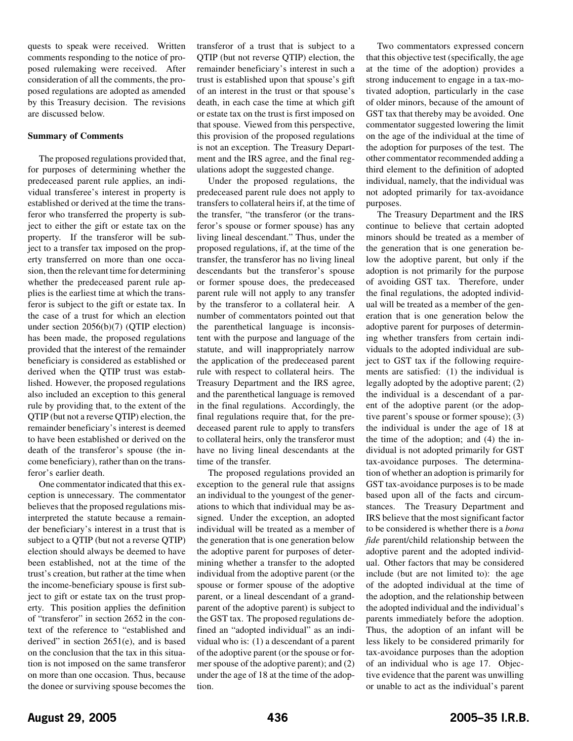quests to speak were received. Written comments responding to the notice of proposed rulemaking were received. After consideration of all the comments, the proposed regulations are adopted as amended by this Treasury decision. The revisions are discussed below.

**Summary of Comments**

The proposed regulations provided that, for purposes of determining whether the predeceased parent rule applies, an individual transferee's interest in property is established or derived at the time the transferor who transferred the property is subject to either the gift or estate tax on the property. If the transferor will be subject to a transfer tax imposed on the property transferred on more than one occasion, then the relevant time for determining whether the predeceased parent rule applies is the earliest time at which the transferor is subject to the gift or estate tax. In the case of a trust for which an election under section 2056(b)(7) (QTIP election) has been made, the proposed regulations provided that the interest of the remainder beneficiary is considered as established or derived when the QTIP trust was established. However, the proposed regulations also included an exception to this general rule by providing that, to the extent of the QTIP (but not a reverse QTIP) election, the remainder beneficiary's interest is deemed to have been established or derived on the death of the transferor's spouse (the income beneficiary), rather than on the transferor's earlier death.

One commentator indicated that this exception is unnecessary. The commentator believes that the proposed regulations misinterpreted the statute because a remainder beneficiary's interest in a trust that is subject to a QTIP (but not a reverse QTIP) election should always be deemed to have been established, not at the time of the trust's creation, but rather at the time when the income-beneficiary spouse is first subject to gift or estate tax on the trust property. This position applies the definition of "transferor" in section 2652 in the context of the reference to "established and derived" in section 2651(e), and is based on the conclusion that the tax in this situation is not imposed on the same transferor on more than one occasion. Thus, because the donee or surviving spouse becomes the transferor of a trust that is subject to a QTIP (but not reverse QTIP) election, the remainder beneficiary's interest in such a trust is established upon that spouse's gift of an interest in the trust or that spouse's death, in each case the time at which gift or estate tax on the trust is first imposed on that spouse. Viewed from this perspective, this provision of the proposed regulations is not an exception. The Treasury Department and the IRS agree, and the final regulations adopt the suggested change.

Under the proposed regulations, the predeceased parent rule does not apply to transfers to collateral heirs if, at the time of the transfer, "the transferor (or the transferor's spouse or former spouse) has any living lineal descendant." Thus, under the proposed regulations, if, at the time of the transfer, the transferor has no living lineal descendants but the transferor's spouse or former spouse does, the predeceased parent rule will not apply to any transfer by the transferor to a collateral heir. A number of commentators pointed out that the parenthetical language is inconsistent with the purpose and language of the statute, and will inappropriately narrow the application of the predeceased parent rule with respect to collateral heirs. The Treasury Department and the IRS agree, and the parenthetical language is removed in the final regulations. Accordingly, the final regulations require that, for the predeceased parent rule to apply to transfers to collateral heirs, only the transferor must have no living lineal descendants at the time of the transfer.

The proposed regulations provided an exception to the general rule that assigns an individual to the youngest of the generations to which that individual may be assigned. Under the exception, an adopted individual will be treated as a member of the generation that is one generation below the adoptive parent for purposes of determining whether a transfer to the adopted individual from the adoptive parent (or the spouse or former spouse of the adoptive parent, or a lineal descendant of a grandparent of the adoptive parent) is subject to the GST tax. The proposed regulations defined an "adopted individual" as an individual who is: (1) a descendant of a parent of the adoptive parent (or the spouse or former spouse of the adoptive parent); and (2) under the age of 18 at the time of the adoption.

Two commentators expressed concern that this objective test (specifically, the age at the time of the adoption) provides a strong inducement to engage in a tax-motivated adoption, particularly in the case of older minors, because of the amount of GST tax that thereby may be avoided. One commentator suggested lowering the limit on the age of the individual at the time of the adoption for purposes of the test. The other commentator recommended adding a third element to the definition of adopted individual, namely, that the individual was not adopted primarily for tax-avoidance purposes.

The Treasury Department and the IRS continue to believe that certain adopted minors should be treated as a member of the generation that is one generation below the adoptive parent, but only if the adoption is not primarily for the purpose of avoiding GST tax. Therefore, under the final regulations, the adopted individual will be treated as a member of the generation that is one generation below the adoptive parent for purposes of determining whether transfers from certain individuals to the adopted individual are subject to GST tax if the following requirements are satisfied: (1) the individual is legally adopted by the adoptive parent; (2) the individual is a descendant of a parent of the adoptive parent (or the adoptive parent's spouse or former spouse); (3) the individual is under the age of 18 at the time of the adoption; and (4) the individual is not adopted primarily for GST tax-avoidance purposes. The determination of whether an adoption is primarily for GST tax-avoidance purposes is to be made based upon all of the facts and circumstances. The Treasury Department and IRS believe that the most significant factor to be considered is whether there is a *bona fide* parent/child relationship between the adoptive parent and the adopted individual. Other factors that may be considered include (but are not limited to): the age of the adopted individual at the time of the adoption, and the relationship between the adopted individual and the individual's parents immediately before the adoption. Thus, the adoption of an infant will be less likely to be considered primarily for tax-avoidance purposes than the adoption of an individual who is age 17. Objective evidence that the parent was unwilling or unable to act as the individual's parent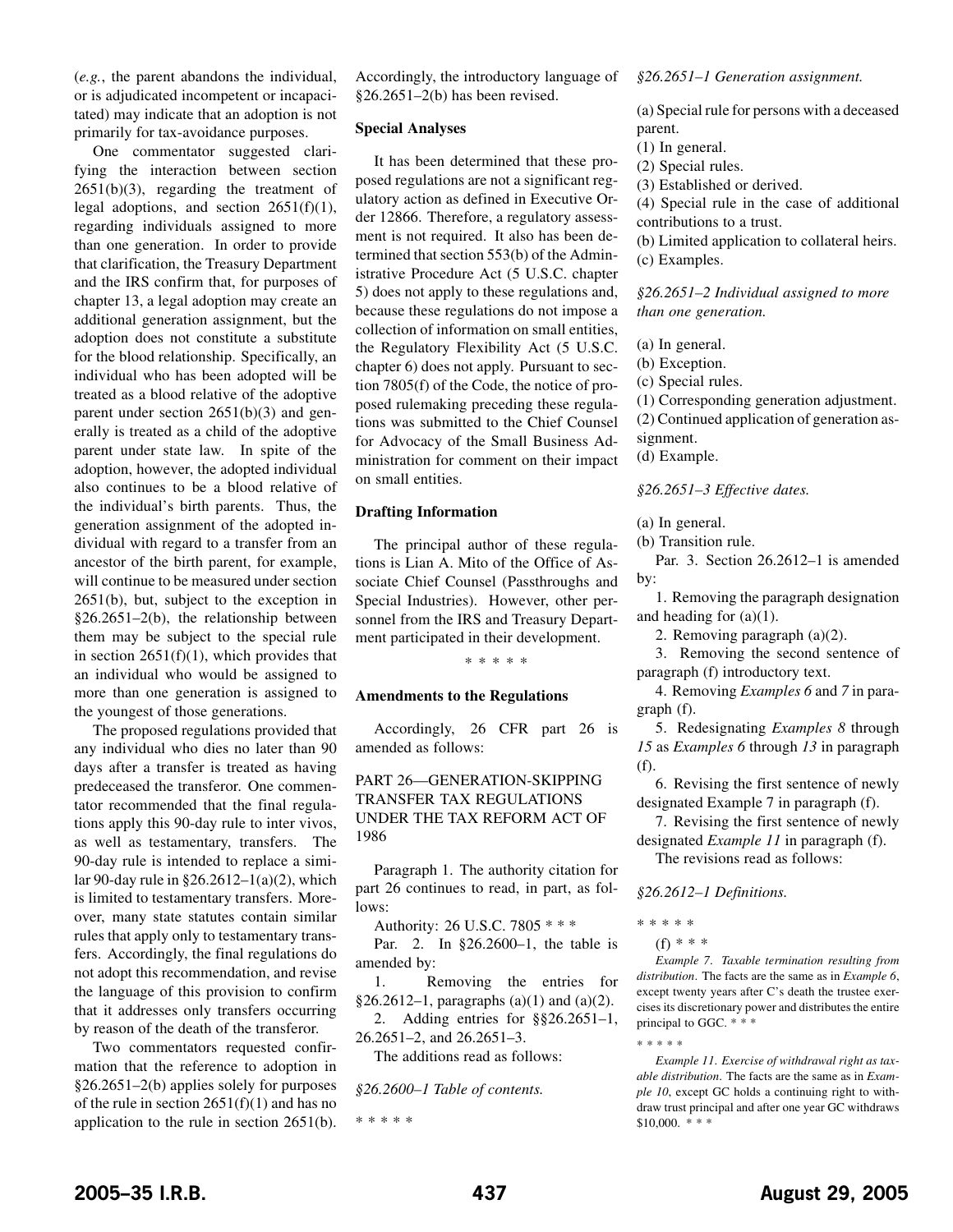(*e.g.*, the parent abandons the individual, or is adjudicated incompetent or incapacitated) may indicate that an adoption is not primarily for tax-avoidance purposes.

One commentator suggested clarifying the interaction between section 2651(b)(3), regarding the treatment of legal adoptions, and section 2651(f)(1), regarding individuals assigned to more than one generation. In order to provide that clarification, the Treasury Department and the IRS confirm that, for purposes of chapter 13, a legal adoption may create an additional generation assignment, but the adoption does not constitute a substitute for the blood relationship. Specifically, an individual who has been adopted will be treated as a blood relative of the adoptive parent under section 2651(b)(3) and generally is treated as a child of the adoptive parent under state law. In spite of the adoption, however, the adopted individual also continues to be a blood relative of the individual's birth parents. Thus, the generation assignment of the adopted individual with regard to a transfer from an ancestor of the birth parent, for example, will continue to be measured under section 2651(b), but, subject to the exception in §26.2651–2(b), the relationship between them may be subject to the special rule in section 2651(f)(1), which provides that an individual who would be assigned to more than one generation is assigned to the youngest of those generations.

The proposed regulations provided that any individual who dies no later than 90 days after a transfer is treated as having predeceased the transferor. One commentator recommended that the final regulations apply this 90-day rule to inter vivos, as well as testamentary, transfers. The 90-day rule is intended to replace a similar 90-day rule in §26.2612–1(a)(2), which is limited to testamentary transfers. Moreover, many state statutes contain similar rules that apply only to testamentary transfers. Accordingly, the final regulations do not adopt this recommendation, and revise the language of this provision to confirm that it addresses only transfers occurring by reason of the death of the transferor.

Two commentators requested confirmation that the reference to adoption in §26.2651–2(b) applies solely for purposes of the rule in section 2651(f)(1) and has no application to the rule in section 2651(b). Accordingly, the introductory language of §26.2651–2(b) has been revised.

**Special Analyses**

It has been determined that these proposed regulations are not a significant regulatory action as defined in Executive Order 12866. Therefore, a regulatory assessment is not required. It also has been determined that section 553(b) of the Administrative Procedure Act (5 U.S.C. chapter 5) does not apply to these regulations and, because these regulations do not impose a collection of information on small entities, the Regulatory Flexibility Act (5 U.S.C. chapter 6) does not apply. Pursuant to section 7805(f) of the Code, the notice of proposed rulemaking preceding these regulations was submitted to the Chief Counsel for Advocacy of the Small Business Administration for comment on their impact on small entities.

**Drafting Information**

The principal author of these regulations is Lian A. Mito of the Office of Associate Chief Counsel (Passthroughs and Special Industries). However, other personnel from the IRS and Treasury Department participated in their development.

\* \* \* \* \*

**Amendments to the Regulations**

Accordingly, 26 CFR part 26 is amended as follows:

PART 26—GENERATION-SKIPPING TRANSFER TAX REGULATIONS UNDER THE TAX REFORM ACT OF 1986

Paragraph 1. The authority citation for part 26 continues to read, in part, as follows:

Authority: 26 U.S.C. 7805 * * *

Par. 2. In §26.2600–1, the table is amended by:

1. Removing the entries for §26.2612–1, paragraphs (a)(1) and (a)(2).
2. Adding entries for §§26.2651–1, 26.2651–2, and 26.2651–3.

The additions read as follows:

*§26.2600–1 Table of contents.*

\* \* \* \* \*

*§26.2651–1 Generation assignment.*

(a) Special rule for persons with a deceased parent.
(1) In general.
(2) Special rules.
(3) Established or derived.
(4) Special rule in the case of additional contributions to a trust.
(b) Limited application to collateral heirs.
(c) Examples.

*§26.2651–2 Individual assigned to more than one generation.*

(a) In general.
(b) Exception.
(c) Special rules.
(1) Corresponding generation adjustment.
(2) Continued application of generation assignment.
(d) Example.

*§26.2651–3 Effective dates.*

(a) In general.
(b) Transition rule.

Par. 3. Section 26.2612–1 is amended by:

1. Removing the paragraph designation and heading for (a)(1).
2. Removing paragraph (a)(2).
3. Removing the second sentence of paragraph (f) introductory text.
4. Removing *Examples 6* and *7* in paragraph (f).
5. Redesignating *Examples 8* through *15* as *Examples 6* through *13* in paragraph (f).
6. Revising the first sentence of newly designated Example 7 in paragraph (f).
7. Revising the first sentence of newly designated *Example 11* in paragraph (f).

The revisions read as follows:

*§26.2612–1 Definitions.*

\* \* \* \* \*

(f) * * *

*Example 7. Taxable termination resulting from distribution*. The facts are the same as in *Example 6*, except twenty years after C's death the trustee exercises its discretionary power and distributes the entire principal to GGC. * * *

\* \* \* \* \*

*Example 11. Exercise of withdrawal right as taxable distribution*. The facts are the same as in *Example 10*, except GC holds a continuing right to withdraw trust principal and after one year GC withdraws $10,000. * * *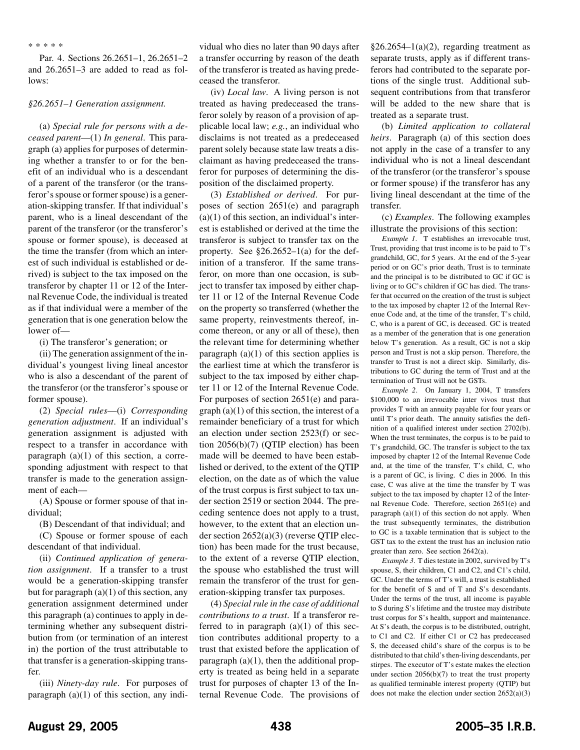\* \* \* \* \*

Par. 4. Sections 26.2651–1, 26.2651–2 and 26.2651–3 are added to read as follows:

*§26.2651–1 Generation assignment.*

(a) *Special rule for persons with a deceased parent*—(1) *In general*. This paragraph (a) applies for purposes of determining whether a transfer to or for the benefit of an individual who is a descendant of a parent of the transferor (or the transferor's spouse or former spouse) is a generation-skipping transfer. If that individual's parent, who is a lineal descendant of the parent of the transferor (or the transferor's spouse or former spouse), is deceased at the time the transfer (from which an interest of such individual is established or derived) is subject to the tax imposed on the transferor by chapter 11 or 12 of the Internal Revenue Code, the individual is treated as if that individual were a member of the generation that is one generation below the lower of—

(i) The transferor's generation; or

(ii) The generation assignment of the individual's youngest living lineal ancestor who is also a descendant of the parent of the transferor (or the transferor's spouse or former spouse).

(2) *Special rules*—(i) *Corresponding generation adjustment*. If an individual's generation assignment is adjusted with respect to a transfer in accordance with paragraph (a)(1) of this section, a corresponding adjustment with respect to that transfer is made to the generation assignment of each—

(A) Spouse or former spouse of that individual;

(B) Descendant of that individual; and

(C) Spouse or former spouse of each descendant of that individual.

(ii) *Continued application of generation assignment*. If a transfer to a trust would be a generation-skipping transfer but for paragraph (a)(1) of this section, any generation assignment determined under this paragraph (a) continues to apply in determining whether any subsequent distribution from (or termination of an interest in) the portion of the trust attributable to that transfer is a generation-skipping transfer.

(iii) *Ninety-day rule*. For purposes of paragraph (a)(1) of this section, any individual who dies no later than 90 days after a transfer occurring by reason of the death of the transferor is treated as having predeceased the transferor.

(iv) *Local law*. A living person is not treated as having predeceased the transferor solely by reason of a provision of applicable local law; *e.g.*, an individual who disclaims is not treated as a predeceased parent solely because state law treats a disclaimant as having predeceased the transferor for purposes of determining the disposition of the disclaimed property.

(3) *Established or derived*. For purposes of section 2651(e) and paragraph (a)(1) of this section, an individual's interest is established or derived at the time the transferor is subject to transfer tax on the property. See §26.2652–1(a) for the definition of a transferor. If the same transferor, on more than one occasion, is subject to transfer tax imposed by either chapter 11 or 12 of the Internal Revenue Code on the property so transferred (whether the same property, reinvestments thereof, income thereon, or any or all of these), then the relevant time for determining whether paragraph (a)(1) of this section applies is the earliest time at which the transferor is subject to the tax imposed by either chapter 11 or 12 of the Internal Revenue Code. For purposes of section 2651(e) and paragraph (a)(1) of this section, the interest of a remainder beneficiary of a trust for which an election under section 2523(f) or section 2056(b)(7) (QTIP election) has been made will be deemed to have been established or derived, to the extent of the QTIP election, on the date as of which the value of the trust corpus is first subject to tax under section 2519 or section 2044. The preceding sentence does not apply to a trust, however, to the extent that an election under section 2652(a)(3) (reverse QTIP election) has been made for the trust because, to the extent of a reverse QTIP election, the spouse who established the trust will remain the transferor of the trust for generation-skipping transfer tax purposes.

(4) *Special rule in the case of additional contributions to a trust*. If a transferor referred to in paragraph (a)(1) of this section contributes additional property to a trust that existed before the application of paragraph (a)(1), then the additional property is treated as being held in a separate trust for purposes of chapter 13 of the Internal Revenue Code. The provisions of §26.2654–1(a)(2), regarding treatment as separate trusts, apply as if different transferors had contributed to the separate portions of the single trust. Additional subsequent contributions from that transferor will be added to the new share that is treated as a separate trust.

(b) *Limited application to collateral heirs*. Paragraph (a) of this section does not apply in the case of a transfer to any individual who is not a lineal descendant of the transferor (or the transferor's spouse or former spouse) if the transferor has any living lineal descendant at the time of the transfer.

(c) *Examples*. The following examples illustrate the provisions of this section:

*Example 1*. T establishes an irrevocable trust, Trust, providing that trust income is to be paid to T's grandchild, GC, for 5 years. At the end of the 5-year period or on GC's prior death, Trust is to terminate and the principal is to be distributed to GC if GC is living or to GC's children if GC has died. The transfer that occurred on the creation of the trust is subject to the tax imposed by chapter 12 of the Internal Revenue Code and, at the time of the transfer, T's child, C, who is a parent of GC, is deceased. GC is treated as a member of the generation that is one generation below T's generation. As a result, GC is not a skip person and Trust is not a skip person. Therefore, the transfer to Trust is not a direct skip. Similarly, distributions to GC during the term of Trust and at the termination of Trust will not be GSTs.

*Example 2*. On January 1, 2004, T transfers $100,000 to an irrevocable inter vivos trust that provides T with an annuity payable for four years or until T's prior death. The annuity satisfies the definition of a qualified interest under section 2702(b). When the trust terminates, the corpus is to be paid to T's grandchild, GC. The transfer is subject to the tax imposed by chapter 12 of the Internal Revenue Code and, at the time of the transfer, T's child, C, who is a parent of GC, is living. C dies in 2006. In this case, C was alive at the time the transfer by T was subject to the tax imposed by chapter 12 of the Internal Revenue Code. Therefore, section 2651(e) and paragraph (a)(1) of this section do not apply. When the trust subsequently terminates, the distribution to GC is a taxable termination that is subject to the GST tax to the extent the trust has an inclusion ratio greater than zero. See section 2642(a).

*Example 3*. T dies testate in 2002, survived by T's spouse, S, their children, C1 and C2, and C1's child, GC. Under the terms of T's will, a trust is established for the benefit of S and of T and S's descendants. Under the terms of the trust, all income is payable to S during S's lifetime and the trustee may distribute trust corpus for S's health, support and maintenance. At S's death, the corpus is to be distributed, outright, to C1 and C2. If either C1 or C2 has predeceased S, the deceased child's share of the corpus is to be distributed to that child's then-living descendants, per stirpes. The executor of T's estate makes the election under section 2056(b)(7) to treat the trust property as qualified terminable interest property (QTIP) but does not make the election under section 2652(a)(3)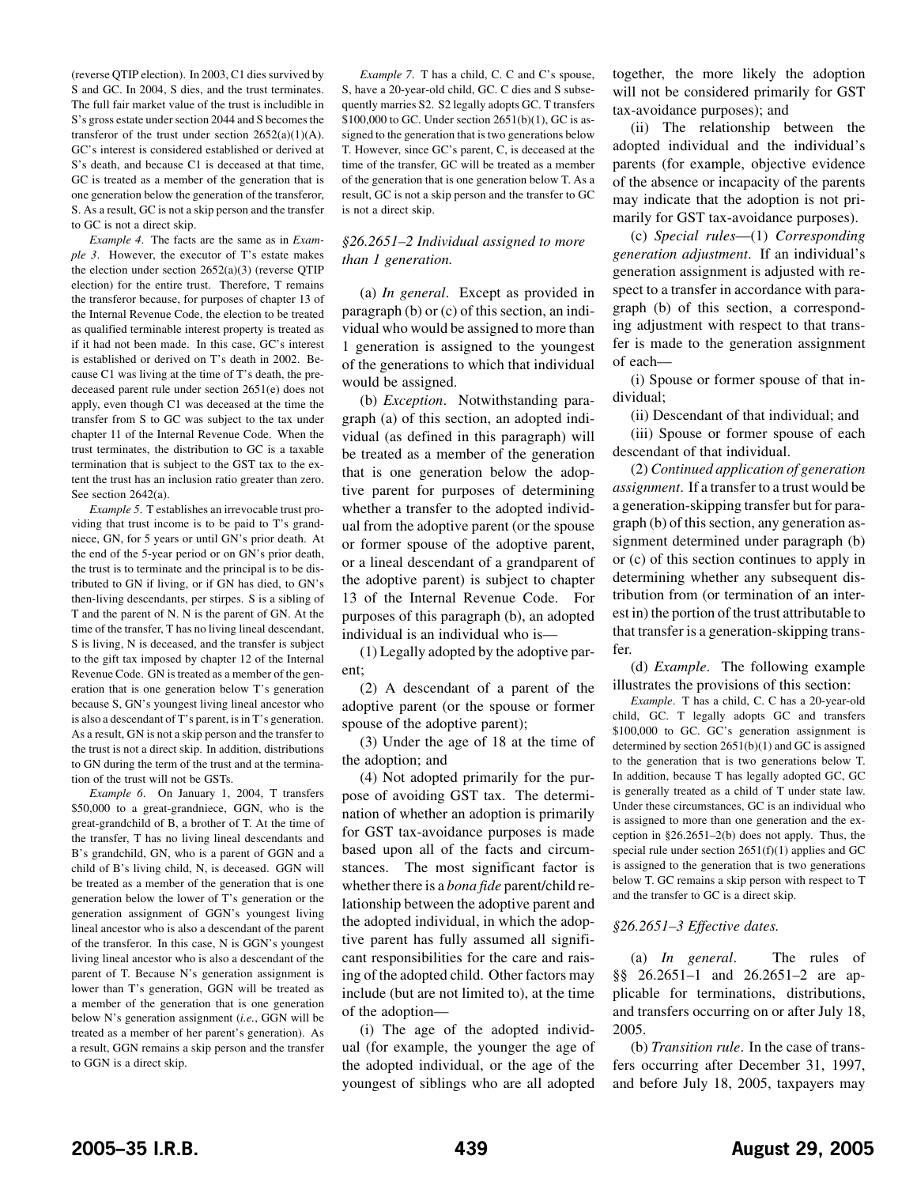(reverse QTIP election). In 2003, C1 dies survived by S and GC. In 2004, S dies, and the trust terminates. The full fair market value of the trust is includible in S's gross estate under section 2044 and S becomes the transferor of the trust under section 2652(a)(1)(A). GC's interest is considered established or derived at S's death, and because C1 is deceased at that time, GC is treated as a member of the generation that is one generation below the generation of the transferor, S. As a result, GC is not a skip person and the transfer to GC is not a direct skip.

*Example 4*. The facts are the same as in *Example 3*. However, the executor of T's estate makes the election under section 2652(a)(3) (reverse QTIP election) for the entire trust. Therefore, T remains the transferor because, for purposes of chapter 13 of the Internal Revenue Code, the election to be treated as qualified terminable interest property is treated as if it had not been made. In this case, GC's interest is established or derived on T's death in 2002. Because C1 was living at the time of T's death, the predeceased parent rule under section 2651(e) does not apply, even though C1 was deceased at the time the transfer from S to GC was subject to the tax under chapter 11 of the Internal Revenue Code. When the trust terminates, the distribution to GC is a taxable termination that is subject to the GST tax to the extent the trust has an inclusion ratio greater than zero. See section 2642(a).

*Example 5*. T establishes an irrevocable trust providing that trust income is to be paid to T's grandniece, GN, for 5 years or until GN's prior death. At the end of the 5-year period or on GN's prior death, the trust is to terminate and the principal is to be distributed to GN if living, or if GN has died, to GN's then-living descendants, per stirpes. S is a sibling of T and the parent of N. N is the parent of GN. At the time of the transfer, T has no living lineal descendant, S is living, N is deceased, and the transfer is subject to the gift tax imposed by chapter 12 of the Internal Revenue Code. GN is treated as a member of the generation that is one generation below T's generation because S, GN's youngest living lineal ancestor who is also a descendant of T's parent, is in T's generation. As a result, GN is not a skip person and the transfer to the trust is not a direct skip. In addition, distributions to GN during the term of the trust and at the termination of the trust will not be GSTs.

*Example 6*. On January 1, 2004, T transfers \$50,000 to a great-grandniece, GGN, who is the great-grandchild of B, a brother of T. At the time of the transfer, T has no living lineal descendants and B's grandchild, GN, who is a parent of GGN and a child of B's living child, N, is deceased. GGN will be treated as a member of the generation that is one generation below the lower of T's generation or the generation assignment of GGN's youngest living lineal ancestor who is also a descendant of the parent of the transferor. In this case, N is GGN's youngest living lineal ancestor who is also a descendant of the parent of T. Because N's generation assignment is lower than T's generation, GGN will be treated as a member of the generation that is one generation below N's generation assignment (*i.e.*, GGN will be treated as a member of her parent's generation). As a result, GGN remains a skip person and the transfer to GGN is a direct skip.

*Example 7*. T has a child, C. C and C's spouse, S, have a 20-year-old child, GC. C dies and S subsequently marries S2. S2 legally adopts GC. T transfers \$100,000 to GC. Under section 2651(b)(1), GC is assigned to the generation that is two generations below T. However, since GC's parent, C, is deceased at the time of the transfer, GC will be treated as a member of the generation that is one generation below T. As a result, GC is not a skip person and the transfer to GC is not a direct skip.

*§26.2651–2 Individual assigned to more than 1 generation.*

(a) *In general*. Except as provided in paragraph (b) or (c) of this section, an individual who would be assigned to more than 1 generation is assigned to the youngest of the generations to which that individual would be assigned.

(b) *Exception*. Notwithstanding paragraph (a) of this section, an adopted individual (as defined in this paragraph) will be treated as a member of the generation that is one generation below the adoptive parent for purposes of determining whether a transfer to the adopted individual from the adoptive parent (or the spouse or former spouse of the adoptive parent, or a lineal descendant of a grandparent of the adoptive parent) is subject to chapter 13 of the Internal Revenue Code. For purposes of this paragraph (b), an adopted individual is an individual who is—

(1) Legally adopted by the adoptive parent;

(2) A descendant of a parent of the adoptive parent (or the spouse or former spouse of the adoptive parent);

(3) Under the age of 18 at the time of the adoption; and

(4) Not adopted primarily for the purpose of avoiding GST tax. The determination of whether an adoption is primarily for GST tax-avoidance purposes is made based upon all of the facts and circumstances. The most significant factor is whether there is a *bona fide* parent/child relationship between the adoptive parent and the adopted individual, in which the adoptive parent has fully assumed all significant responsibilities for the care and raising of the adopted child. Other factors may include (but are not limited to), at the time of the adoption—

(i) The age of the adopted individual (for example, the younger the age of the adopted individual, or the age of the youngest of siblings who are all adopted together, the more likely the adoption will not be considered primarily for GST tax-avoidance purposes); and

(ii) The relationship between the adopted individual and the individual's parents (for example, objective evidence of the absence or incapacity of the parents may indicate that the adoption is not primarily for GST tax-avoidance purposes).

(c) *Special rules*—(1) *Corresponding generation adjustment*. If an individual's generation assignment is adjusted with respect to a transfer in accordance with paragraph (b) of this section, a corresponding adjustment with respect to that transfer is made to the generation assignment of each—

(i) Spouse or former spouse of that individual;

(ii) Descendant of that individual; and

(iii) Spouse or former spouse of each descendant of that individual.

(2) *Continued application of generation assignment*. If a transfer to a trust would be a generation-skipping transfer but for paragraph (b) of this section, any generation assignment determined under paragraph (b) or (c) of this section continues to apply in determining whether any subsequent distribution from (or termination of an interest in) the portion of the trust attributable to that transfer is a generation-skipping transfer.

(d) *Example*. The following example illustrates the provisions of this section:

*Example*. T has a child, C. C has a 20-year-old child, GC. T legally adopts GC and transfers \$100,000 to GC. GC's generation assignment is determined by section 2651(b)(1) and GC is assigned to the generation that is two generations below T. In addition, because T has legally adopted GC, GC is generally treated as a child of T under state law. Under these circumstances, GC is an individual who is assigned to more than one generation and the exception in §26.2651–2(b) does not apply. Thus, the special rule under section 2651(f)(1) applies and GC is assigned to the generation that is two generations below T. GC remains a skip person with respect to T and the transfer to GC is a direct skip.

*§26.2651–3 Effective dates.*

(a) *In general*. The rules of §§ 26.2651–1 and 26.2651–2 are applicable for terminations, distributions, and transfers occurring on or after July 18, 2005.

(b) *Transition rule*. In the case of transfers occurring after December 31, 1997, and before July 18, 2005, taxpayers may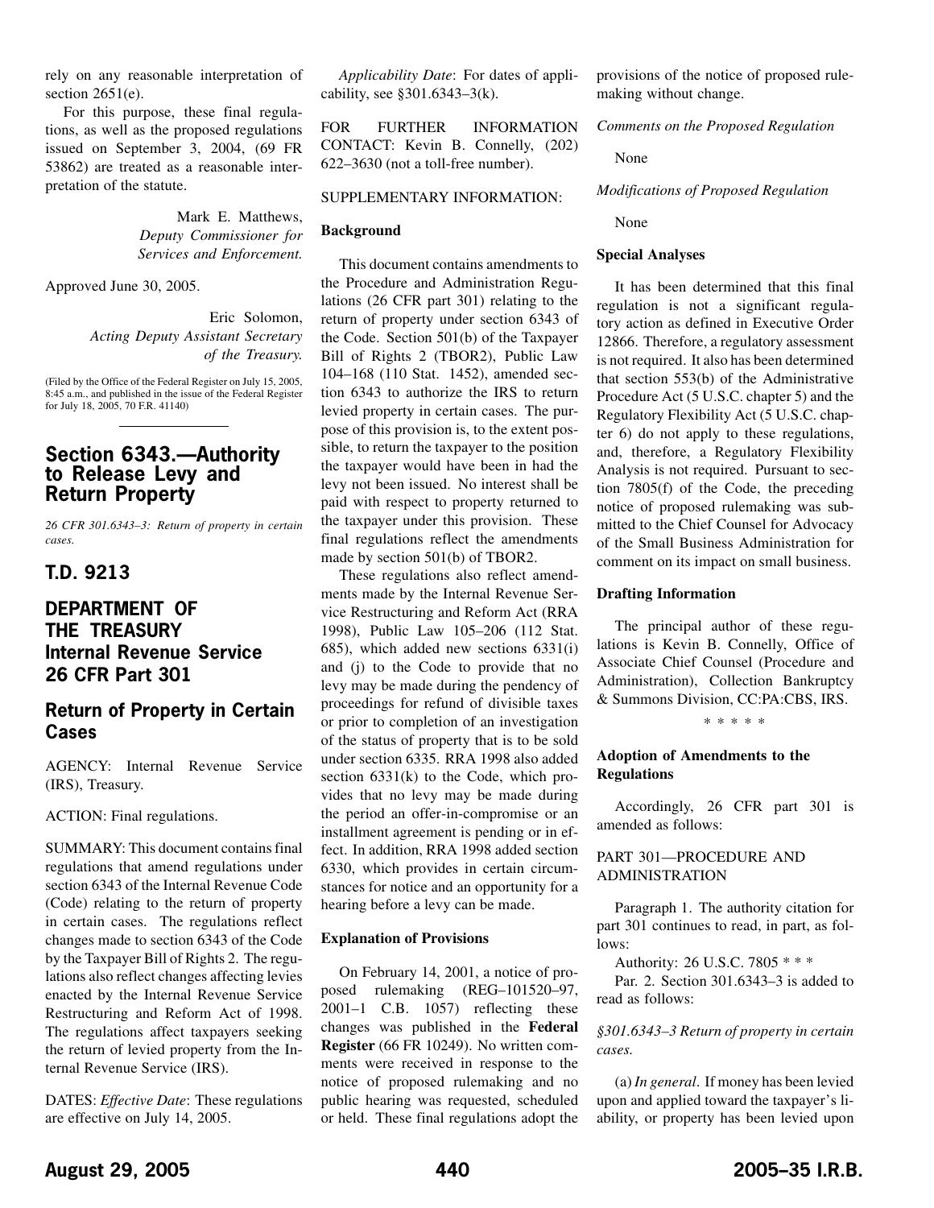rely on any reasonable interpretation of section 2651(e).

For this purpose, these final regulations, as well as the proposed regulations issued on September 3, 2004, (69 FR 53862) are treated as a reasonable interpretation of the statute.

Mark E. Matthews,
*Deputy Commissioner for Services and Enforcement.*

Approved June 30, 2005.

Eric Solomon,
*Acting Deputy Assistant Secretary of the Treasury.*

(Filed by the Office of the Federal Register on July 15, 2005, 8:45 a.m., and published in the issue of the Federal Register for July 18, 2005, 70 F.R. 41140)

## Section 6343.—Authority to Release Levy and Return Property

*26 CFR 301.6343–3: Return of property in certain cases.*

## T.D. 9213

## DEPARTMENT OF THE TREASURY Internal Revenue Service 26 CFR Part 301

## Return of Property in Certain Cases

AGENCY: Internal Revenue Service (IRS), Treasury.

ACTION: Final regulations.

SUMMARY: This document contains final regulations that amend regulations under section 6343 of the Internal Revenue Code (Code) relating to the return of property in certain cases. The regulations reflect changes made to section 6343 of the Code by the Taxpayer Bill of Rights 2. The regulations also reflect changes affecting levies enacted by the Internal Revenue Service Restructuring and Reform Act of 1998. The regulations affect taxpayers seeking the return of levied property from the Internal Revenue Service (IRS).

DATES: *Effective Date*: These regulations are effective on July 14, 2005.

*Applicability Date*: For dates of applicability, see §301.6343–3(k).

FOR FURTHER INFORMATION CONTACT: Kevin B. Connelly, (202) 622–3630 (not a toll-free number).

SUPPLEMENTARY INFORMATION:

**Background**

This document contains amendments to the Procedure and Administration Regulations (26 CFR part 301) relating to the return of property under section 6343 of the Code. Section 501(b) of the Taxpayer Bill of Rights 2 (TBOR2), Public Law 104–168 (110 Stat. 1452), amended section 6343 to authorize the IRS to return levied property in certain cases. The purpose of this provision is, to the extent possible, to return the taxpayer to the position the taxpayer would have been in had the levy not been issued. No interest shall be paid with respect to property returned to the taxpayer under this provision. These final regulations reflect the amendments made by section 501(b) of TBOR2.

These regulations also reflect amendments made by the Internal Revenue Service Restructuring and Reform Act (RRA 1998), Public Law 105–206 (112 Stat. 685), which added new sections 6331(i) and (j) to the Code to provide that no levy may be made during the pendency of proceedings for refund of divisible taxes or prior to completion of an investigation of the status of property that is to be sold under section 6335. RRA 1998 also added section 6331(k) to the Code, which provides that no levy may be made during the period an offer-in-compromise or an installment agreement is pending or in effect. In addition, RRA 1998 added section 6330, which provides in certain circumstances for notice and an opportunity for a hearing before a levy can be made.

**Explanation of Provisions**

On February 14, 2001, a notice of proposed rulemaking (REG–101520–97, 2001–1 C.B. 1057) reflecting these changes was published in the **Federal Register** (66 FR 10249). No written comments were received in response to the notice of proposed rulemaking and no public hearing was requested, scheduled or held. These final regulations adopt the provisions of the notice of proposed rulemaking without change.

*Comments on the Proposed Regulation*

None

*Modifications of Proposed Regulation*

None

**Special Analyses**

It has been determined that this final regulation is not a significant regulatory action as defined in Executive Order 12866. Therefore, a regulatory assessment is not required. It also has been determined that section 553(b) of the Administrative Procedure Act (5 U.S.C. chapter 5) and the Regulatory Flexibility Act (5 U.S.C. chapter 6) do not apply to these regulations, and, therefore, a Regulatory Flexibility Analysis is not required. Pursuant to section 7805(f) of the Code, the preceding notice of proposed rulemaking was submitted to the Chief Counsel for Advocacy of the Small Business Administration for comment on its impact on small business.

**Drafting Information**

The principal author of these regulations is Kevin B. Connelly, Office of Associate Chief Counsel (Procedure and Administration), Collection Bankruptcy & Summons Division, CC:PA:CBS, IRS.

\* \* \* \* \*

**Adoption of Amendments to the Regulations**

Accordingly, 26 CFR part 301 is amended as follows:

PART 301—PROCEDURE AND ADMINISTRATION

Paragraph 1. The authority citation for part 301 continues to read, in part, as follows:

Authority: 26 U.S.C. 7805 * * *

Par. 2. Section 301.6343–3 is added to read as follows:

*§301.6343–3 Return of property in certain cases.*

(a) *In general*. If money has been levied upon and applied toward the taxpayer's liability, or property has been levied upon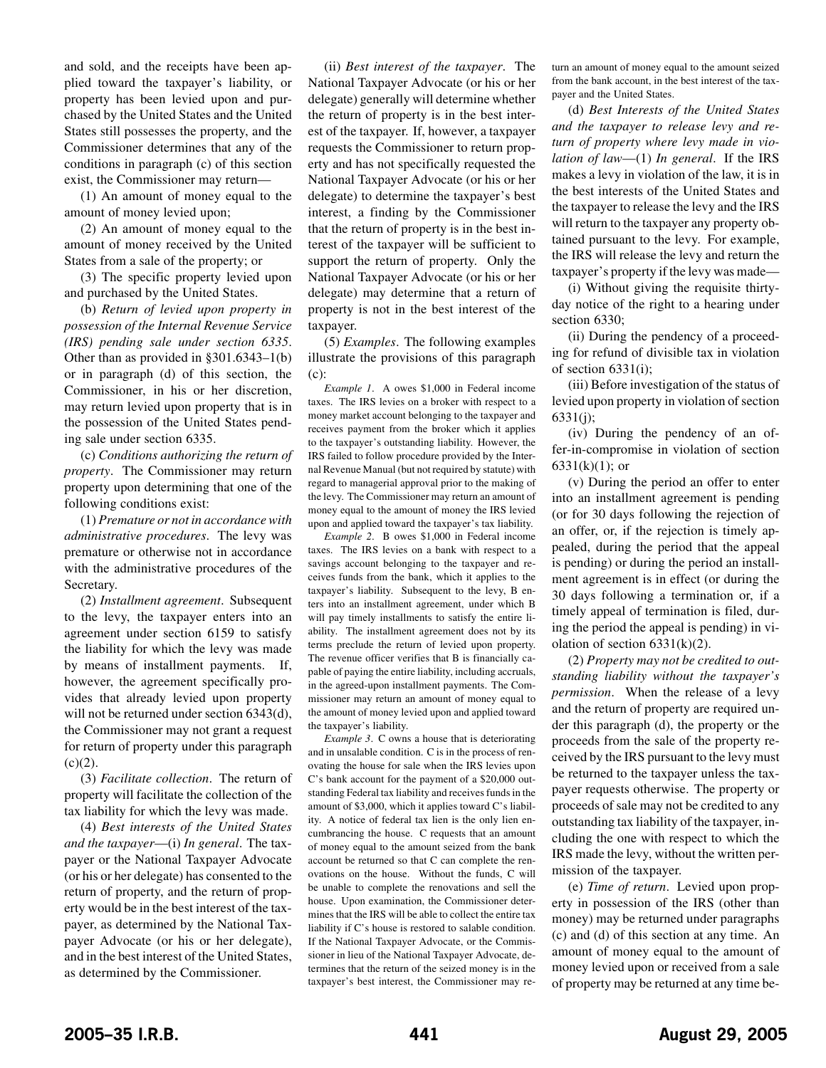and sold, and the receipts have been applied toward the taxpayer's liability, or property has been levied upon and purchased by the United States and the United States still possesses the property, and the Commissioner determines that any of the conditions in paragraph (c) of this section exist, the Commissioner may return—

(1) An amount of money equal to the amount of money levied upon;

(2) An amount of money equal to the amount of money received by the United States from a sale of the property; or

(3) The specific property levied upon and purchased by the United States.

(b) *Return of levied upon property in possession of the Internal Revenue Service (IRS) pending sale under section 6335*. Other than as provided in §301.6343–1(b) or in paragraph (d) of this section, the Commissioner, in his or her discretion, may return levied upon property that is in the possession of the United States pending sale under section 6335.

(c) *Conditions authorizing the return of property*. The Commissioner may return property upon determining that one of the following conditions exist:

(1) *Premature or not in accordance with administrative procedures*. The levy was premature or otherwise not in accordance with the administrative procedures of the Secretary.

(2) *Installment agreement*. Subsequent to the levy, the taxpayer enters into an agreement under section 6159 to satisfy the liability for which the levy was made by means of installment payments. If, however, the agreement specifically provides that already levied upon property will not be returned under section 6343(d), the Commissioner may not grant a request for return of property under this paragraph (c)(2).

(3) *Facilitate collection*. The return of property will facilitate the collection of the tax liability for which the levy was made.

(4) *Best interests of the United States and the taxpayer*—(i) *In general*. The taxpayer or the National Taxpayer Advocate (or his or her delegate) has consented to the return of property, and the return of property would be in the best interest of the taxpayer, as determined by the National Taxpayer Advocate (or his or her delegate), and in the best interest of the United States, as determined by the Commissioner.

(ii) *Best interest of the taxpayer*. The National Taxpayer Advocate (or his or her delegate) generally will determine whether the return of property is in the best interest of the taxpayer. If, however, a taxpayer requests the Commissioner to return property and has not specifically requested the National Taxpayer Advocate (or his or her delegate) to determine the taxpayer's best interest, a finding by the Commissioner that the return of property is in the best interest of the taxpayer will be sufficient to support the return of property. Only the National Taxpayer Advocate (or his or her delegate) may determine that a return of property is not in the best interest of the taxpayer.

(5) *Examples*. The following examples illustrate the provisions of this paragraph (c):

*Example 1*. A owes $1,000 in Federal income taxes. The IRS levies on a broker with respect to a money market account belonging to the taxpayer and receives payment from the broker which it applies to the taxpayer's outstanding liability. However, the IRS failed to follow procedure provided by the Internal Revenue Manual (but not required by statute) with regard to managerial approval prior to the making of the levy. The Commissioner may return an amount of money equal to the amount of money the IRS levied upon and applied toward the taxpayer's tax liability.

*Example 2*. B owes $1,000 in Federal income taxes. The IRS levies on a bank with respect to a savings account belonging to the taxpayer and receives funds from the bank, which it applies to the taxpayer's liability. Subsequent to the levy, B enters into an installment agreement, under which B will pay timely installments to satisfy the entire liability. The installment agreement does not by its terms preclude the return of levied upon property. The revenue officer verifies that B is financially capable of paying the entire liability, including accruals, in the agreed-upon installment payments. The Commissioner may return an amount of money equal to the amount of money levied upon and applied toward the taxpayer's liability.

*Example 3*. C owns a house that is deteriorating and in unsalable condition. C is in the process of renovating the house for sale when the IRS levies upon C's bank account for the payment of a $20,000 outstanding Federal tax liability and receives funds in the amount of $3,000, which it applies toward C's liability. A notice of federal tax lien is the only lien encumbrancing the house. C requests that an amount of money equal to the amount seized from the bank account be returned so that C can complete the renovations on the house. Without the funds, C will be unable to complete the renovations and sell the house. Upon examination, the Commissioner determines that the IRS will be able to collect the entire tax liability if C's house is restored to salable condition. If the National Taxpayer Advocate, or the Commissioner in lieu of the National Taxpayer Advocate, determines that the return of the seized money is in the taxpayer's best interest, the Commissioner may return an amount of money equal to the amount seized from the bank account, in the best interest of the taxpayer and the United States.

(d) *Best Interests of the United States and the taxpayer to release levy and return of property where levy made in violation of law*—(1) *In general*. If the IRS makes a levy in violation of the law, it is in the best interests of the United States and the taxpayer to release the levy and the IRS will return to the taxpayer any property obtained pursuant to the levy. For example, the IRS will release the levy and return the taxpayer's property if the levy was made—

(i) Without giving the requisite thirty-day notice of the right to a hearing under section 6330;

(ii) During the pendency of a proceeding for refund of divisible tax in violation of section 6331(i);

(iii) Before investigation of the status of levied upon property in violation of section 6331(j);

(iv) During the pendency of an offer-in-compromise in violation of section 6331(k)(1); or

(v) During the period an offer to enter into an installment agreement is pending (or for 30 days following the rejection of an offer, or, if the rejection is timely appealed, during the period that the appeal is pending) or during the period an installment agreement is in effect (or during the 30 days following a termination or, if a timely appeal of termination is filed, during the period the appeal is pending) in violation of section 6331(k)(2).

(2) *Property may not be credited to outstanding liability without the taxpayer's permission*. When the release of a levy and the return of property are required under this paragraph (d), the property or the proceeds from the sale of the property received by the IRS pursuant to the levy must be returned to the taxpayer unless the taxpayer requests otherwise. The property or proceeds of sale may not be credited to any outstanding tax liability of the taxpayer, including the one with respect to which the IRS made the levy, without the written permission of the taxpayer.

(e) *Time of return*. Levied upon property in possession of the IRS (other than money) may be returned under paragraphs (c) and (d) of this section at any time. An amount of money equal to the amount of money levied upon or received from a sale of property may be returned at any time be-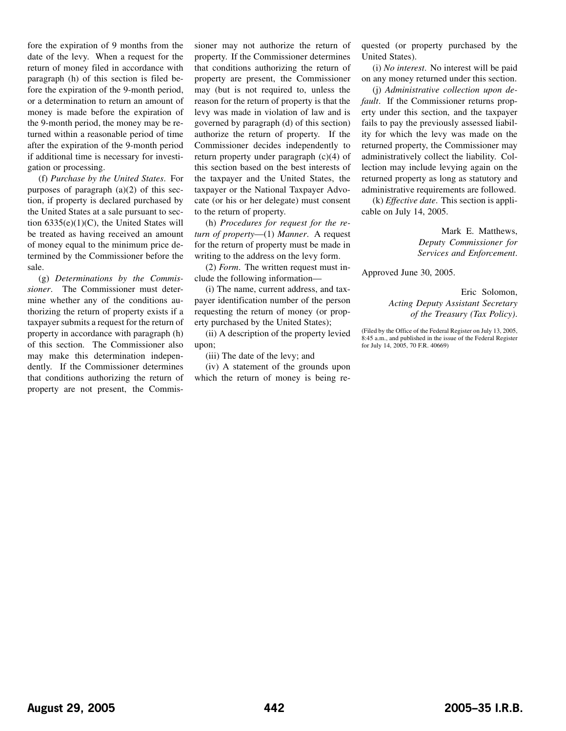fore the expiration of 9 months from the date of the levy. When a request for the return of money filed in accordance with paragraph (h) of this section is filed before the expiration of the 9-month period, or a determination to return an amount of money is made before the expiration of the 9-month period, the money may be returned within a reasonable period of time after the expiration of the 9-month period if additional time is necessary for investigation or processing.

(f) *Purchase by the United States*. For purposes of paragraph (a)(2) of this section, if property is declared purchased by the United States at a sale pursuant to section 6335(e)(1)(C), the United States will be treated as having received an amount of money equal to the minimum price determined by the Commissioner before the sale.

(g) *Determinations by the Commissioner*. The Commissioner must determine whether any of the conditions authorizing the return of property exists if a taxpayer submits a request for the return of property in accordance with paragraph (h) of this section. The Commissioner also may make this determination independently. If the Commissioner determines that conditions authorizing the return of property are not present, the Commissioner may not authorize the return of property. If the Commissioner determines that conditions authorizing the return of property are present, the Commissioner may (but is not required to, unless the reason for the return of property is that the levy was made in violation of law and is governed by paragraph (d) of this section) authorize the return of property. If the Commissioner decides independently to return property under paragraph (c)(4) of this section based on the best interests of the taxpayer and the United States, the taxpayer or the National Taxpayer Advocate (or his or her delegate) must consent to the return of property.

(h) *Procedures for request for the return of property*—(1) *Manner*. A request for the return of property must be made in writing to the address on the levy form.

(2) *Form*. The written request must include the following information—

(i) The name, current address, and taxpayer identification number of the person requesting the return of money (or property purchased by the United States);

(ii) A description of the property levied upon;

(iii) The date of the levy; and

(iv) A statement of the grounds upon which the return of money is being requested (or property purchased by the United States).

(i) *No interest*. No interest will be paid on any money returned under this section.

(j) *Administrative collection upon default*. If the Commissioner returns property under this section, and the taxpayer fails to pay the previously assessed liability for which the levy was made on the returned property, the Commissioner may administratively collect the liability. Collection may include levying again on the returned property as long as statutory and administrative requirements are followed.

(k) *Effective date*. This section is applicable on July 14, 2005.

Mark E. Matthews,
*Deputy Commissioner for Services and Enforcement*.

Approved June 30, 2005.

Eric Solomon,
*Acting Deputy Assistant Secretary of the Treasury (Tax Policy)*.

(Filed by the Office of the Federal Register on July 13, 2005, 8:45 a.m., and published in the issue of the Federal Register for July 14, 2005, 70 F.R. 40669)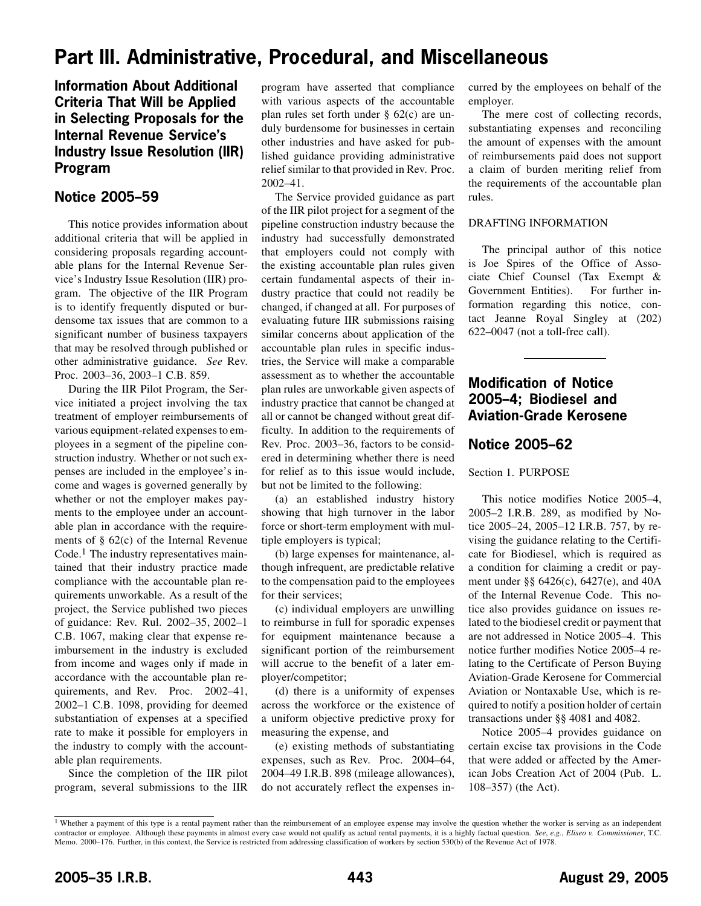# Part III. Administrative, Procedural, and Miscellaneous

## Information About Additional Criteria That Will be Applied in Selecting Proposals for the Internal Revenue Service's Industry Issue Resolution (IIR) Program

## Notice 2005–59

This notice provides information about additional criteria that will be applied in considering proposals regarding accountable plans for the Internal Revenue Service's Industry Issue Resolution (IIR) program. The objective of the IIR Program is to identify frequently disputed or burdensome tax issues that are common to a significant number of business taxpayers that may be resolved through published or other administrative guidance. *See* Rev. Proc. 2003–36, 2003–1 C.B. 859.

During the IIR Pilot Program, the Service initiated a project involving the tax treatment of employer reimbursements of various equipment-related expenses to employees in a segment of the pipeline construction industry. Whether or not such expenses are included in the employee's income and wages is governed generally by whether or not the employer makes payments to the employee under an accountable plan in accordance with the requirements of § 62(c) of the Internal Revenue Code.[1] The industry representatives maintained that their industry practice made compliance with the accountable plan requirements unworkable. As a result of the project, the Service published two pieces of guidance: Rev. Rul. 2002–35, 2002–1 C.B. 1067, making clear that expense reimbursement in the industry is excluded from income and wages only if made in accordance with the accountable plan requirements, and Rev. Proc. 2002–41, 2002–1 C.B. 1098, providing for deemed substantiation of expenses at a specified rate to make it possible for employers in the industry to comply with the accountable plan requirements.

Since the completion of the IIR pilot program, several submissions to the IIR program have asserted that compliance with various aspects of the accountable plan rules set forth under § 62(c) are unduly burdensome for businesses in certain other industries and have asked for published guidance providing administrative relief similar to that provided in Rev. Proc. 2002–41.

The Service provided guidance as part of the IIR pilot project for a segment of the pipeline construction industry because the industry had successfully demonstrated that employers could not comply with the existing accountable plan rules given certain fundamental aspects of their industry practice that could not readily be changed, if changed at all. For purposes of evaluating future IIR submissions raising similar concerns about application of the accountable plan rules in specific industries, the Service will make a comparable assessment as to whether the accountable plan rules are unworkable given aspects of industry practice that cannot be changed at all or cannot be changed without great difficulty. In addition to the requirements of Rev. Proc. 2003–36, factors to be considered in determining whether there is need for relief as to this issue would include, but not be limited to the following:

(a) an established industry history showing that high turnover in the labor force or short-term employment with multiple employers is typical;

(b) large expenses for maintenance, although infrequent, are predictable relative to the compensation paid to the employees for their services;

(c) individual employers are unwilling to reimburse in full for sporadic expenses for equipment maintenance because a significant portion of the reimbursement will accrue to the benefit of a later employer/competitor;

(d) there is a uniformity of expenses across the workforce or the existence of a uniform objective predictive proxy for measuring the expense, and

(e) existing methods of substantiating expenses, such as Rev. Proc. 2004–64, 2004–49 I.R.B. 898 (mileage allowances), do not accurately reflect the expenses incurred by the employees on behalf of the employer.

The mere cost of collecting records, substantiating expenses and reconciling the amount of expenses with the amount of reimbursements paid does not support a claim of burden meriting relief from the requirements of the accountable plan rules.

DRAFTING INFORMATION

The principal author of this notice is Joe Spires of the Office of Associate Chief Counsel (Tax Exempt & Government Entities). For further information regarding this notice, contact Jeanne Royal Singley at (202) 622–0047 (not a toll-free call).

---

## Modification of Notice 2005–4; Biodiesel and Aviation-Grade Kerosene

## Notice 2005–62

Section 1. PURPOSE

This notice modifies Notice 2005–4, 2005–2 I.R.B. 289, as modified by Notice 2005–24, 2005–12 I.R.B. 757, by revising the guidance relating to the Certificate for Biodiesel, which is required as a condition for claiming a credit or payment under §§ 6426(c), 6427(e), and 40A of the Internal Revenue Code. This notice also provides guidance on issues related to the biodiesel credit or payment that are not addressed in Notice 2005–4. This notice further modifies Notice 2005–4 relating to the Certificate of Person Buying Aviation-Grade Kerosene for Commercial Aviation or Nontaxable Use, which is required to notify a position holder of certain transactions under §§ 4081 and 4082.

Notice 2005–4 provides guidance on certain excise tax provisions in the Code that were added or affected by the American Jobs Creation Act of 2004 (Pub. L. 108–357) (the Act).

---

[1] Whether a payment of this type is a rental payment rather than the reimbursement of an employee expense may involve the question whether the worker is serving as an independent contractor or employee. Although these payments in almost every case would not qualify as actual rental payments, it is a highly factual question. *See*, *e.g.*, *Eliseo v. Commissioner*, T.C. Memo. 2000–176. Further, in this context, the Service is restricted from addressing classification of workers by section 530(b) of the Revenue Act of 1978.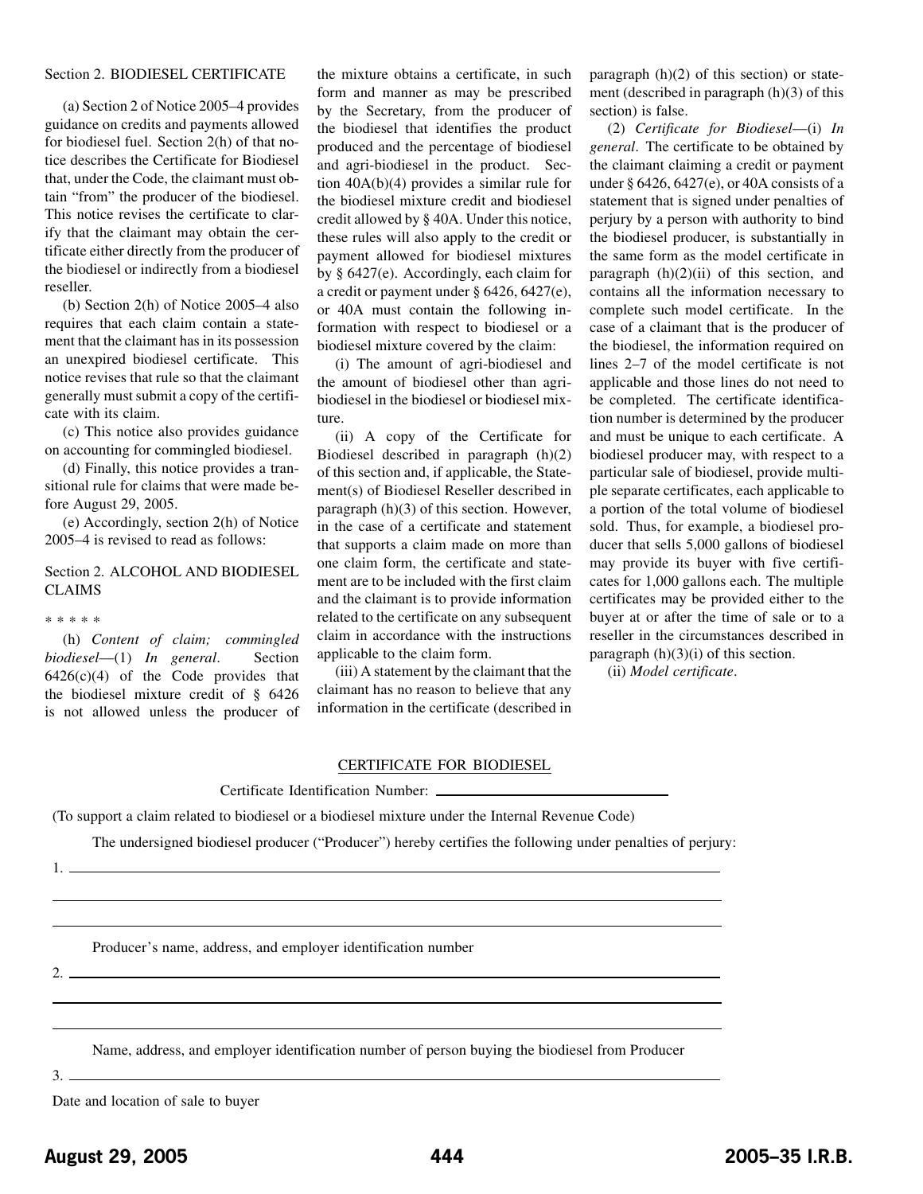Section 2. BIODIESEL CERTIFICATE

(a) Section 2 of Notice 2005–4 provides guidance on credits and payments allowed for biodiesel fuel. Section 2(h) of that notice describes the Certificate for Biodiesel that, under the Code, the claimant must obtain "from" the producer of the biodiesel. This notice revises the certificate to clarify that the claimant may obtain the certificate either directly from the producer of the biodiesel or indirectly from a biodiesel reseller.

(b) Section 2(h) of Notice 2005–4 also requires that each claim contain a statement that the claimant has in its possession an unexpired biodiesel certificate. This notice revises that rule so that the claimant generally must submit a copy of the certificate with its claim.

(c) This notice also provides guidance on accounting for commingled biodiesel.

(d) Finally, this notice provides a transitional rule for claims that were made before August 29, 2005.

(e) Accordingly, section 2(h) of Notice 2005–4 is revised to read as follows:

Section 2. ALCOHOL AND BIODIESEL CLAIMS

* * * * *

(h) *Content of claim; commingled biodiesel*—(1) *In general*. Section 6426(c)(4) of the Code provides that the biodiesel mixture credit of § 6426 is not allowed unless the producer of the mixture obtains a certificate, in such form and manner as may be prescribed by the Secretary, from the producer of the biodiesel that identifies the product produced and the percentage of biodiesel and agri-biodiesel in the product. Section 40A(b)(4) provides a similar rule for the biodiesel mixture credit and biodiesel credit allowed by § 40A. Under this notice, these rules will also apply to the credit or payment allowed for biodiesel mixtures by § 6427(e). Accordingly, each claim for a credit or payment under § 6426, 6427(e), or 40A must contain the following information with respect to biodiesel or a biodiesel mixture covered by the claim:

(i) The amount of agri-biodiesel and the amount of biodiesel other than agri-biodiesel in the biodiesel or biodiesel mixture.

(ii) A copy of the Certificate for Biodiesel described in paragraph (h)(2) of this section and, if applicable, the Statement(s) of Biodiesel Reseller described in paragraph (h)(3) of this section. However, in the case of a certificate and statement that supports a claim made on more than one claim form, the certificate and statement are to be included with the first claim and the claimant is to provide information related to the certificate on any subsequent claim in accordance with the instructions applicable to the claim form.

(iii) A statement by the claimant that the claimant has no reason to believe that any information in the certificate (described in paragraph (h)(2) of this section) or statement (described in paragraph (h)(3) of this section) is false.

(2) *Certificate for Biodiesel*—(i) *In general*. The certificate to be obtained by the claimant claiming a credit or payment under § 6426, 6427(e), or 40A consists of a statement that is signed under penalties of perjury by a person with authority to bind the biodiesel producer, is substantially in the same form as the model certificate in paragraph (h)(2)(ii) of this section, and contains all the information necessary to complete such model certificate. In the case of a claimant that is the producer of the biodiesel, the information required on lines 2–7 of the model certificate is not applicable and those lines do not need to be completed. The certificate identification number is determined by the producer and must be unique to each certificate. A biodiesel producer may, with respect to a particular sale of biodiesel, provide multiple separate certificates, each applicable to a portion of the total volume of biodiesel sold. Thus, for example, a biodiesel producer that sells 5,000 gallons of biodiesel may provide its buyer with five certificates for 1,000 gallons each. The multiple certificates may be provided either to the buyer at or after the time of sale or to a reseller in the circumstances described in paragraph (h)(3)(i) of this section.

(ii) *Model certificate*.

CERTIFICATE FOR BIODIESEL

Certificate Identification Number: ______________________________

(To support a claim related to biodiesel or a biodiesel mixture under the Internal Revenue Code)

The undersigned biodiesel producer ("Producer") hereby certifies the following under penalties of perjury:

1. ______________________________________________________________________________

______________________________________________________________________________

______________________________________________________________________________

Producer's name, address, and employer identification number

2. ______________________________________________________________________________

______________________________________________________________________________

______________________________________________________________________________

Name, address, and employer identification number of person buying the biodiesel from Producer

3. ______________________________________________________________________________

Date and location of sale to buyer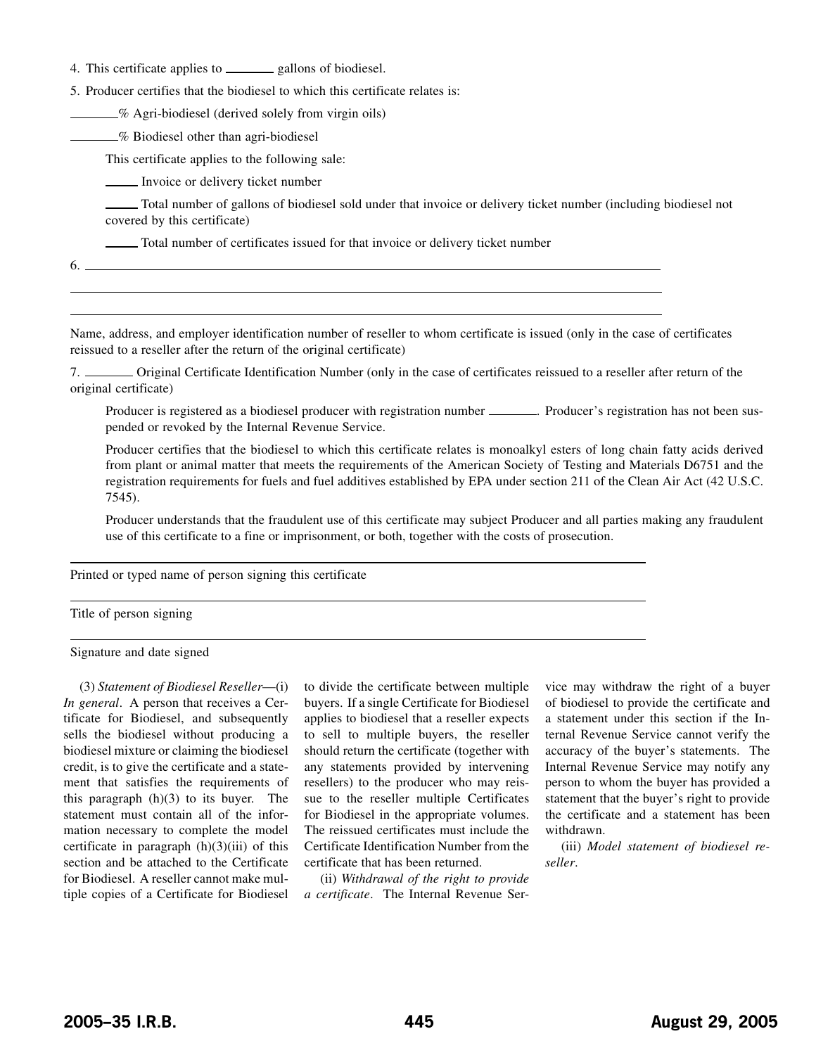4. This certificate applies to ________ gallons of biodiesel.

5. Producer certifies that the biodiesel to which this certificate relates is:

________% Agri-biodiesel (derived solely from virgin oils)

________% Biodiesel other than agri-biodiesel

This certificate applies to the following sale:

_____ Invoice or delivery ticket number

_____ Total number of gallons of biodiesel sold under that invoice or delivery ticket number (including biodiesel not covered by this certificate)

_____ Total number of certificates issued for that invoice or delivery ticket number

6. ______________________________________________________________________________

______________________________________________________________________________

______________________________________________________________________________

Name, address, and employer identification number of reseller to whom certificate is issued (only in the case of certificates reissued to a reseller after the return of the original certificate)

7. ________ Original Certificate Identification Number (only in the case of certificates reissued to a reseller after return of the original certificate)

Producer is registered as a biodiesel producer with registration number ________. Producer's registration has not been suspended or revoked by the Internal Revenue Service.

Producer certifies that the biodiesel to which this certificate relates is monoalkyl esters of long chain fatty acids derived from plant or animal matter that meets the requirements of the American Society of Testing and Materials D6751 and the registration requirements for fuels and fuel additives established by EPA under section 211 of the Clean Air Act (42 U.S.C. 7545).

Producer understands that the fraudulent use of this certificate may subject Producer and all parties making any fraudulent use of this certificate to a fine or imprisonment, or both, together with the costs of prosecution.

______________________________________________________________________________

Printed or typed name of person signing this certificate

______________________________________________________________________________

Title of person signing

______________________________________________________________________________

Signature and date signed

(3) *Statement of Biodiesel Reseller*—(i) *In general*. A person that receives a Certificate for Biodiesel, and subsequently sells the biodiesel without producing a biodiesel mixture or claiming the biodiesel credit, is to give the certificate and a statement that satisfies the requirements of this paragraph (h)(3) to its buyer. The statement must contain all of the information necessary to complete the model certificate in paragraph (h)(3)(iii) of this section and be attached to the Certificate for Biodiesel. A reseller cannot make multiple copies of a Certificate for Biodiesel to divide the certificate between multiple buyers. If a single Certificate for Biodiesel applies to biodiesel that a reseller expects to sell to multiple buyers, the reseller should return the certificate (together with any statements provided by intervening resellers) to the producer who may reissue to the reseller multiple Certificates for Biodiesel in the appropriate volumes. The reissued certificates must include the Certificate Identification Number from the certificate that has been returned.

(ii) *Withdrawal of the right to provide a certificate*. The Internal Revenue Service may withdraw the right of a buyer of biodiesel to provide the certificate and a statement under this section if the Internal Revenue Service cannot verify the accuracy of the buyer's statements. The Internal Revenue Service may notify any person to whom the buyer has provided a statement that the buyer's right to provide the certificate and a statement has been withdrawn.

(iii) *Model statement of biodiesel reseller*.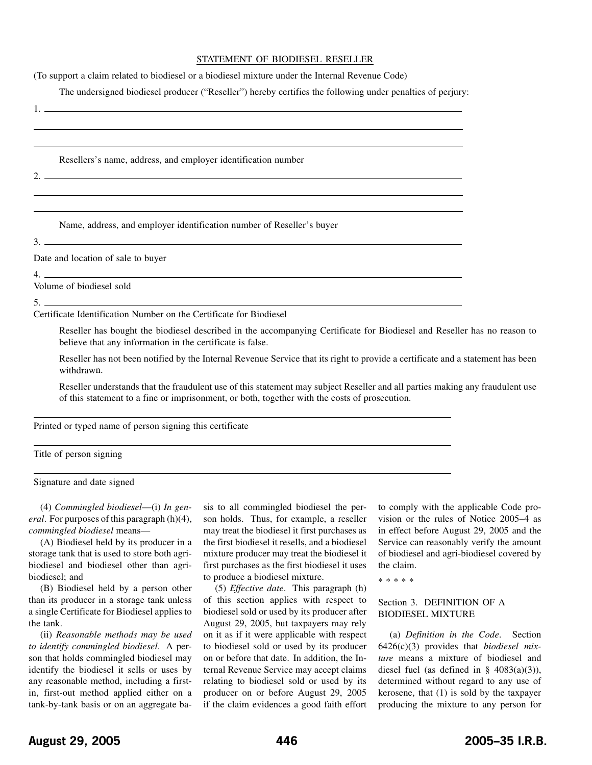STATEMENT OF BIODIESEL RESELLER

(To support a claim related to biodiesel or a biodiesel mixture under the Internal Revenue Code)

The undersigned biodiesel producer ("Reseller") hereby certifies the following under penalties of perjury:

1. ______________________________________________

______________________________________________

______________________________________________

Resellers's name, address, and employer identification number

2. ______________________________________________

______________________________________________

______________________________________________

Name, address, and employer identification number of Reseller's buyer

3. ______________________________________________

Date and location of sale to buyer

4. ______________________________________________

Volume of biodiesel sold

5. ______________________________________________

Certificate Identification Number on the Certificate for Biodiesel

Reseller has bought the biodiesel described in the accompanying Certificate for Biodiesel and Reseller has no reason to believe that any information in the certificate is false.

Reseller has not been notified by the Internal Revenue Service that its right to provide a certificate and a statement has been withdrawn.

Reseller understands that the fraudulent use of this statement may subject Reseller and all parties making any fraudulent use of this statement to a fine or imprisonment, or both, together with the costs of prosecution.

______________________________________________

Printed or typed name of person signing this certificate

______________________________________________

Title of person signing

______________________________________________

Signature and date signed

(4) *Commingled biodiesel*—(i) *In general*. For purposes of this paragraph (h)(4), *commingled biodiesel* means—

(A) Biodiesel held by its producer in a storage tank that is used to store both agri-biodiesel and biodiesel other than agri-biodiesel; and

(B) Biodiesel held by a person other than its producer in a storage tank unless a single Certificate for Biodiesel applies to the tank.

(ii) *Reasonable methods may be used to identify commingled biodiesel*. A person that holds commingled biodiesel may identify the biodiesel it sells or uses by any reasonable method, including a first-in, first-out method applied either on a tank-by-tank basis or on an aggregate basis to all commingled biodiesel the person holds. Thus, for example, a reseller may treat the biodiesel it first purchases as the first biodiesel it resells, and a biodiesel mixture producer may treat the biodiesel it first purchases as the first biodiesel it uses to produce a biodiesel mixture.

(5) *Effective date*. This paragraph (h) of this section applies with respect to biodiesel sold or used by its producer after August 29, 2005, but taxpayers may rely on it as if it were applicable with respect to biodiesel sold or used by its producer on or before that date. In addition, the Internal Revenue Service may accept claims relating to biodiesel sold or used by its producer on or before August 29, 2005 if the claim evidences a good faith effort to comply with the applicable Code provision or the rules of Notice 2005–4 as in effect before August 29, 2005 and the Service can reasonably verify the amount of biodiesel and agri-biodiesel covered by the claim.

* * * * *

## Section 3. DEFINITION OF A BIODIESEL MIXTURE

(a) *Definition in the Code*. Section 6426(c)(3) provides that *biodiesel mixture* means a mixture of biodiesel and diesel fuel (as defined in § 4083(a)(3)), determined without regard to any use of kerosene, that (1) is sold by the taxpayer producing the mixture to any person for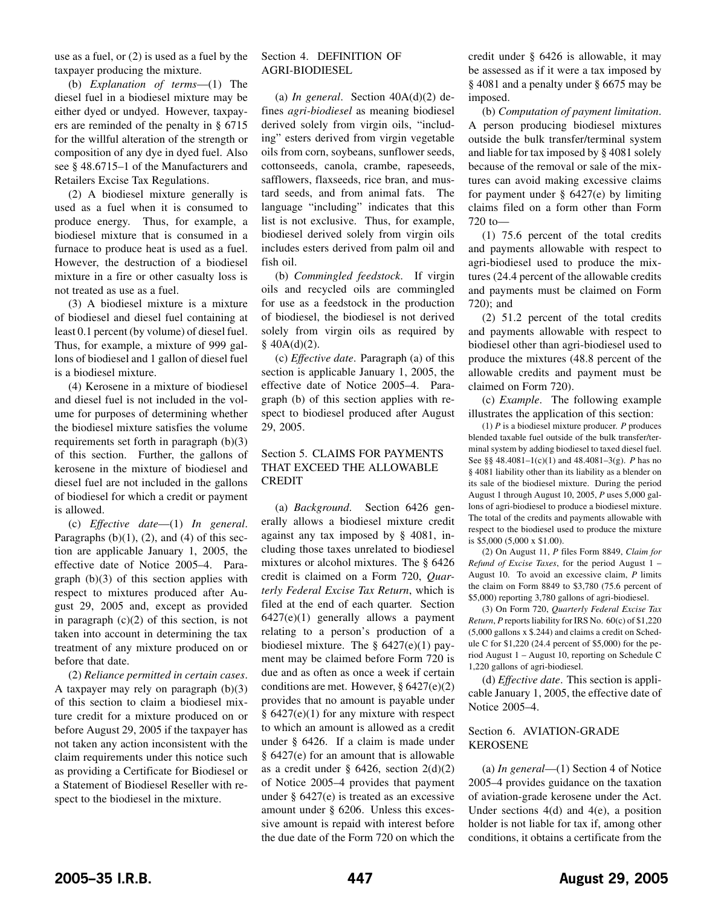use as a fuel, or (2) is used as a fuel by the taxpayer producing the mixture.

(b) *Explanation of terms*—(1) The diesel fuel in a biodiesel mixture may be either dyed or undyed. However, taxpayers are reminded of the penalty in § 6715 for the willful alteration of the strength or composition of any dye in dyed fuel. Also see § 48.6715–1 of the Manufacturers and Retailers Excise Tax Regulations.

(2) A biodiesel mixture generally is used as a fuel when it is consumed to produce energy. Thus, for example, a biodiesel mixture that is consumed in a furnace to produce heat is used as a fuel. However, the destruction of a biodiesel mixture in a fire or other casualty loss is not treated as use as a fuel.

(3) A biodiesel mixture is a mixture of biodiesel and diesel fuel containing at least 0.1 percent (by volume) of diesel fuel. Thus, for example, a mixture of 999 gallons of biodiesel and 1 gallon of diesel fuel is a biodiesel mixture.

(4) Kerosene in a mixture of biodiesel and diesel fuel is not included in the volume for purposes of determining whether the biodiesel mixture satisfies the volume requirements set forth in paragraph (b)(3) of this section. Further, the gallons of kerosene in the mixture of biodiesel and diesel fuel are not included in the gallons of biodiesel for which a credit or payment is allowed.

(c) *Effective date*—(1) *In general*. Paragraphs (b)(1), (2), and (4) of this section are applicable January 1, 2005, the effective date of Notice 2005–4. Paragraph (b)(3) of this section applies with respect to mixtures produced after August 29, 2005 and, except as provided in paragraph (c)(2) of this section, is not taken into account in determining the tax treatment of any mixture produced on or before that date.

(2) *Reliance permitted in certain cases*. A taxpayer may rely on paragraph (b)(3) of this section to claim a biodiesel mixture credit for a mixture produced on or before August 29, 2005 if the taxpayer has not taken any action inconsistent with the claim requirements under this notice such as providing a Certificate for Biodiesel or a Statement of Biodiesel Reseller with respect to the biodiesel in the mixture.

## Section 4. DEFINITION OF AGRI-BIODIESEL

(a) *In general*. Section 40A(d)(2) defines *agri-biodiesel* as meaning biodiesel derived solely from virgin oils, "including" esters derived from virgin vegetable oils from corn, soybeans, sunflower seeds, cottonseeds, canola, crambe, rapeseeds, safflowers, flaxseeds, rice bran, and mustard seeds, and from animal fats. The language "including" indicates that this list is not exclusive. Thus, for example, biodiesel derived solely from virgin oils includes esters derived from palm oil and fish oil.

(b) *Commingled feedstock*. If virgin oils and recycled oils are commingled for use as a feedstock in the production of biodiesel, the biodiesel is not derived solely from virgin oils as required by § 40A(d)(2).

(c) *Effective date*. Paragraph (a) of this section is applicable January 1, 2005, the effective date of Notice 2005–4. Paragraph (b) of this section applies with respect to biodiesel produced after August 29, 2005.

## Section 5. CLAIMS FOR PAYMENTS THAT EXCEED THE ALLOWABLE CREDIT

(a) *Background*. Section 6426 generally allows a biodiesel mixture credit against any tax imposed by § 4081, including those taxes unrelated to biodiesel mixtures or alcohol mixtures. The § 6426 credit is claimed on a Form 720, *Quarterly Federal Excise Tax Return*, which is filed at the end of each quarter. Section 6427(e)(1) generally allows a payment relating to a person's production of a biodiesel mixture. The § 6427(e)(1) payment may be claimed before Form 720 is due and as often as once a week if certain conditions are met. However, § 6427(e)(2) provides that no amount is payable under § 6427(e)(1) for any mixture with respect to which an amount is allowed as a credit under § 6426. If a claim is made under § 6427(e) for an amount that is allowable as a credit under § 6426, section 2(d)(2) of Notice 2005–4 provides that payment under § 6427(e) is treated as an excessive amount under § 6206. Unless this excessive amount is repaid with interest before the due date of the Form 720 on which the credit under § 6426 is allowable, it may be assessed as if it were a tax imposed by § 4081 and a penalty under § 6675 may be imposed.

(b) *Computation of payment limitation*. A person producing biodiesel mixtures outside the bulk transfer/terminal system and liable for tax imposed by § 4081 solely because of the removal or sale of the mixtures can avoid making excessive claims for payment under § 6427(e) by limiting claims filed on a form other than Form 720 to—

(1) 75.6 percent of the total credits and payments allowable with respect to agri-biodiesel used to produce the mixtures (24.4 percent of the allowable credits and payments must be claimed on Form 720); and

(2) 51.2 percent of the total credits and payments allowable with respect to biodiesel other than agri-biodiesel used to produce the mixtures (48.8 percent of the allowable credits and payment must be claimed on Form 720).

(c) *Example*. The following example illustrates the application of this section:

(1) *P* is a biodiesel mixture producer. *P* produces blended taxable fuel outside of the bulk transfer/terminal system by adding biodiesel to taxed diesel fuel. See §§ 48.4081–1(c)(1) and 48.4081–3(g). *P* has no § 4081 liability other than its liability as a blender on its sale of the biodiesel mixture. During the period August 1 through August 10, 2005, *P* uses 5,000 gallons of agri-biodiesel to produce a biodiesel mixture. The total of the credits and payments allowable with respect to the biodiesel used to produce the mixture is $5,000 (5,000 x $1.00).

(2) On August 11, *P* files Form 8849, *Claim for Refund of Excise Taxes*, for the period August 1 – August 10. To avoid an excessive claim, *P* limits the claim on Form 8849 to $3,780 (75.6 percent of $5,000) reporting 3,780 gallons of agri-biodiesel.

(3) On Form 720, *Quarterly Federal Excise Tax Return*, *P* reports liability for IRS No. 60(c) of $1,220 (5,000 gallons x $.244) and claims a credit on Schedule C for $1,220 (24.4 percent of $5,000) for the period August 1 – August 10, reporting on Schedule C 1,220 gallons of agri-biodiesel.

(d) *Effective date*. This section is applicable January 1, 2005, the effective date of Notice 2005–4.

## Section 6. AVIATION-GRADE KEROSENE

(a) *In general*—(1) Section 4 of Notice 2005–4 provides guidance on the taxation of aviation-grade kerosene under the Act. Under sections 4(d) and 4(e), a position holder is not liable for tax if, among other conditions, it obtains a certificate from the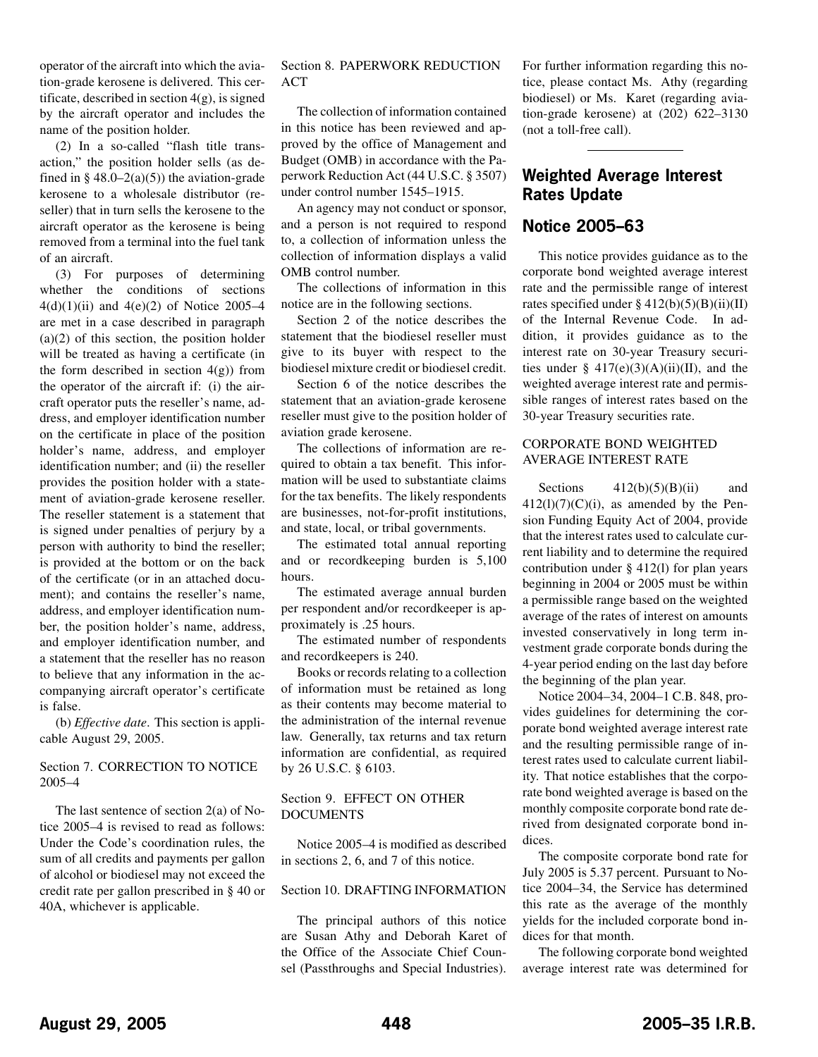operator of the aircraft into which the aviation-grade kerosene is delivered. This certificate, described in section 4(g), is signed by the aircraft operator and includes the name of the position holder.

(2) In a so-called "flash title transaction," the position holder sells (as defined in § 48.0–2(a)(5)) the aviation-grade kerosene to a wholesale distributor (reseller) that in turn sells the kerosene to the aircraft operator as the kerosene is being removed from a terminal into the fuel tank of an aircraft.

(3) For purposes of determining whether the conditions of sections 4(d)(1)(ii) and 4(e)(2) of Notice 2005–4 are met in a case described in paragraph (a)(2) of this section, the position holder will be treated as having a certificate (in the form described in section 4(g)) from the operator of the aircraft if: (i) the aircraft operator puts the reseller's name, address, and employer identification number on the certificate in place of the position holder's name, address, and employer identification number; and (ii) the reseller provides the position holder with a statement of aviation-grade kerosene reseller. The reseller statement is a statement that is signed under penalties of perjury by a person with authority to bind the reseller; is provided at the bottom or on the back of the certificate (or in an attached document); and contains the reseller's name, address, and employer identification number, the position holder's name, address, and employer identification number, and a statement that the reseller has no reason to believe that any information in the accompanying aircraft operator's certificate is false.

(b) *Effective date*. This section is applicable August 29, 2005.

Section 7. CORRECTION TO NOTICE 2005–4

The last sentence of section 2(a) of Notice 2005–4 is revised to read as follows: Under the Code's coordination rules, the sum of all credits and payments per gallon of alcohol or biodiesel may not exceed the credit rate per gallon prescribed in § 40 or 40A, whichever is applicable.

Section 8. PAPERWORK REDUCTION ACT

The collection of information contained in this notice has been reviewed and approved by the office of Management and Budget (OMB) in accordance with the Paperwork Reduction Act (44 U.S.C. § 3507) under control number 1545–1915.

An agency may not conduct or sponsor, and a person is not required to respond to, a collection of information unless the collection of information displays a valid OMB control number.

The collections of information in this notice are in the following sections.

Section 2 of the notice describes the statement that the biodiesel reseller must give to its buyer with respect to the biodiesel mixture credit or biodiesel credit.

Section 6 of the notice describes the statement that an aviation-grade kerosene reseller must give to the position holder of aviation grade kerosene.

The collections of information are required to obtain a tax benefit. This information will be used to substantiate claims for the tax benefits. The likely respondents are businesses, not-for-profit institutions, and state, local, or tribal governments.

The estimated total annual reporting and or recordkeeping burden is 5,100 hours.

The estimated average annual burden per respondent and/or recordkeeper is approximately is .25 hours.

The estimated number of respondents and recordkeepers is 240.

Books or records relating to a collection of information must be retained as long as their contents may become material to the administration of the internal revenue law. Generally, tax returns and tax return information are confidential, as required by 26 U.S.C. § 6103.

Section 9. EFFECT ON OTHER DOCUMENTS

Notice 2005–4 is modified as described in sections 2, 6, and 7 of this notice.

Section 10. DRAFTING INFORMATION

The principal authors of this notice are Susan Athy and Deborah Karet of the Office of the Associate Chief Counsel (Passthroughs and Special Industries). For further information regarding this notice, please contact Ms. Athy (regarding biodiesel) or Ms. Karet (regarding aviation-grade kerosene) at (202) 622–3130 (not a toll-free call).

---

## Weighted Average Interest Rates Update

## Notice 2005–63

This notice provides guidance as to the corporate bond weighted average interest rate and the permissible range of interest rates specified under § 412(b)(5)(B)(ii)(II) of the Internal Revenue Code. In addition, it provides guidance as to the interest rate on 30-year Treasury securities under § 417(e)(3)(A)(ii)(II), and the weighted average interest rate and permissible ranges of interest rates based on the 30-year Treasury securities rate.

CORPORATE BOND WEIGHTED AVERAGE INTEREST RATE

Sections 412(b)(5)(B)(ii) and 412(l)(7)(C)(i), as amended by the Pension Funding Equity Act of 2004, provide that the interest rates used to calculate current liability and to determine the required contribution under § 412(l) for plan years beginning in 2004 or 2005 must be within a permissible range based on the weighted average of the rates of interest on amounts invested conservatively in long term investment grade corporate bonds during the 4-year period ending on the last day before the beginning of the plan year.

Notice 2004–34, 2004–1 C.B. 848, provides guidelines for determining the corporate bond weighted average interest rate and the resulting permissible range of interest rates used to calculate current liability. That notice establishes that the corporate bond weighted average is based on the monthly composite corporate bond rate derived from designated corporate bond indices.

The composite corporate bond rate for July 2005 is 5.37 percent. Pursuant to Notice 2004–34, the Service has determined this rate as the average of the monthly yields for the included corporate bond indices for that month.

The following corporate bond weighted average interest rate was determined for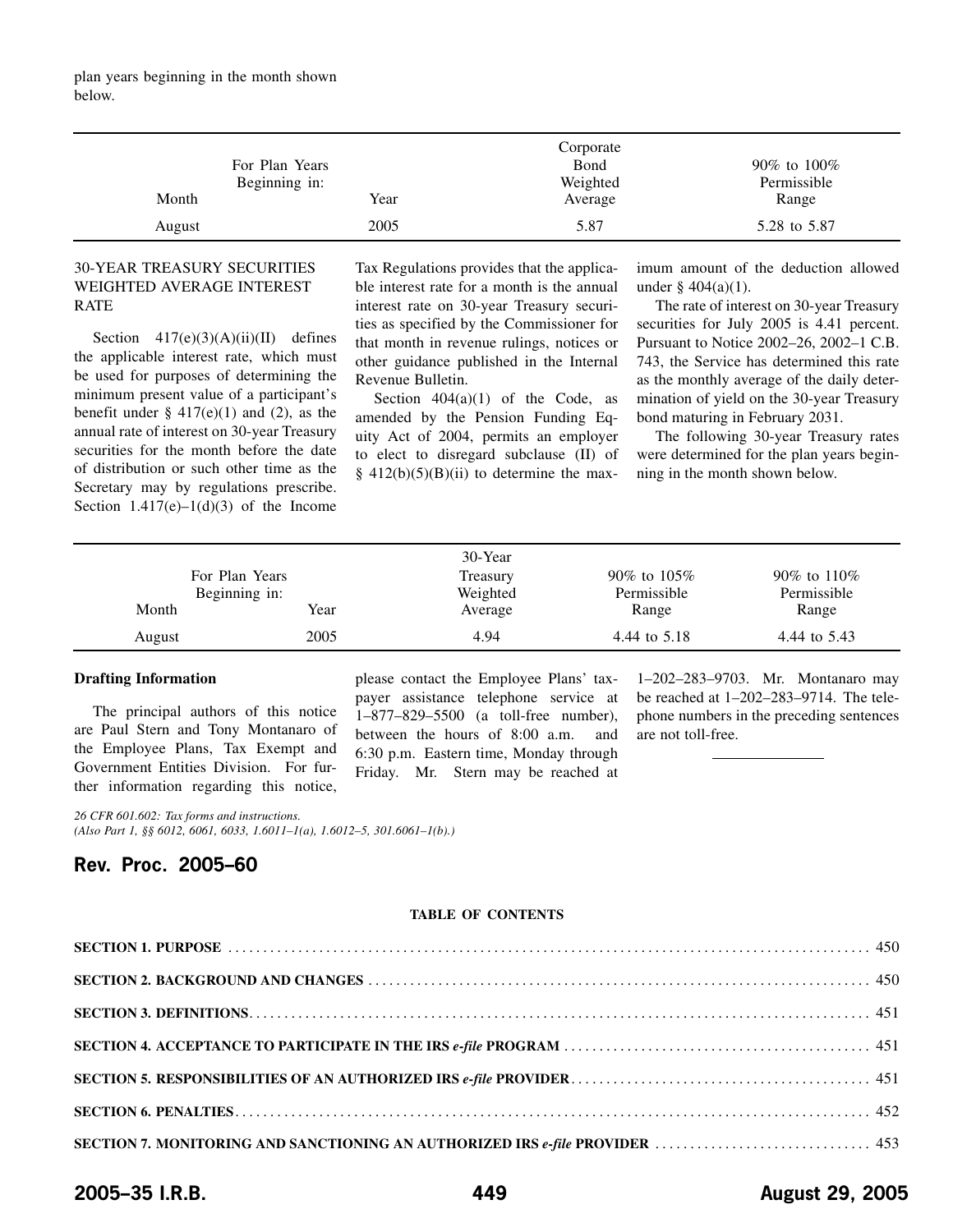plan years beginning in the month shown below.

| For Plan Years Beginning in: Month | Year | Corporate Bond Weighted Average | 90% to 100% Permissible Range |
|---|---|---|---|
| August | 2005 | 5.87 | 5.28 to 5.87 |

### 30-YEAR TREASURY SECURITIES WEIGHTED AVERAGE INTEREST RATE

Section 417(e)(3)(A)(ii)(II) defines the applicable interest rate, which must be used for purposes of determining the minimum present value of a participant's benefit under § 417(e)(1) and (2), as the annual rate of interest on 30-year Treasury securities for the month before the date of distribution or such other time as the Secretary may by regulations prescribe. Section 1.417(e)–1(d)(3) of the Income Tax Regulations provides that the applicable interest rate for a month is the annual interest rate on 30-year Treasury securities as specified by the Commissioner for that month in revenue rulings, notices or other guidance published in the Internal Revenue Bulletin.

Section 404(a)(1) of the Code, as amended by the Pension Funding Equity Act of 2004, permits an employer to elect to disregard subclause (II) of § 412(b)(5)(B)(ii) to determine the maximum amount of the deduction allowed under § 404(a)(1).

The rate of interest on 30-year Treasury securities for July 2005 is 4.41 percent. Pursuant to Notice 2002–26, 2002–1 C.B. 743, the Service has determined this rate as the monthly average of the daily determination of yield on the 30-year Treasury bond maturing in February 2031.

The following 30-year Treasury rates were determined for the plan years beginning in the month shown below.

| For Plan Years Beginning in: Month | Year | 30-Year Treasury Weighted Average | 90% to 105% Permissible Range | 90% to 110% Permissible Range |
|---|---|---|---|---|
| August | 2005 | 4.94 | 4.44 to 5.18 | 4.44 to 5.43 |

**Drafting Information**

The principal authors of this notice are Paul Stern and Tony Montanaro of the Employee Plans, Tax Exempt and Government Entities Division. For further information regarding this notice, please contact the Employee Plans' taxpayer assistance telephone service at 1–877–829–5500 (a toll-free number), between the hours of 8:00 a.m. and 6:30 p.m. Eastern time, Monday through Friday. Mr. Stern may be reached at 1–202–283–9703. Mr. Montanaro may be reached at 1–202–283–9714. The telephone numbers in the preceding sentences are not toll-free.

---

*26 CFR 601.602: Tax forms and instructions.*
*(Also Part 1, §§ 6012, 6061, 6033, 1.6011–1(a), 1.6012–5, 301.6061–1(b).)*

## Rev. Proc. 2005–60

**TABLE OF CONTENTS**

| | |
|---|---|
| **SECTION 1. PURPOSE** | 450 |
| **SECTION 2. BACKGROUND AND CHANGES** | 450 |
| **SECTION 3. DEFINITIONS** | 451 |
| **SECTION 4. ACCEPTANCE TO PARTICIPATE IN THE IRS *e-file* PROGRAM** | 451 |
| **SECTION 5. RESPONSIBILITIES OF AN AUTHORIZED IRS *e-file* PROVIDER** | 451 |
| **SECTION 6. PENALTIES** | 452 |
| **SECTION 7. MONITORING AND SANCTIONING AN AUTHORIZED IRS *e-file* PROVIDER** | 453 |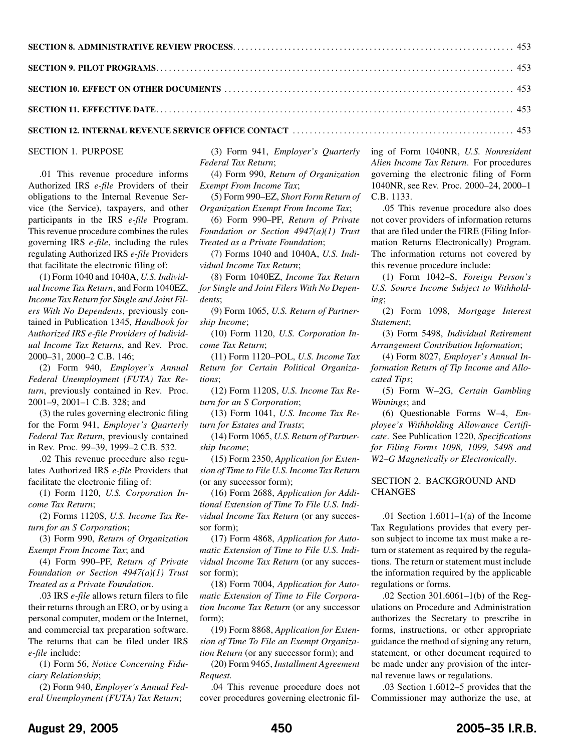**SECTION 8. ADMINISTRATIVE REVIEW PROCESS** . . . . . . . . . . . . . . . . . . . . . . . . . . . . . . . . . . . . . . . . . . . . . . . . . . . . . . . . . . . . . . . . 453

**SECTION 9. PILOT PROGRAMS** . . . . . . . . . . . . . . . . . . . . . . . . . . . . . . . . . . . . . . . . . . . . . . . . . . . . . . . . . . . . . . . . . . . . . . . . . . . . . . . 453

**SECTION 10. EFFECT ON OTHER DOCUMENTS** . . . . . . . . . . . . . . . . . . . . . . . . . . . . . . . . . . . . . . . . . . . . . . . . . . . . . . . . . . . . . . . . . 453

**SECTION 11. EFFECTIVE DATE** . . . . . . . . . . . . . . . . . . . . . . . . . . . . . . . . . . . . . . . . . . . . . . . . . . . . . . . . . . . . . . . . . . . . . . . . . . . . . . 453

**SECTION 12. INTERNAL REVENUE SERVICE OFFICE CONTACT** . . . . . . . . . . . . . . . . . . . . . . . . . . . . . . . . . . . . . . . . . . . . . . . . . . 453

SECTION 1. PURPOSE

.01 This revenue procedure informs Authorized IRS *e-file* Providers of their obligations to the Internal Revenue Service (the Service), taxpayers, and other participants in the IRS *e-file* Program. This revenue procedure combines the rules governing IRS *e-file*, including the rules regulating Authorized IRS *e-file* Providers that facilitate the electronic filing of:

(1) Form 1040 and 1040A, *U.S. Individual Income Tax Return*, and Form 1040EZ, *Income Tax Return for Single and Joint Filers With No Dependents*, previously contained in Publication 1345, *Handbook for Authorized IRS e-file Providers of Individual Income Tax Returns*, and Rev. Proc. 2000–31, 2000–2 C.B. 146;

(2) Form 940, *Employer's Annual Federal Unemployment (FUTA) Tax Return*, previously contained in Rev. Proc. 2001–9, 2001–1 C.B. 328; and

(3) the rules governing electronic filing for the Form 941, *Employer's Quarterly Federal Tax Return*, previously contained in Rev. Proc. 99–39, 1999–2 C.B. 532.

.02 This revenue procedure also regulates Authorized IRS *e-file* Providers that facilitate the electronic filing of:

(1) Form 1120, *U.S. Corporation Income Tax Return*;

(2) Forms 1120S, *U.S. Income Tax Return for an S Corporation*;

(3) Form 990, *Return of Organization Exempt From Income Tax*; and

(4) Form 990–PF, *Return of Private Foundation or Section 4947(a)(1) Trust Treated as a Private Foundation*.

.03 IRS *e-file* allows return filers to file their returns through an ERO, or by using a personal computer, modem or the Internet, and commercial tax preparation software. The returns that can be filed under IRS *e-file* include:

(1) Form 56, *Notice Concerning Fiduciary Relationship*;

(2) Form 940, *Employer's Annual Federal Unemployment (FUTA) Tax Return*;

(3) Form 941, *Employer's Quarterly Federal Tax Return*;

(4) Form 990, *Return of Organization Exempt From Income Tax*;

(5) Form 990–EZ, *Short Form Return of Organization Exempt From Income Tax*;

(6) Form 990–PF, *Return of Private Foundation or Section 4947(a)(1) Trust Treated as a Private Foundation*;

(7) Forms 1040 and 1040A, *U.S. Individual Income Tax Return*;

(8) Form 1040EZ, *Income Tax Return for Single and Joint Filers With No Dependents*;

(9) Form 1065, *U.S. Return of Partnership Income*;

(10) Form 1120, *U.S. Corporation Income Tax Return*;

(11) Form 1120–POL, *U.S. Income Tax Return for Certain Political Organizations*;

(12) Form 1120S, *U.S. Income Tax Return for an S Corporation*;

(13) Form 1041, *U.S. Income Tax Return for Estates and Trusts*;

(14) Form 1065, *U.S. Return of Partnership Income*;

(15) Form 2350, *Application for Extension of Time to File U.S. Income Tax Return* (or any successor form);

(16) Form 2688, *Application for Additional Extension of Time To File U.S. Individual Income Tax Return* (or any successor form);

(17) Form 4868, *Application for Automatic Extension of Time to File U.S. Individual Income Tax Return* (or any successor form);

(18) Form 7004, *Application for Automatic Extension of Time to File Corporation Income Tax Return* (or any successor form);

(19) Form 8868, *Application for Extension of Time To File an Exempt Organization Return* (or any successor form); and

(20) Form 9465, *Installment Agreement Request.*

.04 This revenue procedure does not cover procedures governing electronic filing of Form 1040NR, *U.S. Nonresident Alien Income Tax Return*. For procedures governing the electronic filing of Form 1040NR, see Rev. Proc. 2000–24, 2000–1 C.B. 1133.

.05 This revenue procedure also does not cover providers of information returns that are filed under the FIRE (Filing Information Returns Electronically) Program. The information returns not covered by this revenue procedure include:

(1) Form 1042–S, *Foreign Person's U.S. Source Income Subject to Withholding*;

(2) Form 1098, *Mortgage Interest Statement*;

(3) Form 5498, *Individual Retirement Arrangement Contribution Information*;

(4) Form 8027, *Employer's Annual Information Return of Tip Income and Allocated Tips*;

(5) Form W–2G, *Certain Gambling Winnings*; and

(6) Questionable Forms W–4, *Employee's Withholding Allowance Certificate*. See Publication 1220, *Specifications for Filing Forms 1098, 1099, 5498 and W2–G Magnetically or Electronically*.

SECTION 2. BACKGROUND AND CHANGES

.01 Section 1.6011–1(a) of the Income Tax Regulations provides that every person subject to income tax must make a return or statement as required by the regulations. The return or statement must include the information required by the applicable regulations or forms.

.02 Section 301.6061–1(b) of the Regulations on Procedure and Administration authorizes the Secretary to prescribe in forms, instructions, or other appropriate guidance the method of signing any return, statement, or other document required to be made under any provision of the internal revenue laws or regulations.

.03 Section 1.6012–5 provides that the Commissioner may authorize the use, at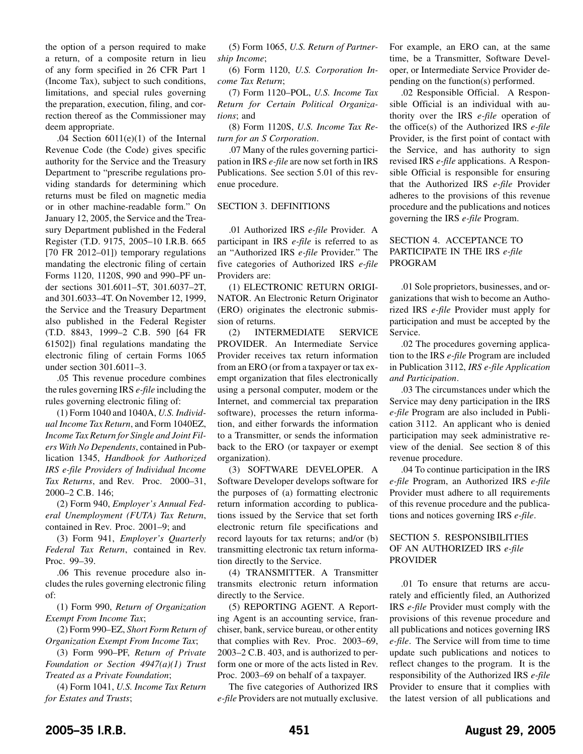the option of a person required to make a return, of a composite return in lieu of any form specified in 26 CFR Part 1 (Income Tax), subject to such conditions, limitations, and special rules governing the preparation, execution, filing, and correction thereof as the Commissioner may deem appropriate.

.04 Section 6011(e)(1) of the Internal Revenue Code (the Code) gives specific authority for the Service and the Treasury Department to "prescribe regulations providing standards for determining which returns must be filed on magnetic media or in other machine-readable form." On January 12, 2005, the Service and the Treasury Department published in the Federal Register (T.D. 9175, 2005–10 I.R.B. 665 [70 FR 2012–01]) temporary regulations mandating the electronic filing of certain Forms 1120, 1120S, 990 and 990–PF under sections 301.6011–5T, 301.6037–2T, and 301.6033–4T. On November 12, 1999, the Service and the Treasury Department also published in the Federal Register (T.D. 8843, 1999–2 C.B. 590 [64 FR 61502]) final regulations mandating the electronic filing of certain Forms 1065 under section 301.6011–3.

.05 This revenue procedure combines the rules governing IRS *e-file* including the rules governing electronic filing of:

(1) Form 1040 and 1040A, *U.S. Individual Income Tax Return*, and Form 1040EZ, *Income Tax Return for Single and Joint Filers With No Dependents*, contained in Publication 1345, *Handbook for Authorized IRS e-file Providers of Individual Income Tax Returns*, and Rev. Proc. 2000–31, 2000–2 C.B. 146;

(2) Form 940, *Employer's Annual Federal Unemployment (FUTA) Tax Return*, contained in Rev. Proc. 2001–9; and

(3) Form 941, *Employer's Quarterly Federal Tax Return*, contained in Rev. Proc. 99–39.

.06 This revenue procedure also includes the rules governing electronic filing of:

(1) Form 990, *Return of Organization Exempt From Income Tax*;

(2) Form 990–EZ, *Short Form Return of Organization Exempt From Income Tax*;

(3) Form 990–PF, *Return of Private Foundation or Section 4947(a)(1) Trust Treated as a Private Foundation*;

(4) Form 1041, *U.S. Income Tax Return for Estates and Trusts*;

(5) Form 1065, *U.S. Return of Partnership Income*;

(6) Form 1120, *U.S. Corporation Income Tax Return*;

(7) Form 1120–POL, *U.S. Income Tax Return for Certain Political Organizations*; and

(8) Form 1120S, *U.S. Income Tax Return for an S Corporation*.

.07 Many of the rules governing participation in IRS *e-file* are now set forth in IRS Publications. See section 5.01 of this revenue procedure.

## SECTION 3. DEFINITIONS

.01 Authorized IRS *e-file* Provider. A participant in IRS *e-file* is referred to as an "Authorized IRS *e-file* Provider." The five categories of Authorized IRS *e-file* Providers are:

(1) ELECTRONIC RETURN ORIGINATOR. An Electronic Return Originator (ERO) originates the electronic submission of returns.

(2) INTERMEDIATE SERVICE PROVIDER. An Intermediate Service Provider receives tax return information from an ERO (or from a taxpayer or tax exempt organization that files electronically using a personal computer, modem or the Internet, and commercial tax preparation software), processes the return information, and either forwards the information to a Transmitter, or sends the information back to the ERO (or taxpayer or exempt organization).

(3) SOFTWARE DEVELOPER. A Software Developer develops software for the purposes of (a) formatting electronic return information according to publications issued by the Service that set forth electronic return file specifications and record layouts for tax returns; and/or (b) transmitting electronic tax return information directly to the Service.

(4) TRANSMITTER. A Transmitter transmits electronic return information directly to the Service.

(5) REPORTING AGENT. A Reporting Agent is an accounting service, franchiser, bank, service bureau, or other entity that complies with Rev. Proc. 2003–69, 2003–2 C.B. 403, and is authorized to perform one or more of the acts listed in Rev. Proc. 2003–69 on behalf of a taxpayer.

The five categories of Authorized IRS *e-file* Providers are not mutually exclusive. For example, an ERO can, at the same time, be a Transmitter, Software Developer, or Intermediate Service Provider depending on the function(s) performed.

.02 Responsible Official. A Responsible Official is an individual with authority over the IRS *e-file* operation of the office(s) of the Authorized IRS *e-file* Provider, is the first point of contact with the Service, and has authority to sign revised IRS *e-file* applications. A Responsible Official is responsible for ensuring that the Authorized IRS *e-file* Provider adheres to the provisions of this revenue procedure and the publications and notices governing the IRS *e-file* Program.

## SECTION 4. ACCEPTANCE TO PARTICIPATE IN THE IRS *e-file* PROGRAM

.01 Sole proprietors, businesses, and organizations that wish to become an Authorized IRS *e-file* Provider must apply for participation and must be accepted by the Service.

.02 The procedures governing application to the IRS *e-file* Program are included in Publication 3112, *IRS e-file Application and Participation*.

.03 The circumstances under which the Service may deny participation in the IRS *e-file* Program are also included in Publication 3112. An applicant who is denied participation may seek administrative review of the denial. See section 8 of this revenue procedure.

.04 To continue participation in the IRS *e-file* Program, an Authorized IRS *e-file* Provider must adhere to all requirements of this revenue procedure and the publications and notices governing IRS *e-file*.

## SECTION 5. RESPONSIBILITIES OF AN AUTHORIZED IRS *e-file* PROVIDER

.01 To ensure that returns are accurately and efficiently filed, an Authorized IRS *e-file* Provider must comply with the provisions of this revenue procedure and all publications and notices governing IRS *e-file*. The Service will from time to time update such publications and notices to reflect changes to the program. It is the responsibility of the Authorized IRS *e-file* Provider to ensure that it complies with the latest version of all publications and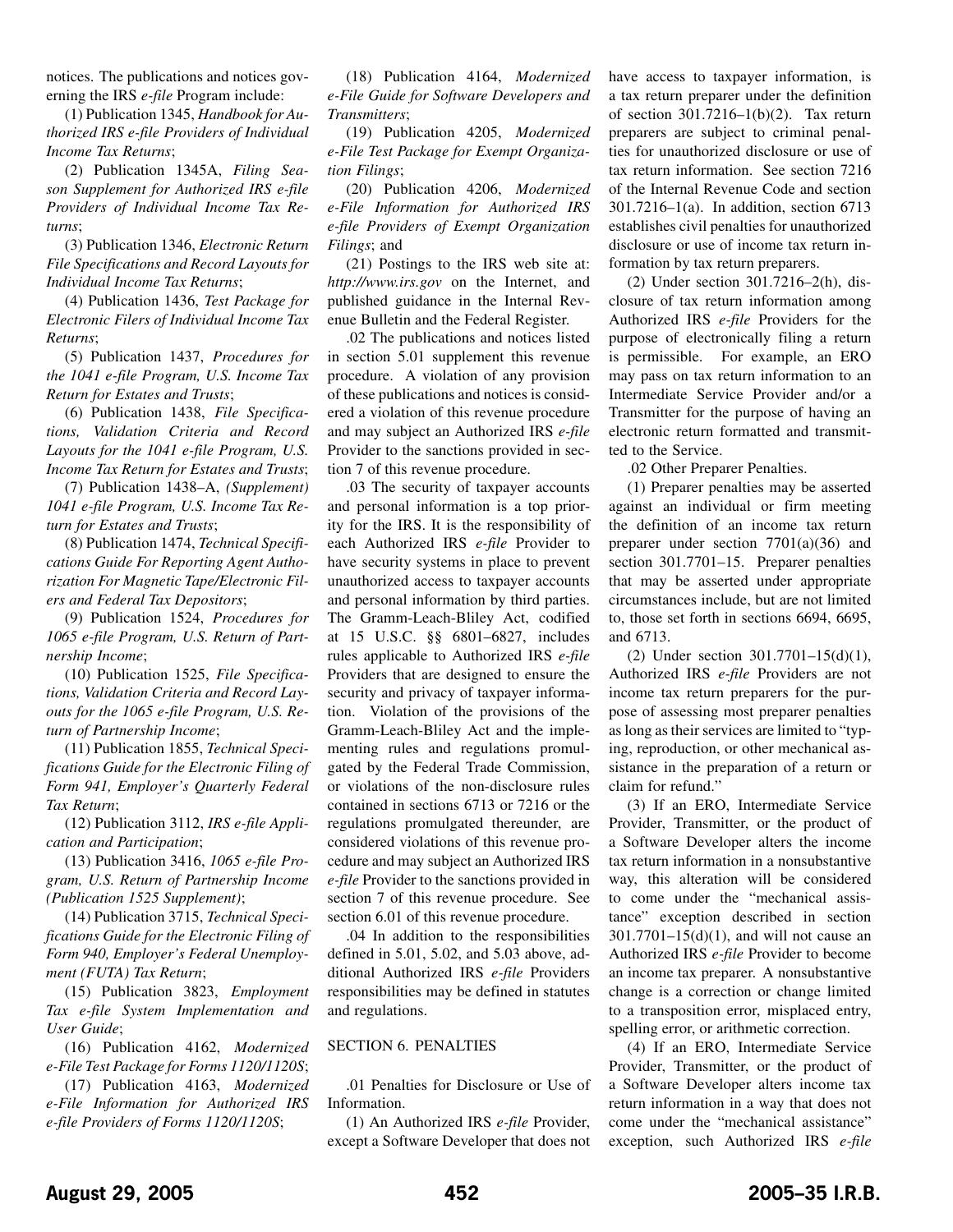notices. The publications and notices governing the IRS *e-file* Program include:

(1) Publication 1345, *Handbook for Authorized IRS e-file Providers of Individual Income Tax Returns*;

(2) Publication 1345A, *Filing Season Supplement for Authorized IRS e-file Providers of Individual Income Tax Returns*;

(3) Publication 1346, *Electronic Return File Specifications and Record Layouts for Individual Income Tax Returns*;

(4) Publication 1436, *Test Package for Electronic Filers of Individual Income Tax Returns*;

(5) Publication 1437, *Procedures for the 1041 e-file Program, U.S. Income Tax Return for Estates and Trusts*;

(6) Publication 1438, *File Specifications, Validation Criteria and Record Layouts for the 1041 e-file Program, U.S. Income Tax Return for Estates and Trusts*;

(7) Publication 1438–A, *(Supplement) 1041 e-file Program, U.S. Income Tax Return for Estates and Trusts*;

(8) Publication 1474, *Technical Specifications Guide For Reporting Agent Authorization For Magnetic Tape/Electronic Filers and Federal Tax Depositors*;

(9) Publication 1524, *Procedures for 1065 e-file Program, U.S. Return of Partnership Income*;

(10) Publication 1525, *File Specifications, Validation Criteria and Record Layouts for the 1065 e-file Program, U.S. Return of Partnership Income*;

(11) Publication 1855, *Technical Specifications Guide for the Electronic Filing of Form 941, Employer's Quarterly Federal Tax Return*;

(12) Publication 3112, *IRS e-file Application and Participation*;

(13) Publication 3416, *1065 e-file Program, U.S. Return of Partnership Income (Publication 1525 Supplement)*;

(14) Publication 3715, *Technical Specifications Guide for the Electronic Filing of Form 940, Employer's Federal Unemployment (FUTA) Tax Return*;

(15) Publication 3823, *Employment Tax e-file System Implementation and User Guide*;

(16) Publication 4162, *Modernized e-File Test Package for Forms 1120/1120S*;

(17) Publication 4163, *Modernized e-File Information for Authorized IRS e-file Providers of Forms 1120/1120S*;

(18) Publication 4164, *Modernized e-File Guide for Software Developers and Transmitters*;

(19) Publication 4205, *Modernized e-File Test Package for Exempt Organization Filings*;

(20) Publication 4206, *Modernized e-File Information for Authorized IRS e-file Providers of Exempt Organization Filings*; and

(21) Postings to the IRS web site at: *http://www.irs.gov* on the Internet, and published guidance in the Internal Revenue Bulletin and the Federal Register.

.02 The publications and notices listed in section 5.01 supplement this revenue procedure. A violation of any provision of these publications and notices is considered a violation of this revenue procedure and may subject an Authorized IRS *e-file* Provider to the sanctions provided in section 7 of this revenue procedure.

.03 The security of taxpayer accounts and personal information is a top priority for the IRS. It is the responsibility of each Authorized IRS *e-file* Provider to have security systems in place to prevent unauthorized access to taxpayer accounts and personal information by third parties. The Gramm-Leach-Bliley Act, codified at 15 U.S.C. §§ 6801–6827, includes rules applicable to Authorized IRS *e-file* Providers that are designed to ensure the security and privacy of taxpayer information. Violation of the provisions of the Gramm-Leach-Bliley Act and the implementing rules and regulations promulgated by the Federal Trade Commission, or violations of the non-disclosure rules contained in sections 6713 or 7216 or the regulations promulgated thereunder, are considered violations of this revenue procedure and may subject an Authorized IRS *e-file* Provider to the sanctions provided in section 7 of this revenue procedure. See section 6.01 of this revenue procedure.

.04 In addition to the responsibilities defined in 5.01, 5.02, and 5.03 above, additional Authorized IRS *e-file* Providers responsibilities may be defined in statutes and regulations.

## SECTION 6. PENALTIES

.01 Penalties for Disclosure or Use of Information.

(1) An Authorized IRS *e-file* Provider, except a Software Developer that does not have access to taxpayer information, is a tax return preparer under the definition of section 301.7216–1(b)(2). Tax return preparers are subject to criminal penalties for unauthorized disclosure or use of tax return information. See section 7216 of the Internal Revenue Code and section 301.7216–1(a). In addition, section 6713 establishes civil penalties for unauthorized disclosure or use of income tax return information by tax return preparers.

(2) Under section 301.7216–2(h), disclosure of tax return information among Authorized IRS *e-file* Providers for the purpose of electronically filing a return is permissible. For example, an ERO may pass on tax return information to an Intermediate Service Provider and/or a Transmitter for the purpose of having an electronic return formatted and transmitted to the Service.

.02 Other Preparer Penalties.

(1) Preparer penalties may be asserted against an individual or firm meeting the definition of an income tax return preparer under section 7701(a)(36) and section 301.7701–15. Preparer penalties that may be asserted under appropriate circumstances include, but are not limited to, those set forth in sections 6694, 6695, and 6713.

(2) Under section 301.7701–15(d)(1), Authorized IRS *e-file* Providers are not income tax return preparers for the purpose of assessing most preparer penalties as long as their services are limited to "typing, reproduction, or other mechanical assistance in the preparation of a return or claim for refund."

(3) If an ERO, Intermediate Service Provider, Transmitter, or the product of a Software Developer alters the income tax return information in a nonsubstantive way, this alteration will be considered to come under the "mechanical assistance" exception described in section 301.7701–15(d)(1), and will not cause an Authorized IRS *e-file* Provider to become an income tax preparer. A nonsubstantive change is a correction or change limited to a transposition error, misplaced entry, spelling error, or arithmetic correction.

(4) If an ERO, Intermediate Service Provider, Transmitter, or the product of a Software Developer alters income tax return information in a way that does not come under the "mechanical assistance" exception, such Authorized IRS *e-file*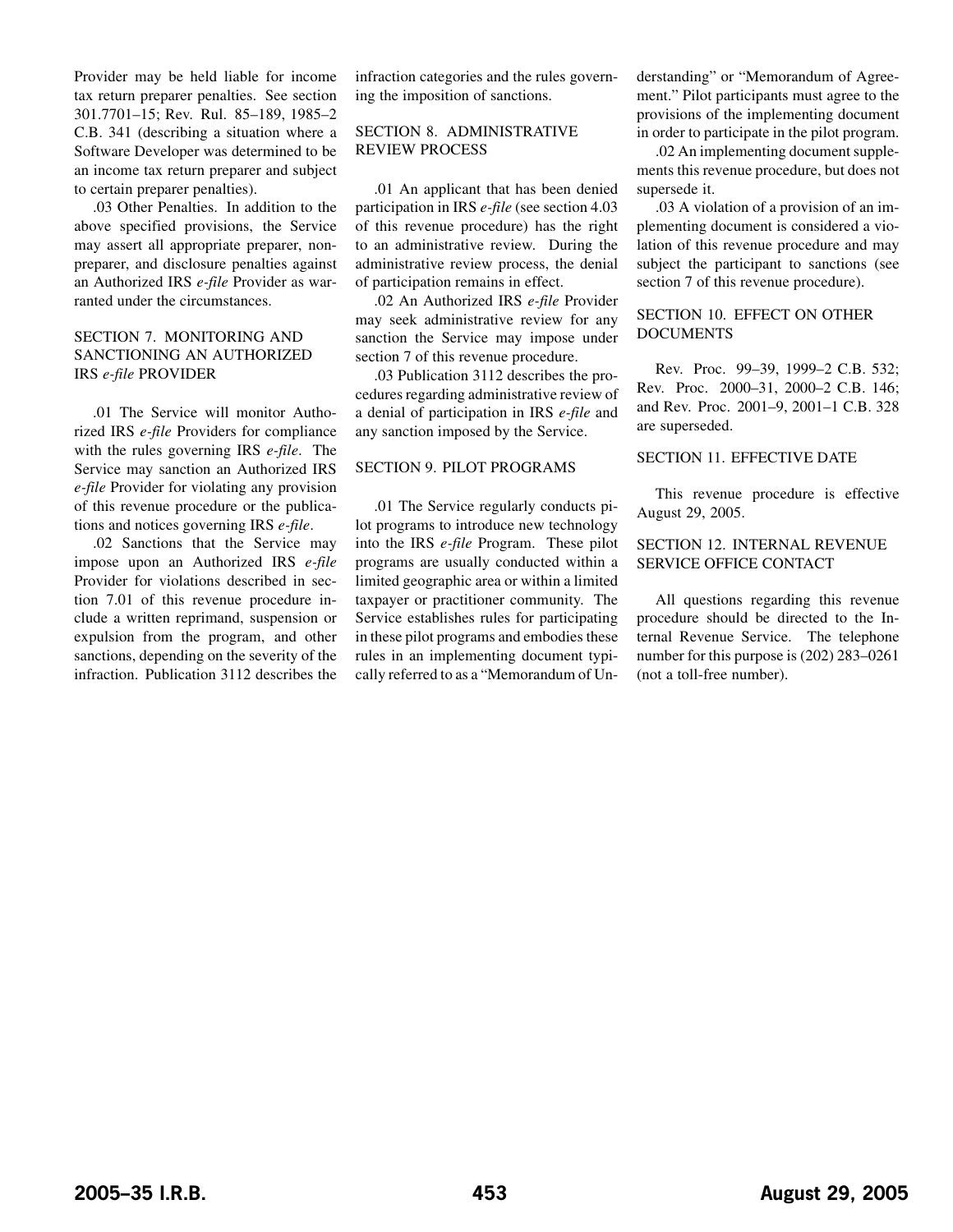Provider may be held liable for income tax return preparer penalties. See section 301.7701–15; Rev. Rul. 85–189, 1985–2 C.B. 341 (describing a situation where a Software Developer was determined to be an income tax return preparer and subject to certain preparer penalties).

.03 Other Penalties. In addition to the above specified provisions, the Service may assert all appropriate preparer, non-preparer, and disclosure penalties against an Authorized IRS *e-file* Provider as warranted under the circumstances.

## SECTION 7. MONITORING AND SANCTIONING AN AUTHORIZED IRS *e-file* PROVIDER

.01 The Service will monitor Authorized IRS *e-file* Providers for compliance with the rules governing IRS *e-file*. The Service may sanction an Authorized IRS *e-file* Provider for violating any provision of this revenue procedure or the publications and notices governing IRS *e-file*.

.02 Sanctions that the Service may impose upon an Authorized IRS *e-file* Provider for violations described in section 7.01 of this revenue procedure include a written reprimand, suspension or expulsion from the program, and other sanctions, depending on the severity of the infraction. Publication 3112 describes the infraction categories and the rules governing the imposition of sanctions.

## SECTION 8. ADMINISTRATIVE REVIEW PROCESS

.01 An applicant that has been denied participation in IRS *e-file* (see section 4.03 of this revenue procedure) has the right to an administrative review. During the administrative review process, the denial of participation remains in effect.

.02 An Authorized IRS *e-file* Provider may seek administrative review for any sanction the Service may impose under section 7 of this revenue procedure.

.03 Publication 3112 describes the procedures regarding administrative review of a denial of participation in IRS *e-file* and any sanction imposed by the Service.

## SECTION 9. PILOT PROGRAMS

.01 The Service regularly conducts pilot programs to introduce new technology into the IRS *e-file* Program. These pilot programs are usually conducted within a limited geographic area or within a limited taxpayer or practitioner community. The Service establishes rules for participating in these pilot programs and embodies these rules in an implementing document typically referred to as a "Memorandum of Understanding" or "Memorandum of Agreement." Pilot participants must agree to the provisions of the implementing document in order to participate in the pilot program.

.02 An implementing document supplements this revenue procedure, but does not supersede it.

.03 A violation of a provision of an implementing document is considered a violation of this revenue procedure and may subject the participant to sanctions (see section 7 of this revenue procedure).

## SECTION 10. EFFECT ON OTHER DOCUMENTS

Rev. Proc. 99–39, 1999–2 C.B. 532; Rev. Proc. 2000–31, 2000–2 C.B. 146; and Rev. Proc. 2001–9, 2001–1 C.B. 328 are superseded.

## SECTION 11. EFFECTIVE DATE

This revenue procedure is effective August 29, 2005.

## SECTION 12. INTERNAL REVENUE SERVICE OFFICE CONTACT

All questions regarding this revenue procedure should be directed to the Internal Revenue Service. The telephone number for this purpose is (202) 283–0261 (not a toll-free number).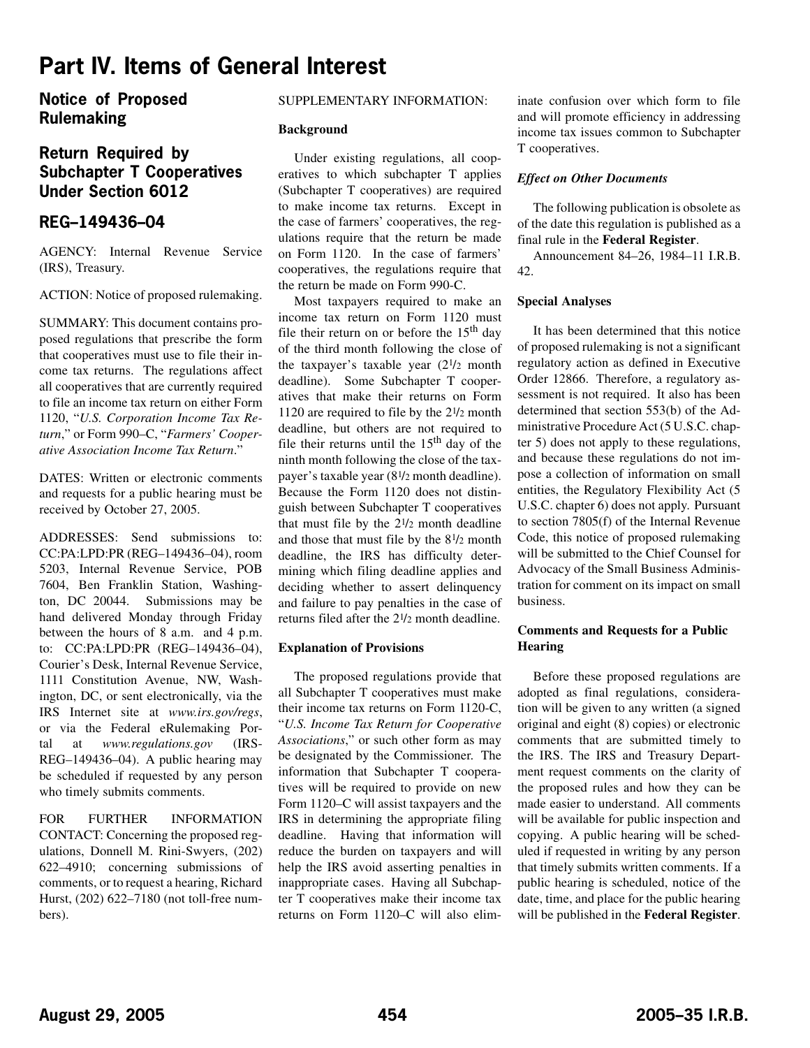# Part IV. Items of General Interest

## Notice of Proposed Rulemaking

## Return Required by Subchapter T Cooperatives Under Section 6012

## REG–149436–04

AGENCY: Internal Revenue Service (IRS), Treasury.

ACTION: Notice of proposed rulemaking.

SUMMARY: This document contains proposed regulations that prescribe the form that cooperatives must use to file their income tax returns. The regulations affect all cooperatives that are currently required to file an income tax return on either Form 1120, "*U.S. Corporation Income Tax Return*," or Form 990–C, "*Farmers' Cooperative Association Income Tax Return*."

DATES: Written or electronic comments and requests for a public hearing must be received by October 27, 2005.

ADDRESSES: Send submissions to: CC:PA:LPD:PR (REG–149436–04), room 5203, Internal Revenue Service, POB 7604, Ben Franklin Station, Washington, DC 20044. Submissions may be hand delivered Monday through Friday between the hours of 8 a.m. and 4 p.m. to: CC:PA:LPD:PR (REG–149436–04), Courier's Desk, Internal Revenue Service, 1111 Constitution Avenue, NW, Washington, DC, or sent electronically, via the IRS Internet site at *www.irs.gov/regs*, or via the Federal eRulemaking Portal at *www.regulations.gov* (IRS-REG–149436–04). A public hearing may be scheduled if requested by any person who timely submits comments.

FOR FURTHER INFORMATION CONTACT: Concerning the proposed regulations, Donnell M. Rini-Swyers, (202) 622–4910; concerning submissions of comments, or to request a hearing, Richard Hurst, (202) 622–7180 (not toll-free numbers).

SUPPLEMENTARY INFORMATION:

**Background**

Under existing regulations, all cooperatives to which subchapter T applies (Subchapter T cooperatives) are required to make income tax returns. Except in the case of farmers' cooperatives, the regulations require that the return be made on Form 1120. In the case of farmers' cooperatives, the regulations require that the return be made on Form 990-C.

Most taxpayers required to make an income tax return on Form 1120 must file their return on or before the 15th day of the third month following the close of the taxpayer's taxable year (2½ month deadline). Some Subchapter T cooperatives that make their returns on Form 1120 are required to file by the 2½ month deadline, but others are not required to file their returns until the 15th day of the ninth month following the close of the taxpayer's taxable year (8½ month deadline). Because the Form 1120 does not distinguish between Subchapter T cooperatives that must file by the 2½ month deadline and those that must file by the 8½ month deadline, the IRS has difficulty determining which filing deadline applies and deciding whether to assert delinquency and failure to pay penalties in the case of returns filed after the 2½ month deadline.

**Explanation of Provisions**

The proposed regulations provide that all Subchapter T cooperatives must make their income tax returns on Form 1120-C, "*U.S. Income Tax Return for Cooperative Associations*," or such other form as may be designated by the Commissioner. The information that Subchapter T cooperatives will be required to provide on new Form 1120–C will assist taxpayers and the IRS in determining the appropriate filing deadline. Having that information will reduce the burden on taxpayers and will help the IRS avoid asserting penalties in inappropriate cases. Having all Subchapter T cooperatives make their income tax returns on Form 1120–C will also eliminate confusion over which form to file and will promote efficiency in addressing income tax issues common to Subchapter T cooperatives.

***Effect on Other Documents***

The following publication is obsolete as of the date this regulation is published as a final rule in the **Federal Register**.

Announcement 84–26, 1984–11 I.R.B. 42.

**Special Analyses**

It has been determined that this notice of proposed rulemaking is not a significant regulatory action as defined in Executive Order 12866. Therefore, a regulatory assessment is not required. It also has been determined that section 553(b) of the Administrative Procedure Act (5 U.S.C. chapter 5) does not apply to these regulations, and because these regulations do not impose a collection of information on small entities, the Regulatory Flexibility Act (5 U.S.C. chapter 6) does not apply. Pursuant to section 7805(f) of the Internal Revenue Code, this notice of proposed rulemaking will be submitted to the Chief Counsel for Advocacy of the Small Business Administration for comment on its impact on small business.

**Comments and Requests for a Public Hearing**

Before these proposed regulations are adopted as final regulations, consideration will be given to any written (a signed original and eight (8) copies) or electronic comments that are submitted timely to the IRS. The IRS and Treasury Department request comments on the clarity of the proposed rules and how they can be made easier to understand. All comments will be available for public inspection and copying. A public hearing will be scheduled if requested in writing by any person that timely submits written comments. If a public hearing is scheduled, notice of the date, time, and place for the public hearing will be published in the **Federal Register**.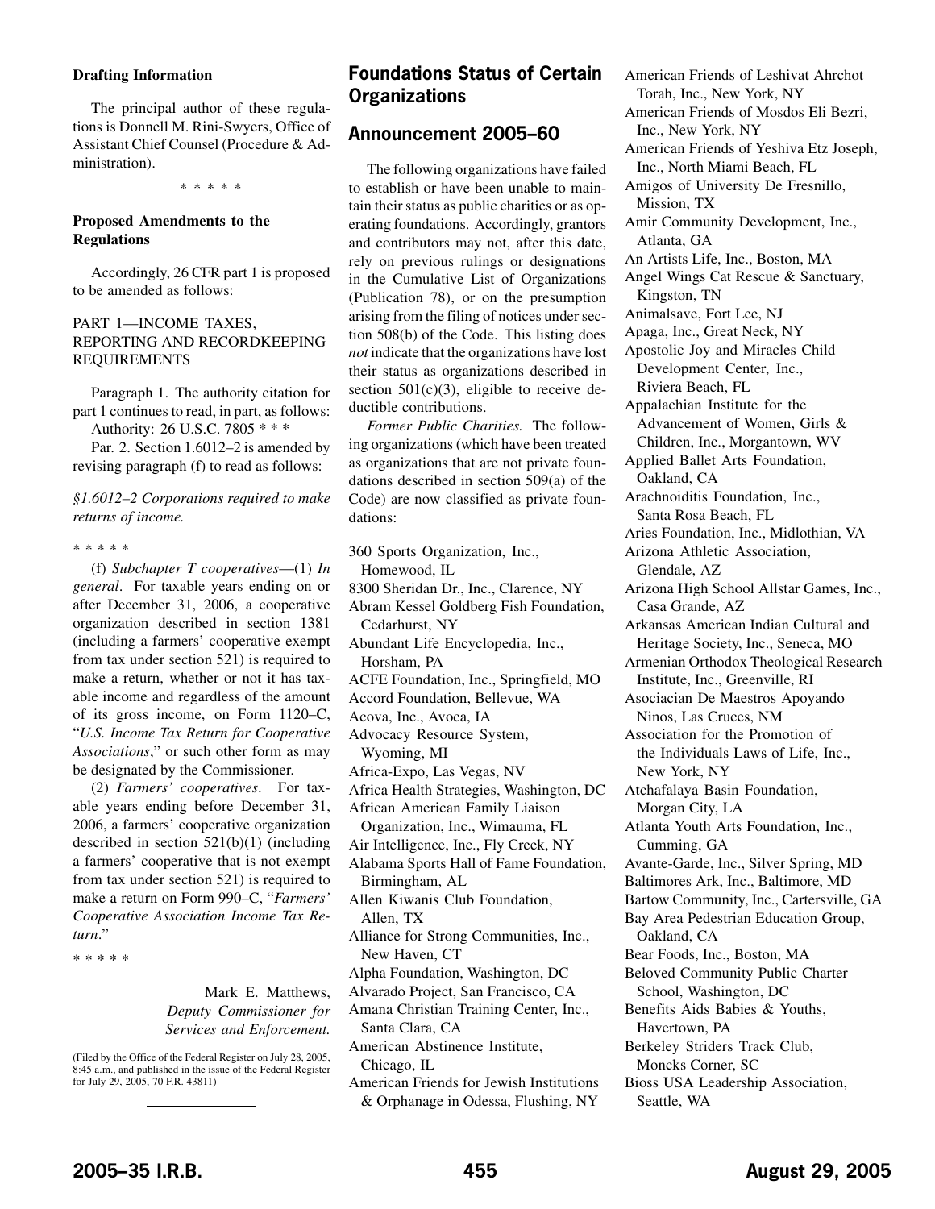**Drafting Information**

The principal author of these regulations is Donnell M. Rini-Swyers, Office of Assistant Chief Counsel (Procedure & Administration).

\* \* \* \* \*

**Proposed Amendments to the Regulations**

Accordingly, 26 CFR part 1 is proposed to be amended as follows:

PART 1—INCOME TAXES, REPORTING AND RECORDKEEPING REQUIREMENTS

Paragraph 1. The authority citation for part 1 continues to read, in part, as follows:

Authority: 26 U.S.C. 7805 \* \* \*

Par. 2. Section 1.6012–2 is amended by revising paragraph (f) to read as follows:

*§1.6012–2 Corporations required to make returns of income.*

\* \* \* \* \*

(f) *Subchapter T cooperatives*—(1) *In general*. For taxable years ending on or after December 31, 2006, a cooperative organization described in section 1381 (including a farmers' cooperative exempt from tax under section 521) is required to make a return, whether or not it has taxable income and regardless of the amount of its gross income, on Form 1120–C, "*U.S. Income Tax Return for Cooperative Associations*," or such other form as may be designated by the Commissioner.

(2) *Farmers' cooperatives*. For taxable years ending before December 31, 2006, a farmers' cooperative organization described in section 521(b)(1) (including a farmers' cooperative that is not exempt from tax under section 521) is required to make a return on Form 990–C, "*Farmers' Cooperative Association Income Tax Return*."

\* \* \* \* \*

Mark E. Matthews,
*Deputy Commissioner for Services and Enforcement.*

(Filed by the Office of the Federal Register on July 28, 2005, 8:45 a.m., and published in the issue of the Federal Register for July 29, 2005, 70 F.R. 43811)

## Foundations Status of Certain Organizations

## Announcement 2005–60

The following organizations have failed to establish or have been unable to maintain their status as public charities or as operating foundations. Accordingly, grantors and contributors may not, after this date, rely on previous rulings or designations in the Cumulative List of Organizations (Publication 78), or on the presumption arising from the filing of notices under section 508(b) of the Code. This listing does *not* indicate that the organizations have lost their status as organizations described in section 501(c)(3), eligible to receive deductible contributions.

*Former Public Charities.* The following organizations (which have been treated as organizations that are not private foundations described in section 509(a) of the Code) are now classified as private foundations:

360 Sports Organization, Inc., Homewood, IL
8300 Sheridan Dr., Inc., Clarence, NY
Abram Kessel Goldberg Fish Foundation, Cedarhurst, NY
Abundant Life Encyclopedia, Inc., Horsham, PA
ACFE Foundation, Inc., Springfield, MO
Accord Foundation, Bellevue, WA
Acova, Inc., Avoca, IA
Advocacy Resource System, Wyoming, MI
Africa-Expo, Las Vegas, NV
Africa Health Strategies, Washington, DC
African American Family Liaison Organization, Inc., Wimauma, FL
Air Intelligence, Inc., Fly Creek, NY
Alabama Sports Hall of Fame Foundation, Birmingham, AL
Allen Kiwanis Club Foundation, Allen, TX
Alliance for Strong Communities, Inc., New Haven, CT
Alpha Foundation, Washington, DC
Alvarado Project, San Francisco, CA
Amana Christian Training Center, Inc., Santa Clara, CA
American Abstinence Institute, Chicago, IL
American Friends for Jewish Institutions & Orphanage in Odessa, Flushing, NY
American Friends of Leshivat Ahrchot Torah, Inc., New York, NY
American Friends of Mosdos Eli Bezri, Inc., New York, NY
American Friends of Yeshiva Etz Joseph, Inc., North Miami Beach, FL
Amigos of University De Fresnillo, Mission, TX
Amir Community Development, Inc., Atlanta, GA
An Artists Life, Inc., Boston, MA
Angel Wings Cat Rescue & Sanctuary, Kingston, TN
Animalsave, Fort Lee, NJ
Apaga, Inc., Great Neck, NY
Apostolic Joy and Miracles Child Development Center, Inc., Riviera Beach, FL
Appalachian Institute for the Advancement of Women, Girls & Children, Inc., Morgantown, WV
Applied Ballet Arts Foundation, Oakland, CA
Arachnoiditis Foundation, Inc., Santa Rosa Beach, FL
Aries Foundation, Inc., Midlothian, VA
Arizona Athletic Association, Glendale, AZ
Arizona High School Allstar Games, Inc., Casa Grande, AZ
Arkansas American Indian Cultural and Heritage Society, Inc., Seneca, MO
Armenian Orthodox Theological Research Institute, Inc., Greenville, RI
Asociacian De Maestros Apoyando Ninos, Las Cruces, NM
Association for the Promotion of the Individuals Laws of Life, Inc., New York, NY
Atchafalaya Basin Foundation, Morgan City, LA
Atlanta Youth Arts Foundation, Inc., Cumming, GA
Avante-Garde, Inc., Silver Spring, MD
Baltimores Ark, Inc., Baltimore, MD
Bartow Community, Inc., Cartersville, GA
Bay Area Pedestrian Education Group, Oakland, CA
Bear Foods, Inc., Boston, MA
Beloved Community Public Charter School, Washington, DC
Benefits Aids Babies & Youths, Havertown, PA
Berkeley Striders Track Club, Moncks Corner, SC
Bioss USA Leadership Association, Seattle, WA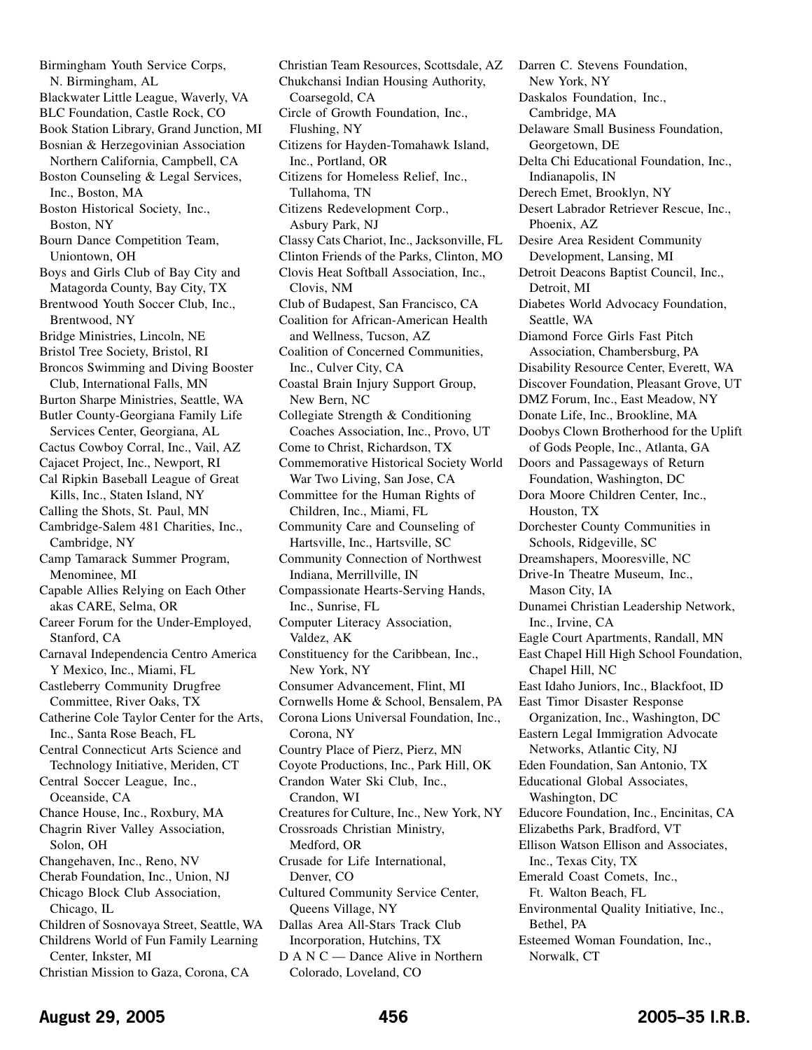Birmingham Youth Service Corps, N. Birmingham, AL
Blackwater Little League, Waverly, VA
BLC Foundation, Castle Rock, CO
Book Station Library, Grand Junction, MI
Bosnian & Herzegovinian Association Northern California, Campbell, CA
Boston Counseling & Legal Services, Inc., Boston, MA
Boston Historical Society, Inc., Boston, NY
Bourn Dance Competition Team, Uniontown, OH
Boys and Girls Club of Bay City and Matagorda County, Bay City, TX
Brentwood Youth Soccer Club, Inc., Brentwood, NY
Bridge Ministries, Lincoln, NE
Bristol Tree Society, Bristol, RI
Broncos Swimming and Diving Booster Club, International Falls, MN
Burton Sharpe Ministries, Seattle, WA
Butler County-Georgiana Family Life Services Center, Georgiana, AL
Cactus Cowboy Corral, Inc., Vail, AZ
Cajacet Project, Inc., Newport, RI
Cal Ripkin Baseball League of Great Kills, Inc., Staten Island, NY
Calling the Shots, St. Paul, MN
Cambridge-Salem 481 Charities, Inc., Cambridge, NY
Camp Tamarack Summer Program, Menominee, MI
Capable Allies Relying on Each Other akas CARE, Selma, OR
Career Forum for the Under-Employed, Stanford, CA
Carnaval Independencia Centro America Y Mexico, Inc., Miami, FL
Castleberry Community Drugfree Committee, River Oaks, TX
Catherine Cole Taylor Center for the Arts, Inc., Santa Rose Beach, FL
Central Connecticut Arts Science and Technology Initiative, Meriden, CT
Central Soccer League, Inc., Oceanside, CA
Chance House, Inc., Roxbury, MA
Chagrin River Valley Association, Solon, OH
Changehaven, Inc., Reno, NV
Cherab Foundation, Inc., Union, NJ
Chicago Block Club Association, Chicago, IL
Children of Sosnovaya Street, Seattle, WA
Childrens World of Fun Family Learning Center, Inkster, MI
Christian Mission to Gaza, Corona, CA
Christian Team Resources, Scottsdale, AZ
Chukchansi Indian Housing Authority, Coarsegold, CA
Circle of Growth Foundation, Inc., Flushing, NY
Citizens for Hayden-Tomahawk Island, Inc., Portland, OR
Citizens for Homeless Relief, Inc., Tullahoma, TN
Citizens Redevelopment Corp., Asbury Park, NJ
Classy Cats Chariot, Inc., Jacksonville, FL
Clinton Friends of the Parks, Clinton, MO
Clovis Heat Softball Association, Inc., Clovis, NM
Club of Budapest, San Francisco, CA
Coalition for African-American Health and Wellness, Tucson, AZ
Coalition of Concerned Communities, Inc., Culver City, CA
Coastal Brain Injury Support Group, New Bern, NC
Collegiate Strength & Conditioning Coaches Association, Inc., Provo, UT
Come to Christ, Richardson, TX
Commemorative Historical Society World War Two Living, San Jose, CA
Committee for the Human Rights of Children, Inc., Miami, FL
Community Care and Counseling of Hartsville, Inc., Hartsville, SC
Community Connection of Northwest Indiana, Merrillville, IN
Compassionate Hearts-Serving Hands, Inc., Sunrise, FL
Computer Literacy Association, Valdez, AK
Constituency for the Caribbean, Inc., New York, NY
Consumer Advancement, Flint, MI
Cornwells Home & School, Bensalem, PA
Corona Lions Universal Foundation, Inc., Corona, NY
Country Place of Pierz, Pierz, MN
Coyote Productions, Inc., Park Hill, OK
Crandon Water Ski Club, Inc., Crandon, WI
Creatures for Culture, Inc., New York, NY
Crossroads Christian Ministry, Medford, OR
Crusade for Life International, Denver, CO
Cultured Community Service Center, Queens Village, NY
Dallas Area All-Stars Track Club Incorporation, Hutchins, TX
D A N C — Dance Alive in Northern Colorado, Loveland, CO
Darren C. Stevens Foundation, New York, NY
Daskalos Foundation, Inc., Cambridge, MA
Delaware Small Business Foundation, Georgetown, DE
Delta Chi Educational Foundation, Inc., Indianapolis, IN
Derech Emet, Brooklyn, NY
Desert Labrador Retriever Rescue, Inc., Phoenix, AZ
Desire Area Resident Community Development, Lansing, MI
Detroit Deacons Baptist Council, Inc., Detroit, MI
Diabetes World Advocacy Foundation, Seattle, WA
Diamond Force Girls Fast Pitch Association, Chambersburg, PA
Disability Resource Center, Everett, WA
Discover Foundation, Pleasant Grove, UT
DMZ Forum, Inc., East Meadow, NY
Donate Life, Inc., Brookline, MA
Doobys Clown Brotherhood for the Uplift of Gods People, Inc., Atlanta, GA
Doors and Passageways of Return Foundation, Washington, DC
Dora Moore Children Center, Inc., Houston, TX
Dorchester County Communities in Schools, Ridgeville, SC
Dreamshapers, Mooresville, NC
Drive-In Theatre Museum, Inc., Mason City, IA
Dunamei Christian Leadership Network, Inc., Irvine, CA
Eagle Court Apartments, Randall, MN
East Chapel Hill High School Foundation, Chapel Hill, NC
East Idaho Juniors, Inc., Blackfoot, ID
East Timor Disaster Response Organization, Inc., Washington, DC
Eastern Legal Immigration Advocate Networks, Atlantic City, NJ
Eden Foundation, San Antonio, TX
Educational Global Associates, Washington, DC
Educore Foundation, Inc., Encinitas, CA
Elizabeths Park, Bradford, VT
Ellison Watson Ellison and Associates, Inc., Texas City, TX
Emerald Coast Comets, Inc., Ft. Walton Beach, FL
Environmental Quality Initiative, Inc., Bethel, PA
Esteemed Woman Foundation, Inc., Norwalk, CT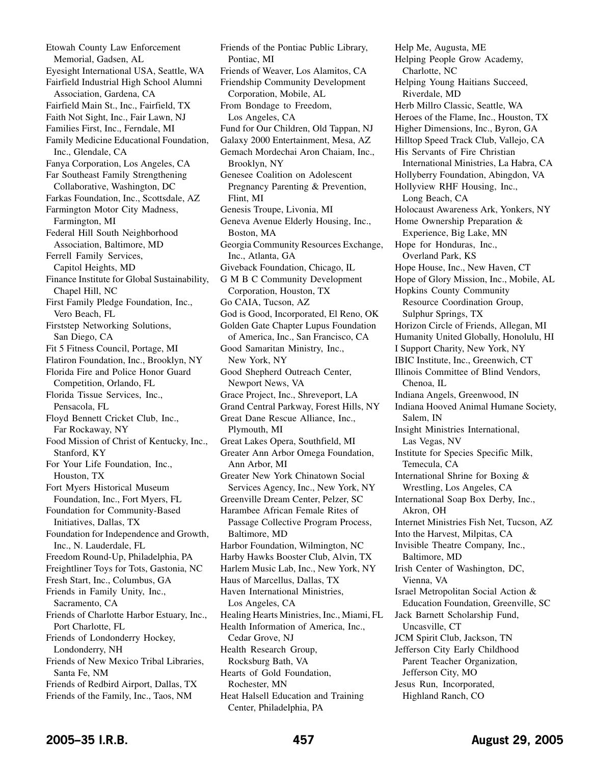Etowah County Law Enforcement Memorial, Gadsen, AL
Eyesight International USA, Seattle, WA
Fairfield Industrial High School Alumni Association, Gardena, CA
Fairfield Main St., Inc., Fairfield, TX
Faith Not Sight, Inc., Fair Lawn, NJ
Families First, Inc., Ferndale, MI
Family Medicine Educational Foundation, Inc., Glendale, CA
Fanya Corporation, Los Angeles, CA
Far Southeast Family Strengthening Collaborative, Washington, DC
Farkas Foundation, Inc., Scottsdale, AZ
Farmington Motor City Madness, Farmington, MI
Federal Hill South Neighborhood Association, Baltimore, MD
Ferrell Family Services, Capitol Heights, MD
Finance Institute for Global Sustainability, Chapel Hill, NC
First Family Pledge Foundation, Inc., Vero Beach, FL
Firststep Networking Solutions, San Diego, CA
Fit 5 Fitness Council, Portage, MI
Flatiron Foundation, Inc., Brooklyn, NY
Florida Fire and Police Honor Guard Competition, Orlando, FL
Florida Tissue Services, Inc., Pensacola, FL
Floyd Bennett Cricket Club, Inc., Far Rockaway, NY
Food Mission of Christ of Kentucky, Inc., Stanford, KY
For Your Life Foundation, Inc., Houston, TX
Fort Myers Historical Museum Foundation, Inc., Fort Myers, FL
Foundation for Community-Based Initiatives, Dallas, TX
Foundation for Independence and Growth, Inc., N. Lauderdale, FL
Freedom Round-Up, Philadelphia, PA
Freightliner Toys for Tots, Gastonia, NC
Fresh Start, Inc., Columbus, GA
Friends in Family Unity, Inc., Sacramento, CA
Friends of Charlotte Harbor Estuary, Inc., Port Charlotte, FL
Friends of Londonderry Hockey, Londonderry, NH
Friends of New Mexico Tribal Libraries, Santa Fe, NM
Friends of Redbird Airport, Dallas, TX
Friends of the Family, Inc., Taos, NM
Friends of the Pontiac Public Library, Pontiac, MI
Friends of Weaver, Los Alamitos, CA
Friendship Community Development Corporation, Mobile, AL
From Bondage to Freedom, Los Angeles, CA
Fund for Our Children, Old Tappan, NJ
Galaxy 2000 Entertainment, Mesa, AZ
Gemach Mordechai Aron Chaiam, Inc., Brooklyn, NY
Genesee Coalition on Adolescent Pregnancy Parenting & Prevention, Flint, MI
Genesis Troupe, Livonia, MI
Geneva Avenue Elderly Housing, Inc., Boston, MA
Georgia Community Resources Exchange, Inc., Atlanta, GA
Giveback Foundation, Chicago, IL
G M B C Community Development Corporation, Houston, TX
Go CAIA, Tucson, AZ
God is Good, Incorporated, El Reno, OK
Golden Gate Chapter Lupus Foundation of America, Inc., San Francisco, CA
Good Samaritan Ministry, Inc., New York, NY
Good Shepherd Outreach Center, Newport News, VA
Grace Project, Inc., Shreveport, LA
Grand Central Parkway, Forest Hills, NY
Great Dane Rescue Alliance, Inc., Plymouth, MI
Great Lakes Opera, Southfield, MI
Greater Ann Arbor Omega Foundation, Ann Arbor, MI
Greater New York Chinatown Social Services Agency, Inc., New York, NY
Greenville Dream Center, Pelzer, SC
Harambee African Female Rites of Passage Collective Program Process, Baltimore, MD
Harbor Foundation, Wilmington, NC
Harby Hawks Booster Club, Alvin, TX
Harlem Music Lab, Inc., New York, NY
Haus of Marcellus, Dallas, TX
Haven International Ministries, Los Angeles, CA
Healing Hearts Ministries, Inc., Miami, FL
Health Information of America, Inc., Cedar Grove, NJ
Health Research Group, Rocksburg Bath, VA
Hearts of Gold Foundation, Rochester, MN
Heat Halsell Education and Training Center, Philadelphia, PA
Help Me, Augusta, ME
Helping People Grow Academy, Charlotte, NC
Helping Young Haitians Succeed, Riverdale, MD
Herb Millro Classic, Seattle, WA
Heroes of the Flame, Inc., Houston, TX
Higher Dimensions, Inc., Byron, GA
Hilltop Speed Track Club, Vallejo, CA
His Servants of Fire Christian International Ministries, La Habra, CA
Hollyberry Foundation, Abingdon, VA
Hollyview RHF Housing, Inc., Long Beach, CA
Holocaust Awareness Ark, Yonkers, NY
Home Ownership Preparation & Experience, Big Lake, MN
Hope for Honduras, Inc., Overland Park, KS
Hope House, Inc., New Haven, CT
Hope of Glory Mission, Inc., Mobile, AL
Hopkins County Community Resource Coordination Group, Sulphur Springs, TX
Horizon Circle of Friends, Allegan, MI
Humanity United Globally, Honolulu, HI
I Support Charity, New York, NY
IBIC Institute, Inc., Greenwich, CT
Illinois Committee of Blind Vendors, Chenoa, IL
Indiana Angels, Greenwood, IN
Indiana Hooved Animal Humane Society, Salem, IN
Insight Ministries International, Las Vegas, NV
Institute for Species Specific Milk, Temecula, CA
International Shrine for Boxing & Wrestling, Los Angeles, CA
International Soap Box Derby, Inc., Akron, OH
Internet Ministries Fish Net, Tucson, AZ
Into the Harvest, Milpitas, CA
Invisible Theatre Company, Inc., Baltimore, MD
Irish Center of Washington, DC, Vienna, VA
Israel Metropolitan Social Action & Education Foundation, Greenville, SC
Jack Barnett Scholarship Fund, Uncasville, CT
JCM Spirit Club, Jackson, TN
Jefferson City Early Childhood Parent Teacher Organization, Jefferson City, MO
Jesus Run, Incorporated, Highland Ranch, CO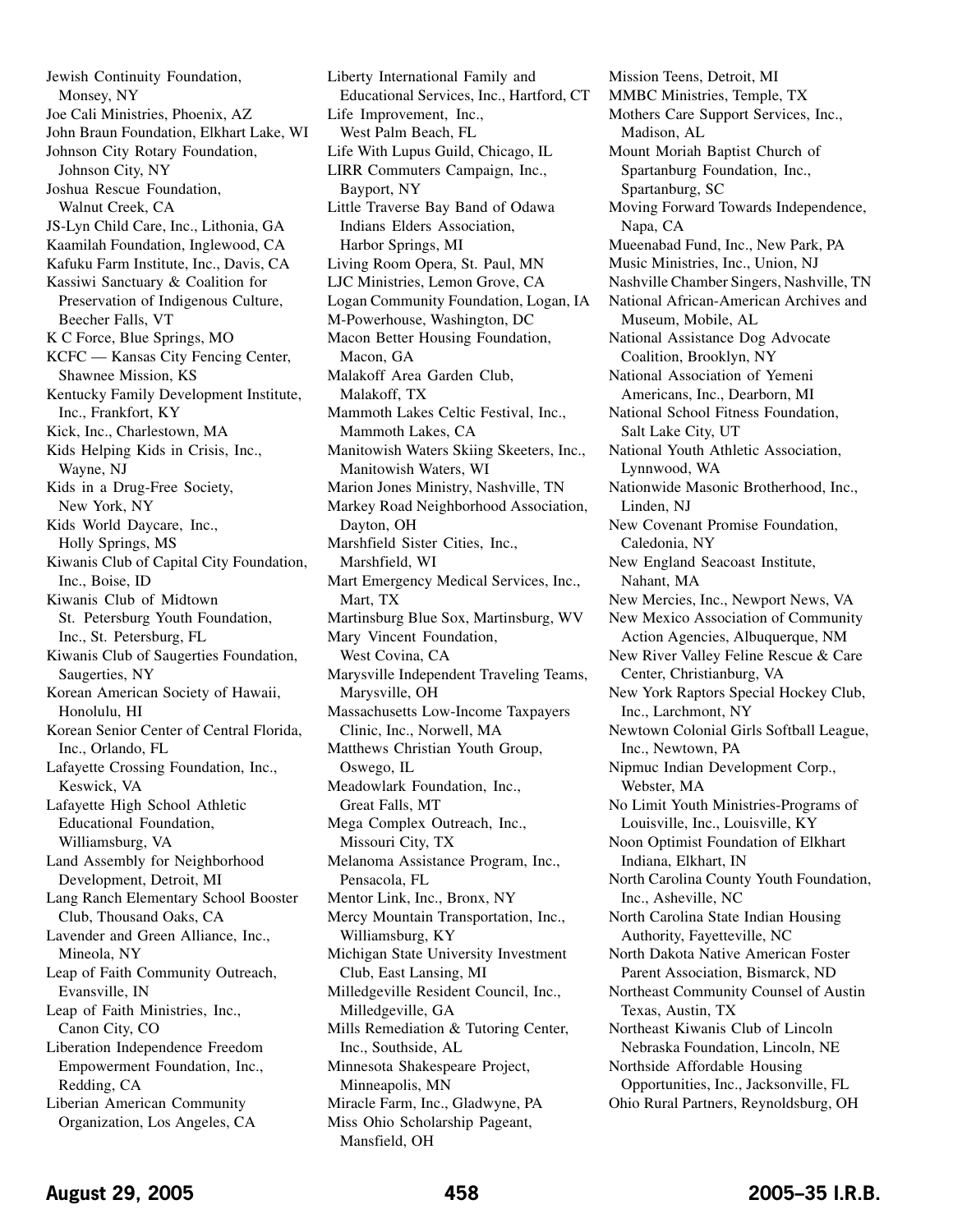Jewish Continuity Foundation, Monsey, NY
Joe Cali Ministries, Phoenix, AZ
John Braun Foundation, Elkhart Lake, WI
Johnson City Rotary Foundation, Johnson City, NY
Joshua Rescue Foundation, Walnut Creek, CA
JS-Lyn Child Care, Inc., Lithonia, GA
Kaamilah Foundation, Inglewood, CA
Kafuku Farm Institute, Inc., Davis, CA
Kassiwi Sanctuary & Coalition for Preservation of Indigenous Culture, Beecher Falls, VT
K C Force, Blue Springs, MO
KCFC — Kansas City Fencing Center, Shawnee Mission, KS
Kentucky Family Development Institute, Inc., Frankfort, KY
Kick, Inc., Charlestown, MA
Kids Helping Kids in Crisis, Inc., Wayne, NJ
Kids in a Drug-Free Society, New York, NY
Kids World Daycare, Inc., Holly Springs, MS
Kiwanis Club of Capital City Foundation, Inc., Boise, ID
Kiwanis Club of Midtown St. Petersburg Youth Foundation, Inc., St. Petersburg, FL
Kiwanis Club of Saugerties Foundation, Saugerties, NY
Korean American Society of Hawaii, Honolulu, HI
Korean Senior Center of Central Florida, Inc., Orlando, FL
Lafayette Crossing Foundation, Inc., Keswick, VA
Lafayette High School Athletic Educational Foundation, Williamsburg, VA
Land Assembly for Neighborhood Development, Detroit, MI
Lang Ranch Elementary School Booster Club, Thousand Oaks, CA
Lavender and Green Alliance, Inc., Mineola, NY
Leap of Faith Community Outreach, Evansville, IN
Leap of Faith Ministries, Inc., Canon City, CO
Liberation Independence Freedom Empowerment Foundation, Inc., Redding, CA
Liberian American Community Organization, Los Angeles, CA
Liberty International Family and Educational Services, Inc., Hartford, CT
Life Improvement, Inc., West Palm Beach, FL
Life With Lupus Guild, Chicago, IL
LIRR Commuters Campaign, Inc., Bayport, NY
Little Traverse Bay Band of Odawa Indians Elders Association, Harbor Springs, MI
Living Room Opera, St. Paul, MN
LJC Ministries, Lemon Grove, CA
Logan Community Foundation, Logan, IA
M-Powerhouse, Washington, DC
Macon Better Housing Foundation, Macon, GA
Malakoff Area Garden Club, Malakoff, TX
Mammoth Lakes Celtic Festival, Inc., Mammoth Lakes, CA
Manitowish Waters Skiing Skeeters, Inc., Manitowish Waters, WI
Marion Jones Ministry, Nashville, TN
Markey Road Neighborhood Association, Dayton, OH
Marshfield Sister Cities, Inc., Marshfield, WI
Mart Emergency Medical Services, Inc., Mart, TX
Martinsburg Blue Sox, Martinsburg, WV
Mary Vincent Foundation, West Covina, CA
Marysville Independent Traveling Teams, Marysville, OH
Massachusetts Low-Income Taxpayers Clinic, Inc., Norwell, MA
Matthews Christian Youth Group, Oswego, IL
Meadowlark Foundation, Inc., Great Falls, MT
Mega Complex Outreach, Inc., Missouri City, TX
Melanoma Assistance Program, Inc., Pensacola, FL
Mentor Link, Inc., Bronx, NY
Mercy Mountain Transportation, Inc., Williamsburg, KY
Michigan State University Investment Club, East Lansing, MI
Milledgeville Resident Council, Inc., Milledgeville, GA
Mills Remediation & Tutoring Center, Inc., Southside, AL
Minnesota Shakespeare Project, Minneapolis, MN
Miracle Farm, Inc., Gladwyne, PA
Miss Ohio Scholarship Pageant, Mansfield, OH
Mission Teens, Detroit, MI
MMBC Ministries, Temple, TX
Mothers Care Support Services, Inc., Madison, AL
Mount Moriah Baptist Church of Spartanburg Foundation, Inc., Spartanburg, SC
Moving Forward Towards Independence, Napa, CA
Mueenabad Fund, Inc., New Park, PA
Music Ministries, Inc., Union, NJ
Nashville Chamber Singers, Nashville, TN
National African-American Archives and Museum, Mobile, AL
National Assistance Dog Advocate Coalition, Brooklyn, NY
National Association of Yemeni Americans, Inc., Dearborn, MI
National School Fitness Foundation, Salt Lake City, UT
National Youth Athletic Association, Lynnwood, WA
Nationwide Masonic Brotherhood, Inc., Linden, NJ
New Covenant Promise Foundation, Caledonia, NY
New England Seacoast Institute, Nahant, MA
New Mercies, Inc., Newport News, VA
New Mexico Association of Community Action Agencies, Albuquerque, NM
New River Valley Feline Rescue & Care Center, Christianburg, VA
New York Raptors Special Hockey Club, Inc., Larchmont, NY
Newtown Colonial Girls Softball League, Inc., Newtown, PA
Nipmuc Indian Development Corp., Webster, MA
No Limit Youth Ministries-Programs of Louisville, Inc., Louisville, KY
Noon Optimist Foundation of Elkhart Indiana, Elkhart, IN
North Carolina County Youth Foundation, Inc., Asheville, NC
North Carolina State Indian Housing Authority, Fayetteville, NC
North Dakota Native American Foster Parent Association, Bismarck, ND
Northeast Community Counsel of Austin Texas, Austin, TX
Northeast Kiwanis Club of Lincoln Nebraska Foundation, Lincoln, NE
Northside Affordable Housing Opportunities, Inc., Jacksonville, FL
Ohio Rural Partners, Reynoldsburg, OH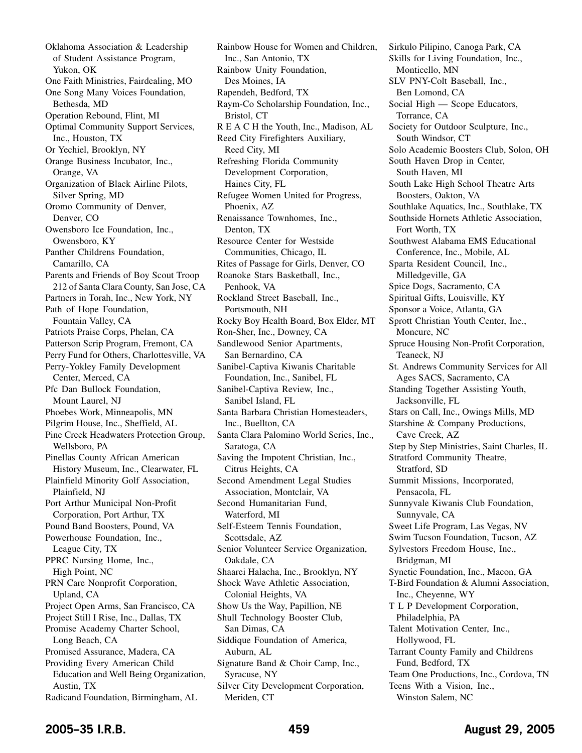Oklahoma Association & Leadership of Student Assistance Program, Yukon, OK
One Faith Ministries, Fairdealing, MO
One Song Many Voices Foundation, Bethesda, MD
Operation Rebound, Flint, MI
Optimal Community Support Services, Inc., Houston, TX
Or Yechiel, Brooklyn, NY
Orange Business Incubator, Inc., Orange, VA
Organization of Black Airline Pilots, Silver Spring, MD
Oromo Community of Denver, Denver, CO
Owensboro Ice Foundation, Inc., Owensboro, KY
Panther Childrens Foundation, Camarillo, CA
Parents and Friends of Boy Scout Troop 212 of Santa Clara County, San Jose, CA
Partners in Torah, Inc., New York, NY
Path of Hope Foundation, Fountain Valley, CA
Patriots Praise Corps, Phelan, CA
Patterson Scrip Program, Fremont, CA
Perry Fund for Others, Charlottesville, VA
Perry-Yokley Family Development Center, Merced, CA
Pfc Dan Bullock Foundation, Mount Laurel, NJ
Phoebes Work, Minneapolis, MN
Pilgrim House, Inc., Sheffield, AL
Pine Creek Headwaters Protection Group, Wellsboro, PA
Pinellas County African American History Museum, Inc., Clearwater, FL
Plainfield Minority Golf Association, Plainfield, NJ
Port Arthur Municipal Non-Profit Corporation, Port Arthur, TX
Pound Band Boosters, Pound, VA
Powerhouse Foundation, Inc., League City, TX
PPRC Nursing Home, Inc., High Point, NC
PRN Care Nonprofit Corporation, Upland, CA
Project Open Arms, San Francisco, CA
Project Still I Rise, Inc., Dallas, TX
Promise Academy Charter School, Long Beach, CA
Promised Assurance, Madera, CA
Providing Every American Child Education and Well Being Organization, Austin, TX
Radicand Foundation, Birmingham, AL
Rainbow House for Women and Children, Inc., San Antonio, TX
Rainbow Unity Foundation, Des Moines, IA
Rapendeh, Bedford, TX
Raym-Co Scholarship Foundation, Inc., Bristol, CT
R E A C H the Youth, Inc., Madison, AL
Reed City Firefighters Auxiliary, Reed City, MI
Refreshing Florida Community Development Corporation, Haines City, FL
Refugee Women United for Progress, Phoenix, AZ
Renaissance Townhomes, Inc., Denton, TX
Resource Center for Westside Communities, Chicago, IL
Rites of Passage for Girls, Denver, CO
Roanoke Stars Basketball, Inc., Penhook, VA
Rockland Street Baseball, Inc., Portsmouth, NH
Rocky Boy Health Board, Box Elder, MT
Ron-Sher, Inc., Downey, CA
Sandlewood Senior Apartments, San Bernardino, CA
Sanibel-Captiva Kiwanis Charitable Foundation, Inc., Sanibel, FL
Sanibel-Captiva Review, Inc., Sanibel Island, FL
Santa Barbara Christian Homesteaders, Inc., Buellton, CA
Santa Clara Palomino World Series, Inc., Saratoga, CA
Saving the Impotent Christian, Inc., Citrus Heights, CA
Second Amendment Legal Studies Association, Montclair, VA
Second Humanitarian Fund, Waterford, MI
Self-Esteem Tennis Foundation, Scottsdale, AZ
Senior Volunteer Service Organization, Oakdale, CA
Shaarei Halacha, Inc., Brooklyn, NY
Shock Wave Athletic Association, Colonial Heights, VA
Show Us the Way, Papillion, NE
Shull Technology Booster Club, San Dimas, CA
Siddique Foundation of America, Auburn, AL
Signature Band & Choir Camp, Inc., Syracuse, NY
Silver City Development Corporation, Meriden, CT
Sirkulo Pilipino, Canoga Park, CA
Skills for Living Foundation, Inc., Monticello, MN
SLV PNY-Colt Baseball, Inc., Ben Lomond, CA
Social High — Scope Educators, Torrance, CA
Society for Outdoor Sculpture, Inc., South Windsor, CT
Solo Academic Boosters Club, Solon, OH
South Haven Drop in Center, South Haven, MI
South Lake High School Theatre Arts Boosters, Oakton, VA
Southlake Aquatics, Inc., Southlake, TX
Southside Hornets Athletic Association, Fort Worth, TX
Southwest Alabama EMS Educational Conference, Inc., Mobile, AL
Sparta Resident Council, Inc., Milledgeville, GA
Spice Dogs, Sacramento, CA
Spiritual Gifts, Louisville, KY
Sponsor a Voice, Atlanta, GA
Sprott Christian Youth Center, Inc., Moncure, NC
Spruce Housing Non-Profit Corporation, Teaneck, NJ
St. Andrews Community Services for All Ages SACS, Sacramento, CA
Standing Together Assisting Youth, Jacksonville, FL
Stars on Call, Inc., Owings Mills, MD
Starshine & Company Productions, Cave Creek, AZ
Step by Step Ministries, Saint Charles, IL
Stratford Community Theatre, Stratford, SD
Summit Missions, Incorporated, Pensacola, FL
Sunnyvale Kiwanis Club Foundation, Sunnyvale, CA
Sweet Life Program, Las Vegas, NV
Swim Tucson Foundation, Tucson, AZ
Sylvestors Freedom House, Inc., Bridgman, MI
Synetic Foundation, Inc., Macon, GA
T-Bird Foundation & Alumni Association, Inc., Cheyenne, WY
T L P Development Corporation, Philadelphia, PA
Talent Motivation Center, Inc., Hollywood, FL
Tarrant County Family and Childrens Fund, Bedford, TX
Team One Productions, Inc., Cordova, TN
Teens With a Vision, Inc., Winston Salem, NC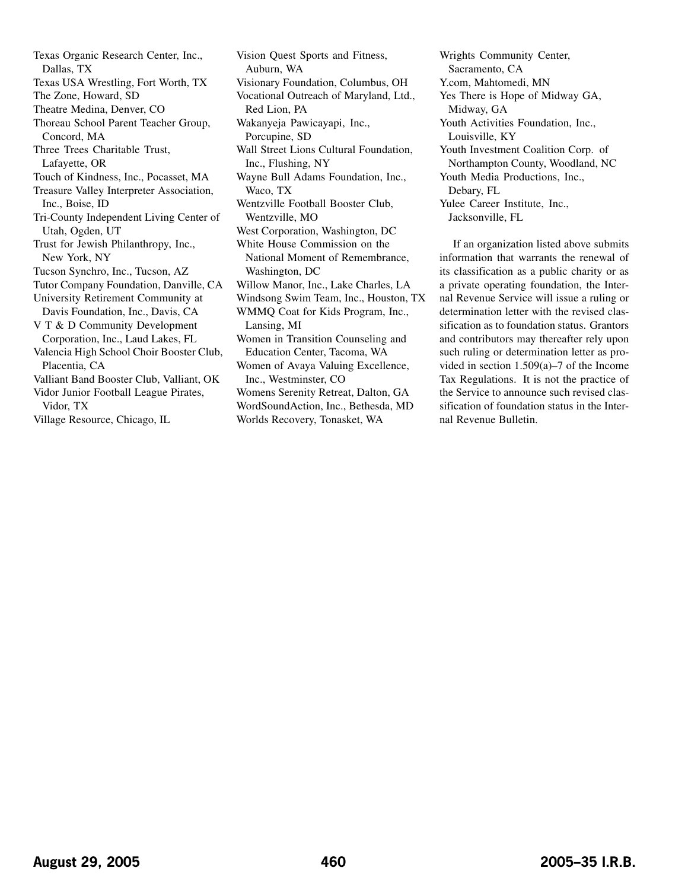Texas Organic Research Center, Inc., Dallas, TX
Texas USA Wrestling, Fort Worth, TX
The Zone, Howard, SD
Theatre Medina, Denver, CO
Thoreau School Parent Teacher Group, Concord, MA
Three Trees Charitable Trust, Lafayette, OR
Touch of Kindness, Inc., Pocasset, MA
Treasure Valley Interpreter Association, Inc., Boise, ID
Tri-County Independent Living Center of Utah, Ogden, UT
Trust for Jewish Philanthropy, Inc., New York, NY
Tucson Synchro, Inc., Tucson, AZ
Tutor Company Foundation, Danville, CA
University Retirement Community at Davis Foundation, Inc., Davis, CA
V T & D Community Development Corporation, Inc., Laud Lakes, FL
Valencia High School Choir Booster Club, Placentia, CA
Valliant Band Booster Club, Valliant, OK
Vidor Junior Football League Pirates, Vidor, TX
Village Resource, Chicago, IL
Vision Quest Sports and Fitness, Auburn, WA
Visionary Foundation, Columbus, OH
Vocational Outreach of Maryland, Ltd., Red Lion, PA
Wakanyeja Pawicayapi, Inc., Porcupine, SD
Wall Street Lions Cultural Foundation, Inc., Flushing, NY
Wayne Bull Adams Foundation, Inc., Waco, TX
Wentzville Football Booster Club, Wentzville, MO
West Corporation, Washington, DC
White House Commission on the National Moment of Remembrance, Washington, DC
Willow Manor, Inc., Lake Charles, LA
Windsong Swim Team, Inc., Houston, TX
WMMQ Coat for Kids Program, Inc., Lansing, MI
Women in Transition Counseling and Education Center, Tacoma, WA
Women of Avaya Valuing Excellence, Inc., Westminster, CO
Womens Serenity Retreat, Dalton, GA
WordSoundAction, Inc., Bethesda, MD
Worlds Recovery, Tonasket, WA
Wrights Community Center, Sacramento, CA
Y.com, Mahtomedi, MN
Yes There is Hope of Midway GA, Midway, GA
Youth Activities Foundation, Inc., Louisville, KY
Youth Investment Coalition Corp. of Northampton County, Woodland, NC
Youth Media Productions, Inc., Debary, FL
Yulee Career Institute, Inc., Jacksonville, FL

If an organization listed above submits information that warrants the renewal of its classification as a public charity or as a private operating foundation, the Internal Revenue Service will issue a ruling or determination letter with the revised classification as to foundation status. Grantors and contributors may thereafter rely upon such ruling or determination letter as provided in section 1.509(a)–7 of the Income Tax Regulations. It is not the practice of the Service to announce such revised classification of foundation status in the Internal Revenue Bulletin.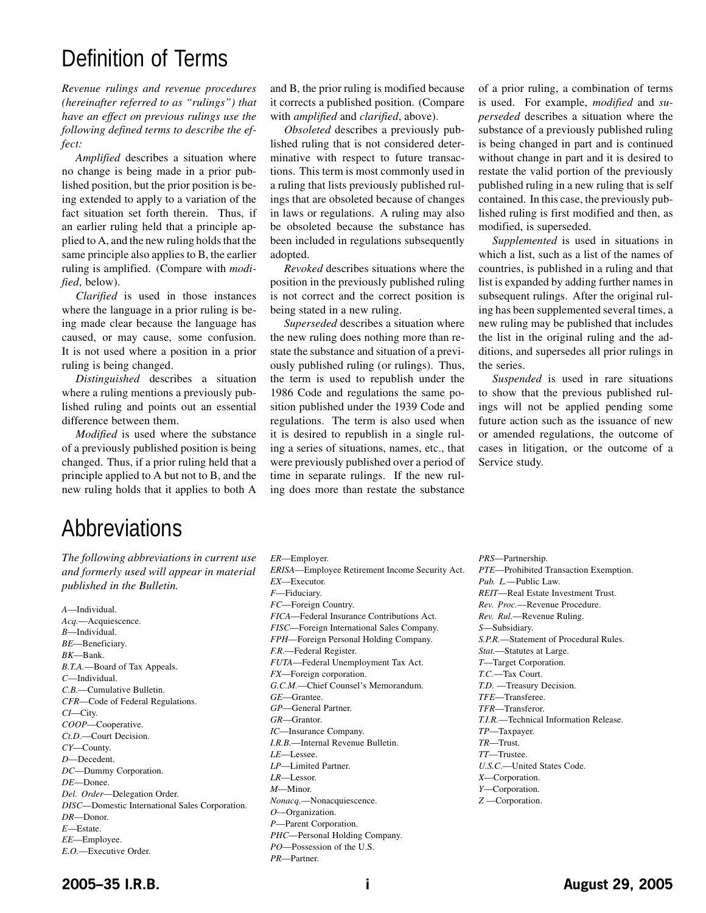# Definition of Terms

*Revenue rulings and revenue procedures (hereinafter referred to as "rulings") that have an effect on previous rulings use the following defined terms to describe the effect:*

*Amplified* describes a situation where no change is being made in a prior published position, but the prior position is being extended to apply to a variation of the fact situation set forth therein. Thus, if an earlier ruling held that a principle applied to A, and the new ruling holds that the same principle also applies to B, the earlier ruling is amplified. (Compare with *modified*, below).

*Clarified* is used in those instances where the language in a prior ruling is being made clear because the language has caused, or may cause, some confusion. It is not used where a position in a prior ruling is being changed.

*Distinguished* describes a situation where a ruling mentions a previously published ruling and points out an essential difference between them.

*Modified* is used where the substance of a previously published position is being changed. Thus, if a prior ruling held that a principle applied to A but not to B, and the new ruling holds that it applies to both A and B, the prior ruling is modified because it corrects a published position. (Compare with *amplified* and *clarified*, above).

*Obsoleted* describes a previously published ruling that is not considered determinative with respect to future transactions. This term is most commonly used in a ruling that lists previously published rulings that are obsoleted because of changes in laws or regulations. A ruling may also be obsoleted because the substance has been included in regulations subsequently adopted.

*Revoked* describes situations where the position in the previously published ruling is not correct and the correct position is being stated in a new ruling.

*Superseded* describes a situation where the new ruling does nothing more than restate the substance and situation of a previously published ruling (or rulings). Thus, the term is used to republish under the 1986 Code and regulations the same position published under the 1939 Code and regulations. The term is also used when it is desired to republish in a single ruling a series of situations, names, etc., that were previously published over a period of time in separate rulings. If the new ruling does more than restate the substance of a prior ruling, a combination of terms is used. For example, *modified* and *superseded* describes a situation where the substance of a previously published ruling is being changed in part and is continued without change in part and it is desired to restate the valid portion of the previously published ruling in a new ruling that is self contained. In this case, the previously published ruling is first modified and then, as modified, is superseded.

*Supplemented* is used in situations in which a list, such as a list of the names of countries, is published in a ruling and that list is expanded by adding further names in subsequent rulings. After the original ruling has been supplemented several times, a new ruling may be published that includes the list in the original ruling and the additions, and supersedes all prior rulings in the series.

*Suspended* is used in rare situations to show that the previous published rulings will not be applied pending some future action such as the issuance of new or amended regulations, the outcome of cases in litigation, or the outcome of a Service study.

# Abbreviations

*The following abbreviations in current use and formerly used will appear in material published in the Bulletin.*

*A*—Individual.
*Acq.*—Acquiescence.
*B*—Individual.
*BE*—Beneficiary.
*BK*—Bank.
*B.T.A.*—Board of Tax Appeals.
*C*—Individual.
*C.B.*—Cumulative Bulletin.
*CFR*—Code of Federal Regulations.
*CI*—City.
*COOP*—Cooperative.
*Ct.D.*—Court Decision.
*CY*—County.
*D*—Decedent.
*DC*—Dummy Corporation.
*DE*—Donee.
*Del. Order*—Delegation Order.
*DISC*—Domestic International Sales Corporation.
*DR*—Donor.
*E*—Estate.
*EE*—Employee.
*E.O.*—Executive Order.
*ER*—Employer.
*ERISA*—Employee Retirement Income Security Act.
*EX*—Executor.
*F*—Fiduciary.
*FC*—Foreign Country.
*FICA*—Federal Insurance Contributions Act.
*FISC*—Foreign International Sales Company.
*FPH*—Foreign Personal Holding Company.
*F.R.*—Federal Register.
*FUTA*—Federal Unemployment Tax Act.
*FX*—Foreign corporation.
*G.C.M.*—Chief Counsel's Memorandum.
*GE*—Grantee.
*GP*—General Partner.
*GR*—Grantor.
*IC*—Insurance Company.
*I.R.B.*—Internal Revenue Bulletin.
*LE*—Lessee.
*LP*—Limited Partner.
*LR*—Lessor.
*M*—Minor.
*Nonacq.*—Nonacquiescence.
*O*—Organization.
*P*—Parent Corporation.
*PHC*—Personal Holding Company.
*PO*—Possession of the U.S.
*PR*—Partner.
*PRS*—Partnership.
*PTE*—Prohibited Transaction Exemption.
*Pub. L.*—Public Law.
*REIT*—Real Estate Investment Trust.
*Rev. Proc.*—Revenue Procedure.
*Rev. Rul.*—Revenue Ruling.
*S*—Subsidiary.
*S.P.R.*—Statement of Procedural Rules.
*Stat.*—Statutes at Large.
*T*—Target Corporation.
*T.C.*—Tax Court.
*T.D.* —Treasury Decision.
*TFE*—Transferee.
*TFR*—Transferor.
*T.I.R.*—Technical Information Release.
*TP*—Taxpayer.
*TR*—Trust.
*TT*—Trustee.
*U.S.C.*—United States Code.
*X*—Corporation.
*Y*—Corporation.
*Z* —Corporation.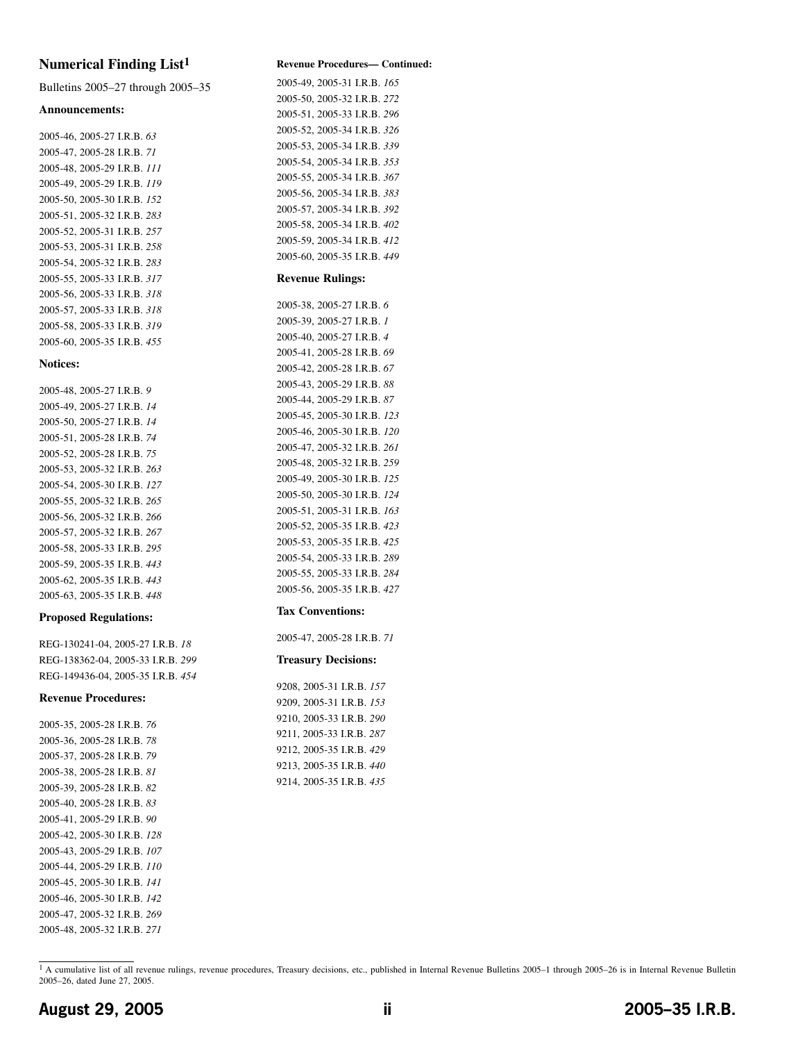## Numerical Finding List[1]

Bulletins 2005–27 through 2005–35

### Announcements:

2005-46, 2005-27 I.R.B. *63*
2005-47, 2005-28 I.R.B. *71*
2005-48, 2005-29 I.R.B. *111*
2005-49, 2005-29 I.R.B. *119*
2005-50, 2005-30 I.R.B. *152*
2005-51, 2005-32 I.R.B. *283*
2005-52, 2005-31 I.R.B. *257*
2005-53, 2005-31 I.R.B. *258*
2005-54, 2005-32 I.R.B. *283*
2005-55, 2005-33 I.R.B. *317*
2005-56, 2005-33 I.R.B. *318*
2005-57, 2005-33 I.R.B. *318*
2005-58, 2005-33 I.R.B. *319*
2005-60, 2005-35 I.R.B. *455*

### Notices:

2005-48, 2005-27 I.R.B. *9*
2005-49, 2005-27 I.R.B. *14*
2005-50, 2005-27 I.R.B. *14*
2005-51, 2005-28 I.R.B. *74*
2005-52, 2005-28 I.R.B. *75*
2005-53, 2005-32 I.R.B. *263*
2005-54, 2005-30 I.R.B. *127*
2005-55, 2005-32 I.R.B. *265*
2005-56, 2005-32 I.R.B. *266*
2005-57, 2005-32 I.R.B. *267*
2005-58, 2005-33 I.R.B. *295*
2005-59, 2005-35 I.R.B. *443*
2005-62, 2005-35 I.R.B. *443*
2005-63, 2005-35 I.R.B. *448*

### Proposed Regulations:

REG-130241-04, 2005-27 I.R.B. *18*
REG-138362-04, 2005-33 I.R.B. *299*
REG-149436-04, 2005-35 I.R.B. *454*

### Revenue Procedures:

2005-35, 2005-28 I.R.B. *76*
2005-36, 2005-28 I.R.B. *78*
2005-37, 2005-28 I.R.B. *79*
2005-38, 2005-28 I.R.B. *81*
2005-39, 2005-28 I.R.B. *82*
2005-40, 2005-28 I.R.B. *83*
2005-41, 2005-29 I.R.B. *90*
2005-42, 2005-30 I.R.B. *128*
2005-43, 2005-29 I.R.B. *107*
2005-44, 2005-29 I.R.B. *110*
2005-45, 2005-30 I.R.B. *141*
2005-46, 2005-30 I.R.B. *142*
2005-47, 2005-32 I.R.B. *269*
2005-48, 2005-32 I.R.B. *271*

#### Revenue Procedures— Continued:

2005-49, 2005-31 I.R.B. *165*
2005-50, 2005-32 I.R.B. *272*
2005-51, 2005-33 I.R.B. *296*
2005-52, 2005-34 I.R.B. *326*
2005-53, 2005-34 I.R.B. *339*
2005-54, 2005-34 I.R.B. *353*
2005-55, 2005-34 I.R.B. *367*
2005-56, 2005-34 I.R.B. *383*
2005-57, 2005-34 I.R.B. *392*
2005-58, 2005-34 I.R.B. *402*
2005-59, 2005-34 I.R.B. *412*
2005-60, 2005-35 I.R.B. *449*

### Revenue Rulings:

2005-38, 2005-27 I.R.B. *6*
2005-39, 2005-27 I.R.B. *1*
2005-40, 2005-27 I.R.B. *4*
2005-41, 2005-28 I.R.B. *69*
2005-42, 2005-28 I.R.B. *67*
2005-43, 2005-29 I.R.B. *88*
2005-44, 2005-29 I.R.B. *87*
2005-45, 2005-30 I.R.B. *123*
2005-46, 2005-30 I.R.B. *120*
2005-47, 2005-32 I.R.B. *261*
2005-48, 2005-32 I.R.B. *259*
2005-49, 2005-30 I.R.B. *125*
2005-50, 2005-30 I.R.B. *124*
2005-51, 2005-31 I.R.B. *163*
2005-52, 2005-35 I.R.B. *423*
2005-53, 2005-35 I.R.B. *425*
2005-54, 2005-33 I.R.B. *289*
2005-55, 2005-33 I.R.B. *284*
2005-56, 2005-35 I.R.B. *427*

### Tax Conventions:

2005-47, 2005-28 I.R.B. *71*

### Treasury Decisions:

9208, 2005-31 I.R.B. *157*
9209, 2005-31 I.R.B. *153*
9210, 2005-33 I.R.B. *290*
9211, 2005-33 I.R.B. *287*
9212, 2005-35 I.R.B. *429*
9213, 2005-35 I.R.B. *440*
9214, 2005-35 I.R.B. *435*

[1] A cumulative list of all revenue rulings, revenue procedures, Treasury decisions, etc., published in Internal Revenue Bulletins 2005–1 through 2005–26 is in Internal Revenue Bulletin 2005–26, dated June 27, 2005.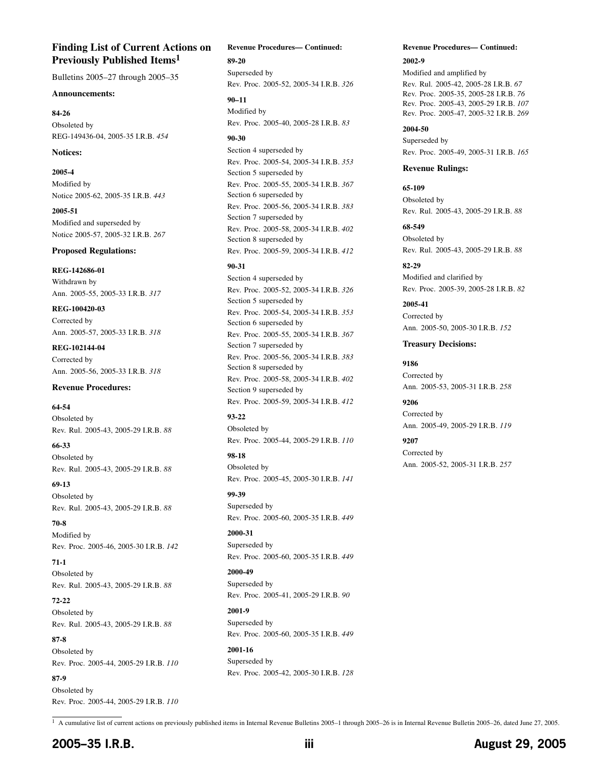## Finding List of Current Actions on Previously Published Items[1]

Bulletins 2005–27 through 2005–35

### Announcements:

**84-26**
Obsoleted by
REG-149436-04, 2005-35 I.R.B. *454*

### Notices:

**2005-4**
Modified by
Notice 2005-62, 2005-35 I.R.B. *443*

**2005-51**
Modified and superseded by
Notice 2005-57, 2005-32 I.R.B. *267*

### Proposed Regulations:

**REG-142686-01**
Withdrawn by
Ann. 2005-55, 2005-33 I.R.B. *317*

**REG-100420-03**
Corrected by
Ann. 2005-57, 2005-33 I.R.B. *318*

**REG-102144-04**
Corrected by
Ann. 2005-56, 2005-33 I.R.B. *318*

### Revenue Procedures:

**64-54**
Obsoleted by
Rev. Rul. 2005-43, 2005-29 I.R.B. *88*

**66-33**
Obsoleted by
Rev. Rul. 2005-43, 2005-29 I.R.B. *88*

**69-13**
Obsoleted by
Rev. Rul. 2005-43, 2005-29 I.R.B. *88*

**70-8**
Modified by
Rev. Proc. 2005-46, 2005-30 I.R.B. *142*

**71-1**
Obsoleted by
Rev. Rul. 2005-43, 2005-29 I.R.B. *88*

**72-22**
Obsoleted by
Rev. Rul. 2005-43, 2005-29 I.R.B. *88*

**87-8**
Obsoleted by
Rev. Proc. 2005-44, 2005-29 I.R.B. *110*

**87-9**
Obsoleted by
Rev. Proc. 2005-44, 2005-29 I.R.B. *110*

**89-20**
Superseded by
Rev. Proc. 2005-52, 2005-34 I.R.B. *326*

**90–11**
Modified by
Rev. Proc. 2005-40, 2005-28 I.R.B. *83*

**90-30**
Section 4 superseded by
Rev. Proc. 2005-54, 2005-34 I.R.B. *353*
Section 5 superseded by
Rev. Proc. 2005-55, 2005-34 I.R.B. *367*
Section 6 superseded by
Rev. Proc. 2005-56, 2005-34 I.R.B. *383*
Section 7 superseded by
Rev. Proc. 2005-58, 2005-34 I.R.B. *402*
Section 8 superseded by
Rev. Proc. 2005-59, 2005-34 I.R.B. *412*

**90-31**
Section 4 superseded by
Rev. Proc. 2005-52, 2005-34 I.R.B. *326*
Section 5 superseded by
Rev. Proc. 2005-54, 2005-34 I.R.B. *353*
Section 6 superseded by
Rev. Proc. 2005-55, 2005-34 I.R.B. *367*
Section 7 superseded by
Rev. Proc. 2005-56, 2005-34 I.R.B. *383*
Section 8 superseded by
Rev. Proc. 2005-58, 2005-34 I.R.B. *402*
Section 9 superseded by
Rev. Proc. 2005-59, 2005-34 I.R.B. *412*

**93-22**
Obsoleted by
Rev. Proc. 2005-44, 2005-29 I.R.B. *110*

**98-18**
Obsoleted by
Rev. Proc. 2005-45, 2005-30 I.R.B. *141*

**99-39**
Superseded by
Rev. Proc. 2005-60, 2005-35 I.R.B. *449*

**2000-31**
Superseded by
Rev. Proc. 2005-60, 2005-35 I.R.B. *449*

**2000-49**
Superseded by
Rev. Proc. 2005-41, 2005-29 I.R.B. *90*

**2001-9**
Superseded by
Rev. Proc. 2005-60, 2005-35 I.R.B. *449*

**2001-16**
Superseded by
Rev. Proc. 2005-42, 2005-30 I.R.B. *128*

**2002-9**
Modified and amplified by
Rev. Rul. 2005-42, 2005-28 I.R.B. *67*
Rev. Proc. 2005-35, 2005-28 I.R.B. *76*
Rev. Proc. 2005-43, 2005-29 I.R.B. *107*
Rev. Proc. 2005-47, 2005-32 I.R.B. *269*

**2004-50**
Superseded by
Rev. Proc. 2005-49, 2005-31 I.R.B. *165*

### Revenue Rulings:

**65-109**
Obsoleted by
Rev. Rul. 2005-43, 2005-29 I.R.B. *88*

**68-549**
Obsoleted by
Rev. Rul. 2005-43, 2005-29 I.R.B. *88*

**82-29**
Modified and clarified by
Rev. Proc. 2005-39, 2005-28 I.R.B. *82*

**2005-41**
Corrected by
Ann. 2005-50, 2005-30 I.R.B. *152*

### Treasury Decisions:

**9186**
Corrected by
Ann. 2005-53, 2005-31 I.R.B. *258*

**9206**
Corrected by
Ann. 2005-49, 2005-29 I.R.B. *119*

**9207**
Corrected by
Ann. 2005-52, 2005-31 I.R.B. *257*

---

[1] A cumulative list of current actions on previously published items in Internal Revenue Bulletins 2005–1 through 2005–26 is in Internal Revenue Bulletin 2005–26, dated June 27, 2005.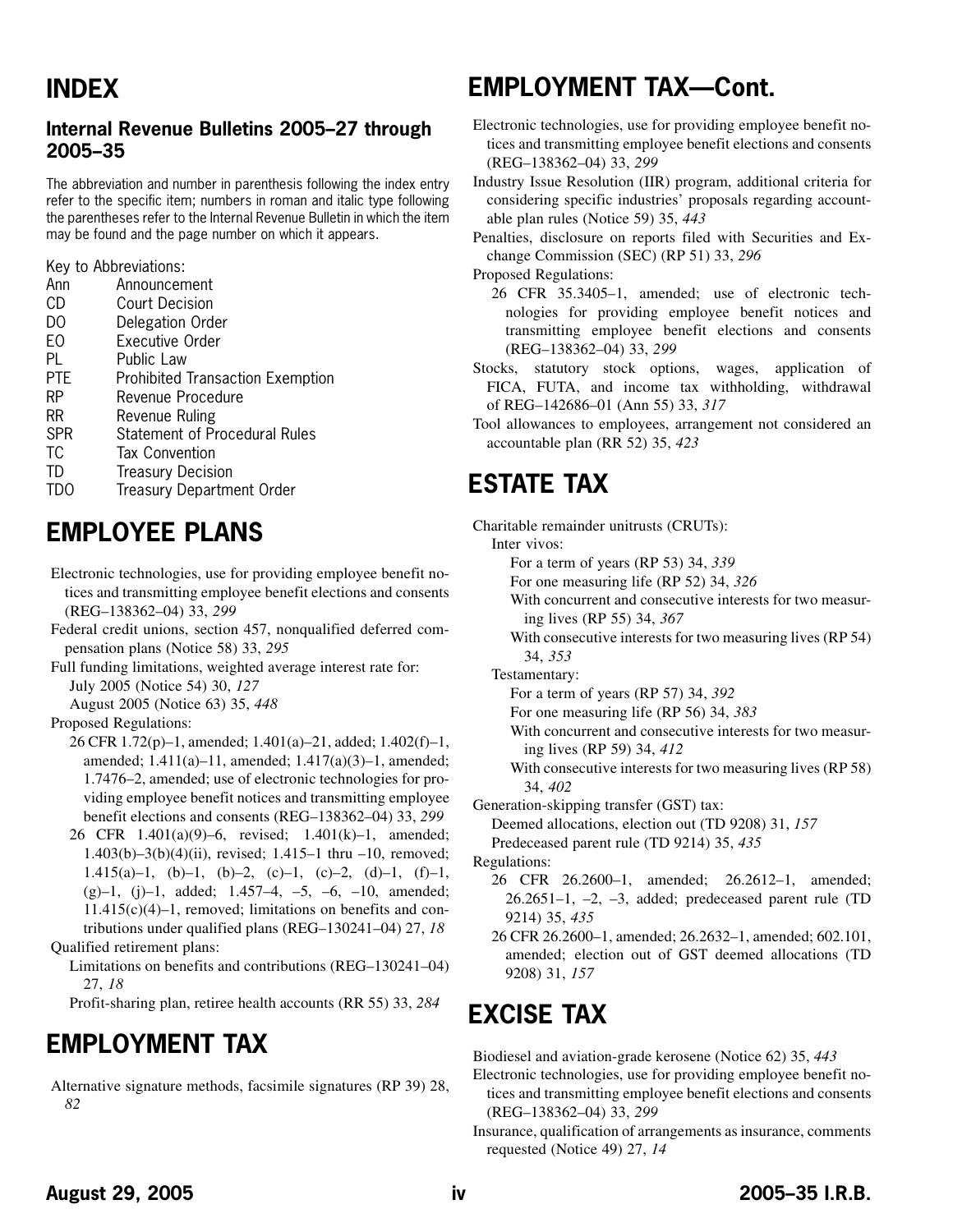# INDEX

## Internal Revenue Bulletins 2005–27 through 2005–35

The abbreviation and number in parenthesis following the index entry refer to the specific item; numbers in roman and italic type following the parentheses refer to the Internal Revenue Bulletin in which the item may be found and the page number on which it appears.

Key to Abbreviations:

| | |
|---|---|
| Ann | Announcement |
| CD | Court Decision |
| DO | Delegation Order |
| EO | Executive Order |
| PL | Public Law |
| PTE | Prohibited Transaction Exemption |
| RP | Revenue Procedure |
| RR | Revenue Ruling |
| SPR | Statement of Procedural Rules |
| TC | Tax Convention |
| TD | Treasury Decision |
| TDO | Treasury Department Order |

# EMPLOYEE PLANS

Electronic technologies, use for providing employee benefit notices and transmitting employee benefit elections and consents (REG–138362–04) 33, *299*

Federal credit unions, section 457, nonqualified deferred compensation plans (Notice 58) 33, *295*

Full funding limitations, weighted average interest rate for:
- July 2005 (Notice 54) 30, *127*
- August 2005 (Notice 63) 35, *448*

Proposed Regulations:
- 26 CFR 1.72(p)–1, amended; 1.401(a)–21, added; 1.402(f)–1, amended; 1.411(a)–11, amended; 1.417(a)(3)–1, amended; 1.7476–2, amended; use of electronic technologies for providing employee benefit notices and transmitting employee benefit elections and consents (REG–138362–04) 33, *299*
- 26 CFR 1.401(a)(9)–6, revised; 1.401(k)–1, amended; 1.403(b)–3(b)(4)(ii), revised; 1.415–1 thru –10, removed; 1.415(a)–1, (b)–1, (b)–2, (c)–1, (c)–2, (d)–1, (f)–1, (g)–1, (j)–1, added; 1.457–4, –5, –6, –10, amended; 11.415(c)(4)–1, removed; limitations on benefits and contributions under qualified plans (REG–130241–04) 27, *18*

Qualified retirement plans:
- Limitations on benefits and contributions (REG–130241–04) 27, *18*
- Profit-sharing plan, retiree health accounts (RR 55) 33, *284*

# EMPLOYMENT TAX

Alternative signature methods, facsimile signatures (RP 39) 28, *82*

# EMPLOYMENT TAX—Cont.

Electronic technologies, use for providing employee benefit notices and transmitting employee benefit elections and consents (REG–138362–04) 33, *299*

Industry Issue Resolution (IIR) program, additional criteria for considering specific industries' proposals regarding accountable plan rules (Notice 59) 35, *443*

Penalties, disclosure on reports filed with Securities and Exchange Commission (SEC) (RP 51) 33, *296*

Proposed Regulations:
- 26 CFR 35.3405–1, amended; use of electronic technologies for providing employee benefit notices and transmitting employee benefit elections and consents (REG–138362–04) 33, *299*

Stocks, statutory stock options, wages, application of FICA, FUTA, and income tax withholding, withdrawal of REG–142686–01 (Ann 55) 33, *317*

Tool allowances to employees, arrangement not considered an accountable plan (RR 52) 35, *423*

# ESTATE TAX

Charitable remainder unitrusts (CRUTs):
- Inter vivos:
  - For a term of years (RP 53) 34, *339*
  - For one measuring life (RP 52) 34, *326*
  - With concurrent and consecutive interests for two measuring lives (RP 55) 34, *367*
  - With consecutive interests for two measuring lives (RP 54) 34, *353*
- Testamentary:
  - For a term of years (RP 57) 34, *392*
  - For one measuring life (RP 56) 34, *383*
  - With concurrent and consecutive interests for two measuring lives (RP 59) 34, *412*
  - With consecutive interests for two measuring lives (RP 58) 34, *402*

Generation-skipping transfer (GST) tax:
- Deemed allocations, election out (TD 9208) 31, *157*
- Predeceased parent rule (TD 9214) 35, *435*

Regulations:
- 26 CFR 26.2600–1, amended; 26.2612–1, amended; 26.2651–1, –2, –3, added; predeceased parent rule (TD 9214) 35, *435*
- 26 CFR 26.2600–1, amended; 26.2632–1, amended; 602.101, amended; election out of GST deemed allocations (TD 9208) 31, *157*

# EXCISE TAX

Biodiesel and aviation-grade kerosene (Notice 62) 35, *443*

Electronic technologies, use for providing employee benefit notices and transmitting employee benefit elections and consents (REG–138362–04) 33, *299*

Insurance, qualification of arrangements as insurance, comments requested (Notice 49) 27, *14*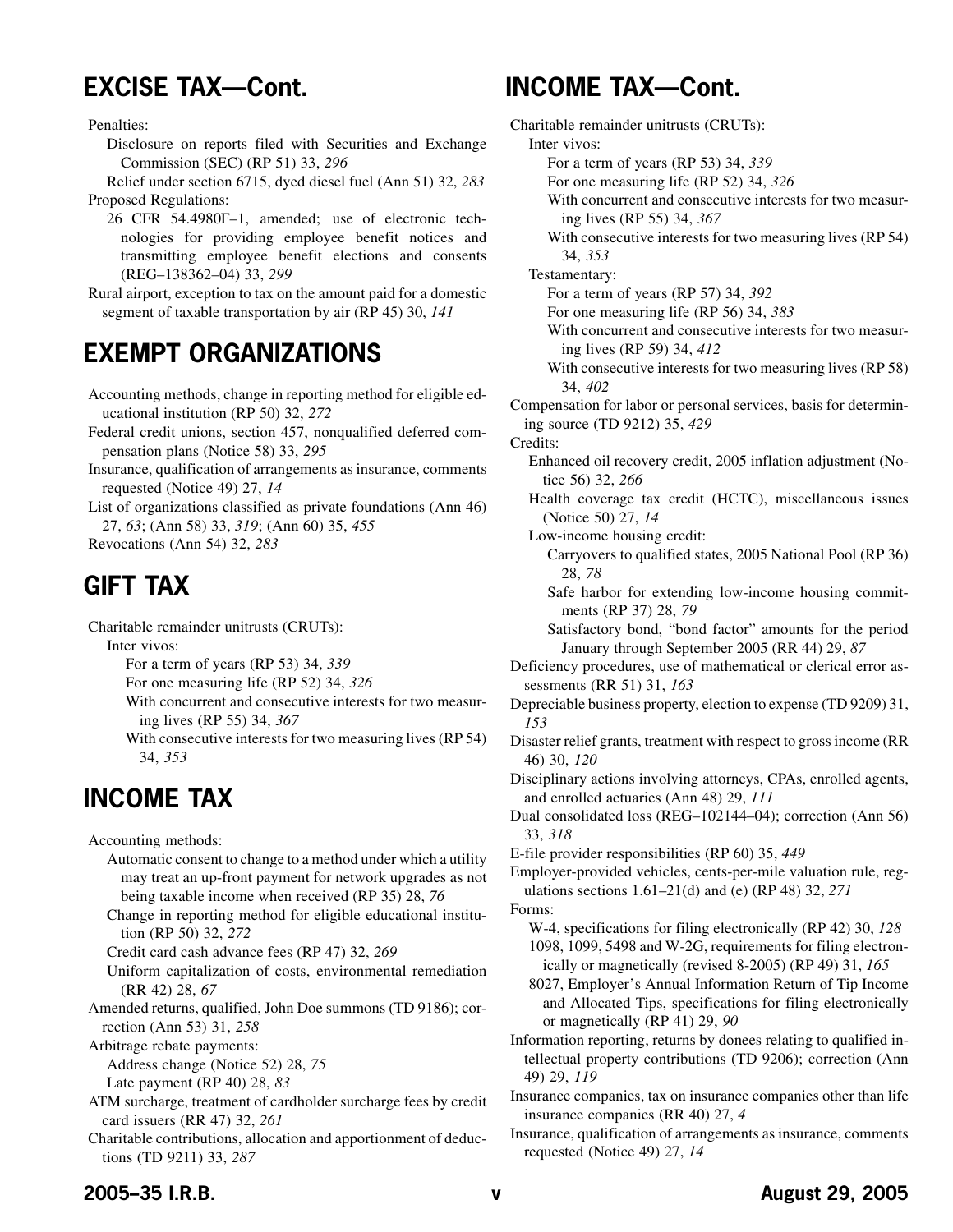## EXCISE TAX—Cont.

Penalties:

- Disclosure on reports filed with Securities and Exchange Commission (SEC) (RP 51) 33, *296*
- Relief under section 6715, dyed diesel fuel (Ann 51) 32, *283*

Proposed Regulations:

- 26 CFR 54.4980F–1, amended; use of electronic technologies for providing employee benefit notices and transmitting employee benefit elections and consents (REG–138362–04) 33, *299*

Rural airport, exception to tax on the amount paid for a domestic segment of taxable transportation by air (RP 45) 30, *141*

## EXEMPT ORGANIZATIONS

Accounting methods, change in reporting method for eligible educational institution (RP 50) 32, *272*

Federal credit unions, section 457, nonqualified deferred compensation plans (Notice 58) 33, *295*

Insurance, qualification of arrangements as insurance, comments requested (Notice 49) 27, *14*

List of organizations classified as private foundations (Ann 46) 27, *63*; (Ann 58) 33, *319*; (Ann 60) 35, *455*

Revocations (Ann 54) 32, *283*

## GIFT TAX

Charitable remainder unitrusts (CRUTs):

- Inter vivos:
  - For a term of years (RP 53) 34, *339*
  - For one measuring life (RP 52) 34, *326*
  - With concurrent and consecutive interests for two measuring lives (RP 55) 34, *367*
  - With consecutive interests for two measuring lives (RP 54) 34, *353*

## INCOME TAX

Accounting methods:

- Automatic consent to change to a method under which a utility may treat an up-front payment for network upgrades as not being taxable income when received (RP 35) 28, *76*
- Change in reporting method for eligible educational institution (RP 50) 32, *272*
- Credit card cash advance fees (RP 47) 32, *269*
- Uniform capitalization of costs, environmental remediation (RR 42) 28, *67*

Amended returns, qualified, John Doe summons (TD 9186); correction (Ann 53) 31, *258*

Arbitrage rebate payments:

- Address change (Notice 52) 28, *75*
- Late payment (RP 40) 28, *83*

ATM surcharge, treatment of cardholder surcharge fees by credit card issuers (RR 47) 32, *261*

Charitable contributions, allocation and apportionment of deductions (TD 9211) 33, *287*

## INCOME TAX—Cont.

Charitable remainder unitrusts (CRUTs):

- Inter vivos:
  - For a term of years (RP 53) 34, *339*
  - For one measuring life (RP 52) 34, *326*
  - With concurrent and consecutive interests for two measuring lives (RP 55) 34, *367*
  - With consecutive interests for two measuring lives (RP 54) 34, *353*
- Testamentary:
  - For a term of years (RP 57) 34, *392*
  - For one measuring life (RP 56) 34, *383*
  - With concurrent and consecutive interests for two measuring lives (RP 59) 34, *412*
  - With consecutive interests for two measuring lives (RP 58) 34, *402*

Compensation for labor or personal services, basis for determining source (TD 9212) 35, *429*

Credits:

- Enhanced oil recovery credit, 2005 inflation adjustment (Notice 56) 32, *266*
- Health coverage tax credit (HCTC), miscellaneous issues (Notice 50) 27, *14*
- Low-income housing credit:
  - Carryovers to qualified states, 2005 National Pool (RP 36) 28, *78*
  - Safe harbor for extending low-income housing commitments (RP 37) 28, *79*
  - Satisfactory bond, "bond factor" amounts for the period January through September 2005 (RR 44) 29, *87*

Deficiency procedures, use of mathematical or clerical error assessments (RR 51) 31, *163*

Depreciable business property, election to expense (TD 9209) 31, *153*

Disaster relief grants, treatment with respect to gross income (RR 46) 30, *120*

Disciplinary actions involving attorneys, CPAs, enrolled agents, and enrolled actuaries (Ann 48) 29, *111*

Dual consolidated loss (REG–102144–04); correction (Ann 56) 33, *318*

E-file provider responsibilities (RP 60) 35, *449*

Employer-provided vehicles, cents-per-mile valuation rule, regulations sections 1.61–21(d) and (e) (RP 48) 32, *271*

Forms:

- W-4, specifications for filing electronically (RP 42) 30, *128*
- 1098, 1099, 5498 and W-2G, requirements for filing electronically or magnetically (revised 8-2005) (RP 49) 31, *165*
- 8027, Employer's Annual Information Return of Tip Income and Allocated Tips, specifications for filing electronically or magnetically (RP 41) 29, *90*

Information reporting, returns by donees relating to qualified intellectual property contributions (TD 9206); correction (Ann 49) 29, *119*

Insurance companies, tax on insurance companies other than life insurance companies (RR 40) 27, *4*

Insurance, qualification of arrangements as insurance, comments requested (Notice 49) 27, *14*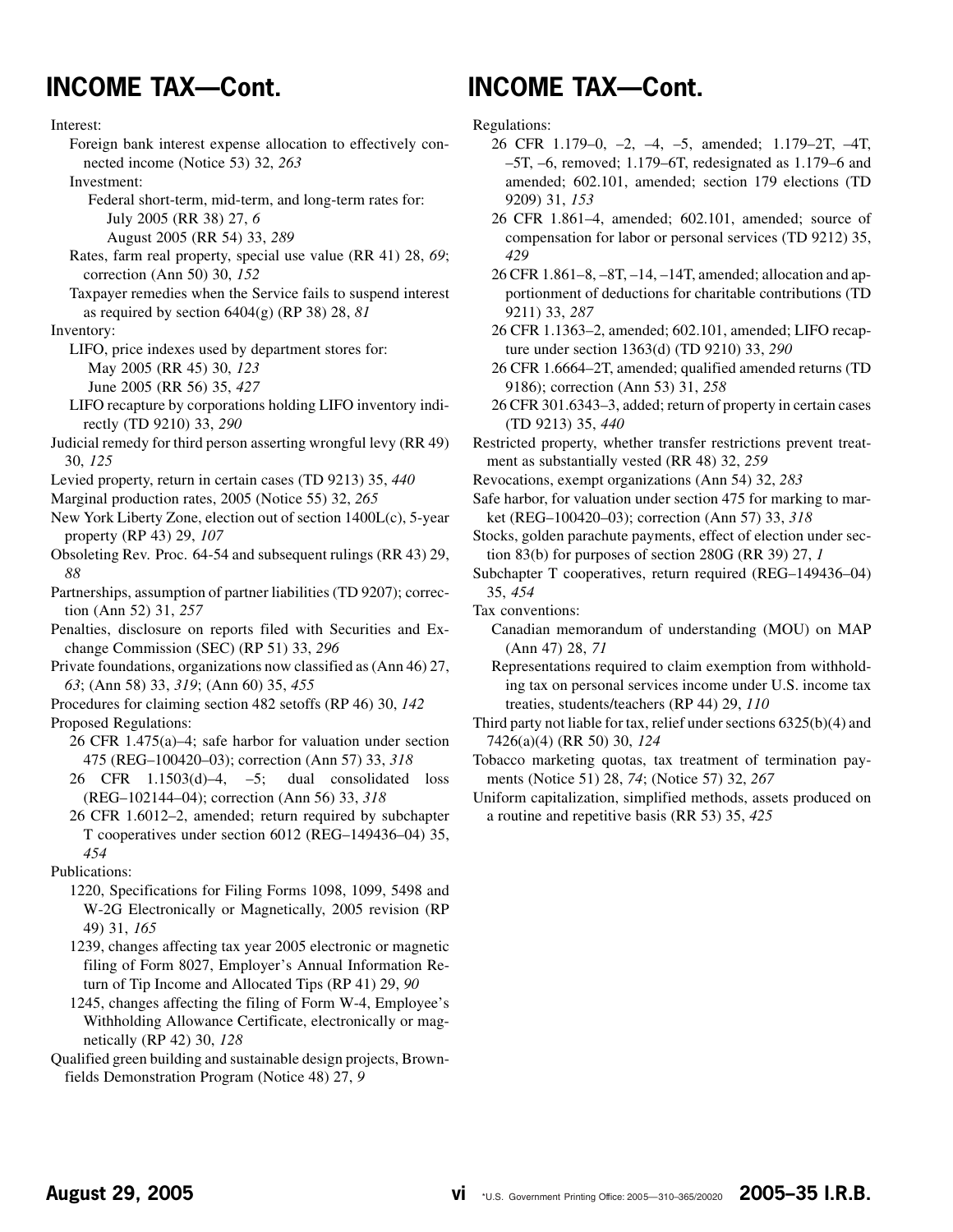## INCOME TAX—Cont.

Interest:

- Foreign bank interest expense allocation to effectively connected income (Notice 53) 32, *263*
- Investment:
  - Federal short-term, mid-term, and long-term rates for:
    - July 2005 (RR 38) 27, *6*
    - August 2005 (RR 54) 33, *289*
- Rates, farm real property, special use value (RR 41) 28, *69*; correction (Ann 50) 30, *152*
- Taxpayer remedies when the Service fails to suspend interest as required by section 6404(g) (RP 38) 28, *81*

Inventory:

- LIFO, price indexes used by department stores for:
  - May 2005 (RR 45) 30, *123*
  - June 2005 (RR 56) 35, *427*
- LIFO recapture by corporations holding LIFO inventory indirectly (TD 9210) 33, *290*

Judicial remedy for third person asserting wrongful levy (RR 49) 30, *125*

Levied property, return in certain cases (TD 9213) 35, *440*

Marginal production rates, 2005 (Notice 55) 32, *265*

New York Liberty Zone, election out of section 1400L(c), 5-year property (RP 43) 29, *107*

Obsoleting Rev. Proc. 64-54 and subsequent rulings (RR 43) 29, *88*

Partnerships, assumption of partner liabilities (TD 9207); correction (Ann 52) 31, *257*

Penalties, disclosure on reports filed with Securities and Exchange Commission (SEC) (RP 51) 33, *296*

Private foundations, organizations now classified as (Ann 46) 27, *63*; (Ann 58) 33, *319*; (Ann 60) 35, *455*

Procedures for claiming section 482 setoffs (RP 46) 30, *142*

Proposed Regulations:

- 26 CFR 1.475(a)–4; safe harbor for valuation under section 475 (REG–100420–03); correction (Ann 57) 33, *318*
- 26 CFR 1.1503(d)–4, –5; dual consolidated loss (REG–102144–04); correction (Ann 56) 33, *318*
- 26 CFR 1.6012–2, amended; return required by subchapter T cooperatives under section 6012 (REG–149436–04) 35, *454*

Publications:

- 1220, Specifications for Filing Forms 1098, 1099, 5498 and W-2G Electronically or Magnetically, 2005 revision (RP 49) 31, *165*
- 1239, changes affecting tax year 2005 electronic or magnetic filing of Form 8027, Employer's Annual Information Return of Tip Income and Allocated Tips (RP 41) 29, *90*
- 1245, changes affecting the filing of Form W-4, Employee's Withholding Allowance Certificate, electronically or magnetically (RP 42) 30, *128*

Qualified green building and sustainable design projects, Brownfields Demonstration Program (Notice 48) 27, *9*

Regulations:

- 26 CFR 1.179–0, –2, –4, –5, amended; 1.179–2T, –4T, –5T, –6, removed; 1.179–6T, redesignated as 1.179–6 and amended; 602.101, amended; section 179 elections (TD 9209) 31, *153*
- 26 CFR 1.861–4, amended; 602.101, amended; source of compensation for labor or personal services (TD 9212) 35, *429*
- 26 CFR 1.861–8, –8T, –14, –14T, amended; allocation and apportionment of deductions for charitable contributions (TD 9211) 33, *287*
- 26 CFR 1.1363–2, amended; 602.101, amended; LIFO recapture under section 1363(d) (TD 9210) 33, *290*
- 26 CFR 1.6664–2T, amended; qualified amended returns (TD 9186); correction (Ann 53) 31, *258*
- 26 CFR 301.6343–3, added; return of property in certain cases (TD 9213) 35, *440*

Restricted property, whether transfer restrictions prevent treatment as substantially vested (RR 48) 32, *259*

Revocations, exempt organizations (Ann 54) 32, *283*

Safe harbor, for valuation under section 475 for marking to market (REG–100420–03); correction (Ann 57) 33, *318*

Stocks, golden parachute payments, effect of election under section 83(b) for purposes of section 280G (RR 39) 27, *1*

Subchapter T cooperatives, return required (REG–149436–04) 35, *454*

Tax conventions:

- Canadian memorandum of understanding (MOU) on MAP (Ann 47) 28, *71*
- Representations required to claim exemption from withholding tax on personal services income under U.S. income tax treaties, students/teachers (RP 44) 29, *110*

Third party not liable for tax, relief under sections 6325(b)(4) and 7426(a)(4) (RR 50) 30, *124*

Tobacco marketing quotas, tax treatment of termination payments (Notice 51) 28, *74*; (Notice 57) 32, *267*

Uniform capitalization, simplified methods, assets produced on a routine and repetitive basis (RR 53) 35, *425*

*U.S. Government Printing Office: 2005—310–365/20020